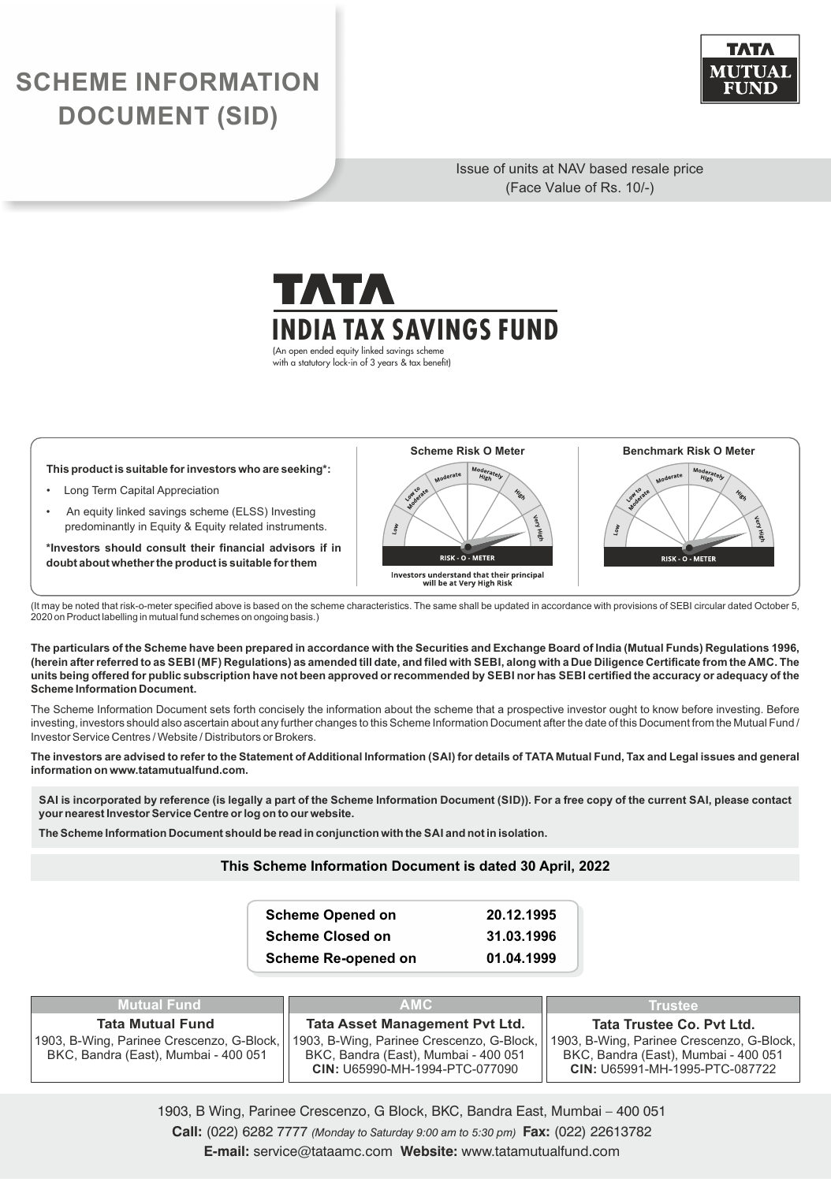# SCHEME INFORMATION DOCUMENT (SID)

TATA MUTUAL FUND

Issue of units at NAV based resale price
(Face Value of Rs. 10/-)

# TATA INDIA TAX SAVINGS FUND

(An open ended equity linked savings scheme with a statutory lock-in of 3 years & tax benefit)

**This product is suitable for investors who are seeking*:**

- Long Term Capital Appreciation
- An equity linked savings scheme (ELSS) Investing predominantly in Equity & Equity related instruments.

***Investors should consult their financial advisors if in doubt about whether the product is suitable for them**

**Scheme Risk O Meter**

Low | Low to Moderate | Moderate | Moderately High | High | Very High

RISK - O - METER

Investors understand that their principal will be at Very High Risk

**Benchmark Risk O Meter**

Low | Low to Moderate | Moderate | Moderately High | High | Very High

RISK - O - METER

(It may be noted that risk-o-meter specified above is based on the scheme characteristics. The same shall be updated in accordance with provisions of SEBI circular dated October 5, 2020 on Product labelling in mutual fund schemes on ongoing basis.)

**The particulars of the Scheme have been prepared in accordance with the Securities and Exchange Board of India (Mutual Funds) Regulations 1996, (herein after referred to as SEBI (MF) Regulations) as amended till date, and filed with SEBI, along with a Due Diligence Certificate from the AMC. The units being offered for public subscription have not been approved or recommended by SEBI nor has SEBI certified the accuracy or adequacy of the Scheme Information Document.**

The Scheme Information Document sets forth concisely the information about the scheme that a prospective investor ought to know before investing. Before investing, investors should also ascertain about any further changes to this Scheme Information Document after the date of this Document from the Mutual Fund / Investor Service Centres / Website / Distributors or Brokers.

**The investors are advised to refer to the Statement of Additional Information (SAI) for details of TATA Mutual Fund, Tax and Legal issues and general information on www.tatamutualfund.com.**

**SAI is incorporated by reference (is legally a part of the Scheme Information Document (SID)). For a free copy of the current SAI, please contact your nearest Investor Service Centre or log on to our website.**

**The Scheme Information Document should be read in conjunction with the SAI and not in isolation.**

**This Scheme Information Document is dated 30 April, 2022**

| | |
|---|---|
| **Scheme Opened on** | **20.12.1995** |
| **Scheme Closed on** | **31.03.1996** |
| **Scheme Re-opened on** | **01.04.1999** |

| Mutual Fund | AMC | Trustee |
|---|---|---|
| **Tata Mutual Fund**<br>1903, B-Wing, Parinee Crescenzo, G-Block, BKC, Bandra (East), Mumbai - 400 051 | **Tata Asset Management Pvt Ltd.**<br>1903, B-Wing, Parinee Crescenzo, G-Block, BKC, Bandra (East), Mumbai - 400 051<br>**CIN:** U65990-MH-1994-PTC-077090 | **Tata Trustee Co. Pvt Ltd.**<br>1903, B-Wing, Parinee Crescenzo, G-Block, BKC, Bandra (East), Mumbai - 400 051<br>**CIN:** U65991-MH-1995-PTC-087722 |

1903, B Wing, Parinee Crescenzo, G Block, BKC, Bandra East, Mumbai – 400 051
**Call:** (022) 6282 7777 *(Monday to Saturday 9:00 am to 5:30 pm)* **Fax:** (022) 22613782
**E-mail:** service@tataamc.com **Website:** www.tatamutualfund.com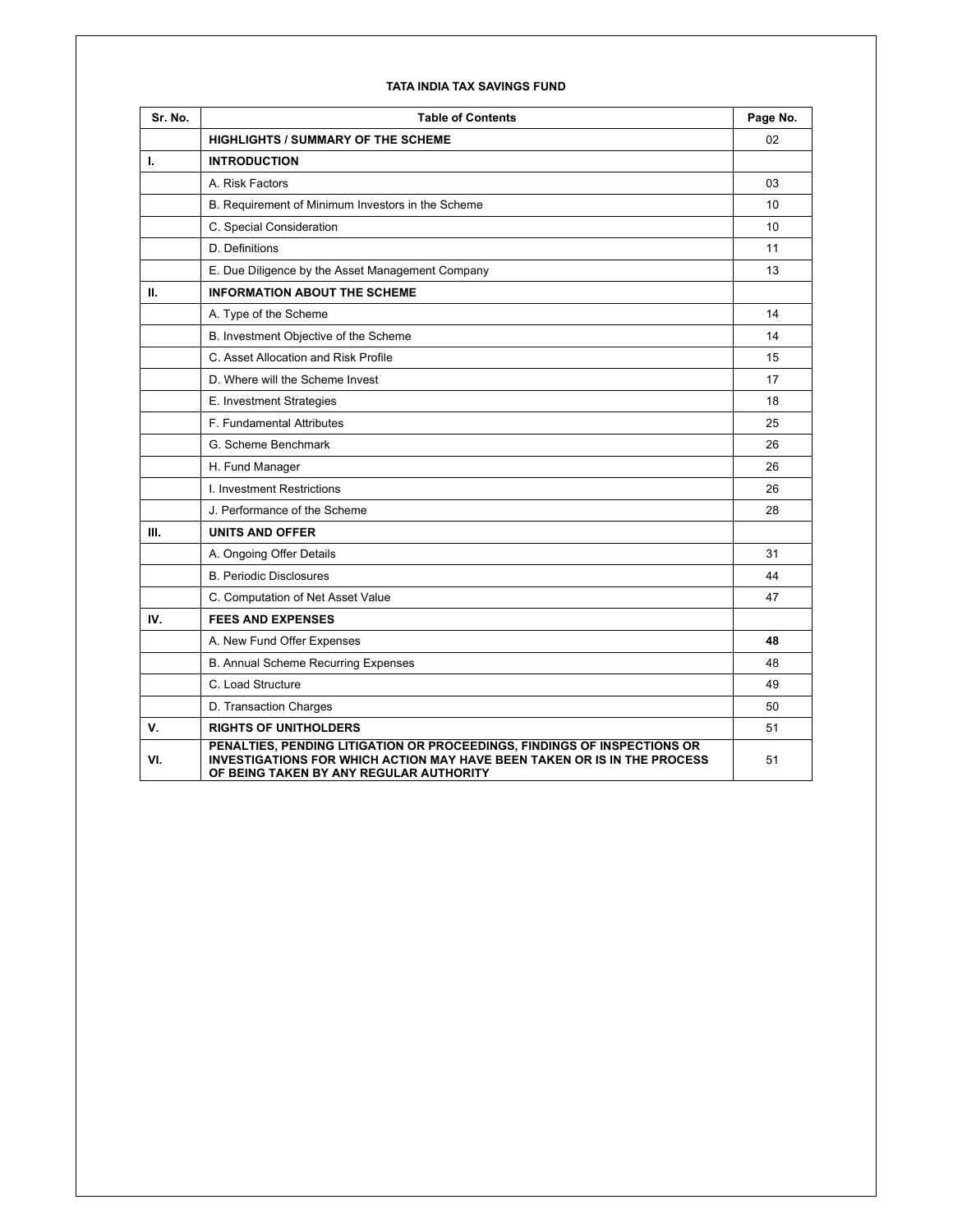**TATA INDIA TAX SAVINGS FUND**

| Sr. No. | Table of Contents | Page No. |
|---|---|---|
| | **HIGHLIGHTS / SUMMARY OF THE SCHEME** | 02 |
| **I.** | **INTRODUCTION** | |
| | A. Risk Factors | 03 |
| | B. Requirement of Minimum Investors in the Scheme | 10 |
| | C. Special Consideration | 10 |
| | D. Definitions | 11 |
| | E. Due Diligence by the Asset Management Company | 13 |
| **II.** | **INFORMATION ABOUT THE SCHEME** | |
| | A. Type of the Scheme | 14 |
| | B. Investment Objective of the Scheme | 14 |
| | C. Asset Allocation and Risk Profile | 15 |
| | D. Where will the Scheme Invest | 17 |
| | E. Investment Strategies | 18 |
| | F. Fundamental Attributes | 25 |
| | G. Scheme Benchmark | 26 |
| | H. Fund Manager | 26 |
| | I. Investment Restrictions | 26 |
| | J. Performance of the Scheme | 28 |
| **III.** | **UNITS AND OFFER** | |
| | A. Ongoing Offer Details | 31 |
| | B. Periodic Disclosures | 44 |
| | C. Computation of Net Asset Value | 47 |
| **IV.** | **FEES AND EXPENSES** | |
| | A. New Fund Offer Expenses | **48** |
| | B. Annual Scheme Recurring Expenses | 48 |
| | C. Load Structure | 49 |
| | D. Transaction Charges | 50 |
| **V.** | **RIGHTS OF UNITHOLDERS** | 51 |
| **VI.** | **PENALTIES, PENDING LITIGATION OR PROCEEDINGS, FINDINGS OF INSPECTIONS OR INVESTIGATIONS FOR WHICH ACTION MAY HAVE BEEN TAKEN OR IS IN THE PROCESS OF BEING TAKEN BY ANY REGULAR AUTHORITY** | 51 |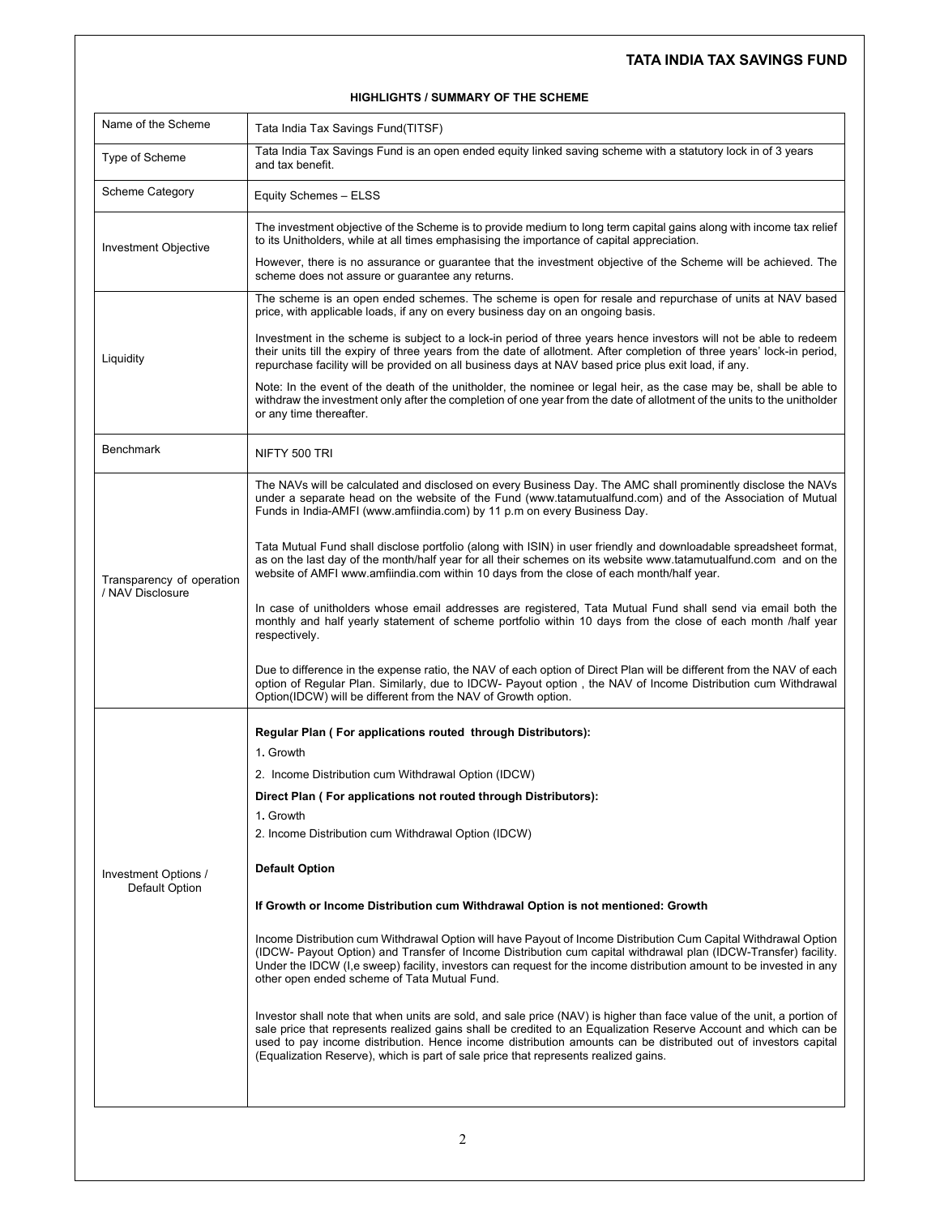## HIGHLIGHTS / SUMMARY OF THE SCHEME

| | |
|---|---|
| Name of the Scheme | Tata India Tax Savings Fund(TITSF) |
| Type of Scheme | Tata India Tax Savings Fund is an open ended equity linked saving scheme with a statutory lock in of 3 years and tax benefit. |
| Scheme Category | Equity Schemes – ELSS |
| Investment Objective | The investment objective of the Scheme is to provide medium to long term capital gains along with income tax relief to its Unitholders, while at all times emphasising the importance of capital appreciation.<br><br>However, there is no assurance or guarantee that the investment objective of the Scheme will be achieved. The scheme does not assure or guarantee any returns. |
| Liquidity | The scheme is an open ended schemes. The scheme is open for resale and repurchase of units at NAV based price, with applicable loads, if any on every business day on an ongoing basis.<br><br>Investment in the scheme is subject to a lock-in period of three years hence investors will not be able to redeem their units till the expiry of three years from the date of allotment. After completion of three years' lock-in period, repurchase facility will be provided on all business days at NAV based price plus exit load, if any.<br><br>Note: In the event of the death of the unitholder, the nominee or legal heir, as the case may be, shall be able to withdraw the investment only after the completion of one year from the date of allotment of the units to the unitholder or any time thereafter. |
| Benchmark | NIFTY 500 TRI |
| Transparency of operation / NAV Disclosure | The NAVs will be calculated and disclosed on every Business Day. The AMC shall prominently disclose the NAVs under a separate head on the website of the Fund (www.tatamutualfund.com) and of the Association of Mutual Funds in India-AMFI (www.amfiindia.com) by 11 p.m on every Business Day.<br><br>Tata Mutual Fund shall disclose portfolio (along with ISIN) in user friendly and downloadable spreadsheet format, as on the last day of the month/half year for all their schemes on its website www.tatamutualfund.com and on the website of AMFI www.amfiindia.com within 10 days from the close of each month/half year.<br><br>In case of unitholders whose email addresses are registered, Tata Mutual Fund shall send via email both the monthly and half yearly statement of scheme portfolio within 10 days from the close of each month /half year respectively.<br><br>Due to difference in the expense ratio, the NAV of each option of Direct Plan will be different from the NAV of each option of Regular Plan. Similarly, due to IDCW- Payout option , the NAV of Income Distribution cum Withdrawal Option(IDCW) will be different from the NAV of Growth option. |
| Investment Options / Default Option | **Regular Plan ( For applications routed through Distributors):**<br>1. Growth<br>2. Income Distribution cum Withdrawal Option (IDCW)<br>**Direct Plan ( For applications not routed through Distributors):**<br>1. Growth<br>2. Income Distribution cum Withdrawal Option (IDCW)<br><br>**Default Option**<br><br>**If Growth or Income Distribution cum Withdrawal Option is not mentioned: Growth**<br><br>Income Distribution cum Withdrawal Option will have Payout of Income Distribution Cum Capital Withdrawal Option (IDCW- Payout Option) and Transfer of Income Distribution cum capital withdrawal plan (IDCW-Transfer) facility. Under the IDCW (I,e sweep) facility, investors can request for the income distribution amount to be invested in any other open ended scheme of Tata Mutual Fund.<br><br>Investor shall note that when units are sold, and sale price (NAV) is higher than face value of the unit, a portion of sale price that represents realized gains shall be credited to an Equalization Reserve Account and which can be used to pay income distribution. Hence income distribution amounts can be distributed out of investors capital (Equalization Reserve), which is part of sale price that represents realized gains. |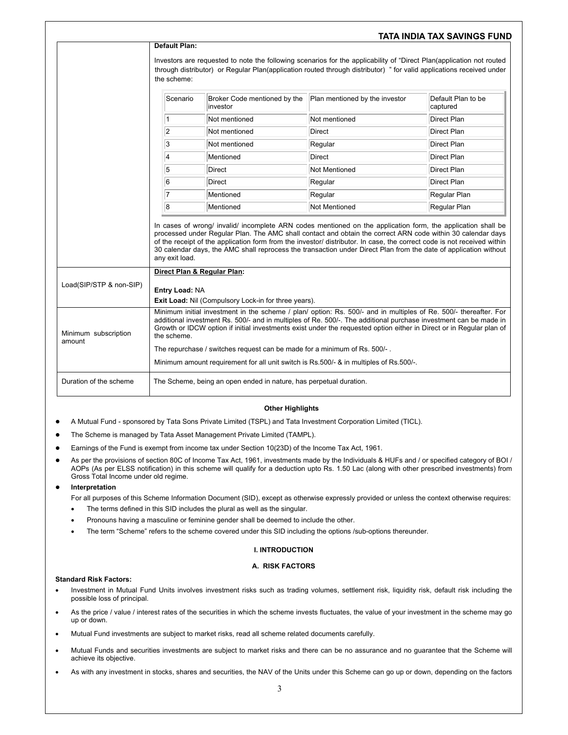| | **Default Plan:**<br><br>Investors are requested to note the following scenarios for the applicability of "Direct Plan(application not routed through distributor) or Regular Plan(application routed through distributor) " for valid applications received under the scheme:<br><br>Scenario \| Broker Code mentioned by the investor \| Plan mentioned by the investor \| Default Plan to be captured<br>1 \| Not mentioned \| Not mentioned \| Direct Plan<br>2 \| Not mentioned \| Direct \| Direct Plan<br>3 \| Not mentioned \| Regular \| Direct Plan<br>4 \| Mentioned \| Direct \| Direct Plan<br>5 \| Direct \| Not Mentioned \| Direct Plan<br>6 \| Direct \| Regular \| Direct Plan<br>7 \| Mentioned \| Regular \| Regular Plan<br>8 \| Mentioned \| Not Mentioned \| Regular Plan<br><br>In cases of wrong/ invalid/ incomplete ARN codes mentioned on the application form, the application shall be processed under Regular Plan. The AMC shall contact and obtain the correct ARN code within 30 calendar days of the receipt of the application form from the investor/ distributor. In case, the correct code is not received within 30 calendar days, the AMC shall reprocess the transaction under Direct Plan from the date of application without any exit load. |
|---|---|
| Load(SIP/STP & non-SIP) | **Direct Plan & Regular Plan:**<br><br>**Entry Load:** NA<br>**Exit Load:** Nil (Compulsory Lock-in for three years). |
| Minimum subscription amount | Minimum initial investment in the scheme / plan/ option: Rs. 500/- and in multiples of Re. 500/- thereafter. For additional investment Rs. 500/- and in multiples of Re. 500/-. The additional purchase investment can be made in Growth or IDCW option if initial investments exist under the requested option either in Direct or in Regular plan of the scheme.<br><br>The repurchase / switches request can be made for a minimum of Rs. 500/- .<br><br>Minimum amount requirement for all unit switch is Rs.500/- & in multiples of Rs.500/-. |
| Duration of the scheme | The Scheme, being an open ended in nature, has perpetual duration. |

**Other Highlights**

- A Mutual Fund - sponsored by Tata Sons Private Limited (TSPL) and Tata Investment Corporation Limited (TICL).
- The Scheme is managed by Tata Asset Management Private Limited (TAMPL).
- Earnings of the Fund is exempt from income tax under Section 10(23D) of the Income Tax Act, 1961.
- As per the provisions of section 80C of Income Tax Act, 1961, investments made by the Individuals & HUFs and / or specified category of BOI / AOPs (As per ELSS notification) in this scheme will qualify for a deduction upto Rs. 1.50 Lac (along with other prescribed investments) from Gross Total Income under old regime.
- **Interpretation**

  For all purposes of this Scheme Information Document (SID), except as otherwise expressly provided or unless the context otherwise requires:
  - The terms defined in this SID includes the plural as well as the singular.
  - Pronouns having a masculine or feminine gender shall be deemed to include the other.
  - The term "Scheme" refers to the scheme covered under this SID including the options /sub-options thereunder.

## I. INTRODUCTION

### A. RISK FACTORS

**Standard Risk Factors:**

- Investment in Mutual Fund Units involves investment risks such as trading volumes, settlement risk, liquidity risk, default risk including the possible loss of principal.
- As the price / value / interest rates of the securities in which the scheme invests fluctuates, the value of your investment in the scheme may go up or down.
- Mutual Fund investments are subject to market risks, read all scheme related documents carefully.
- Mutual Funds and securities investments are subject to market risks and there can be no assurance and no guarantee that the Scheme will achieve its objective.
- As with any investment in stocks, shares and securities, the NAV of the Units under this Scheme can go up or down, depending on the factors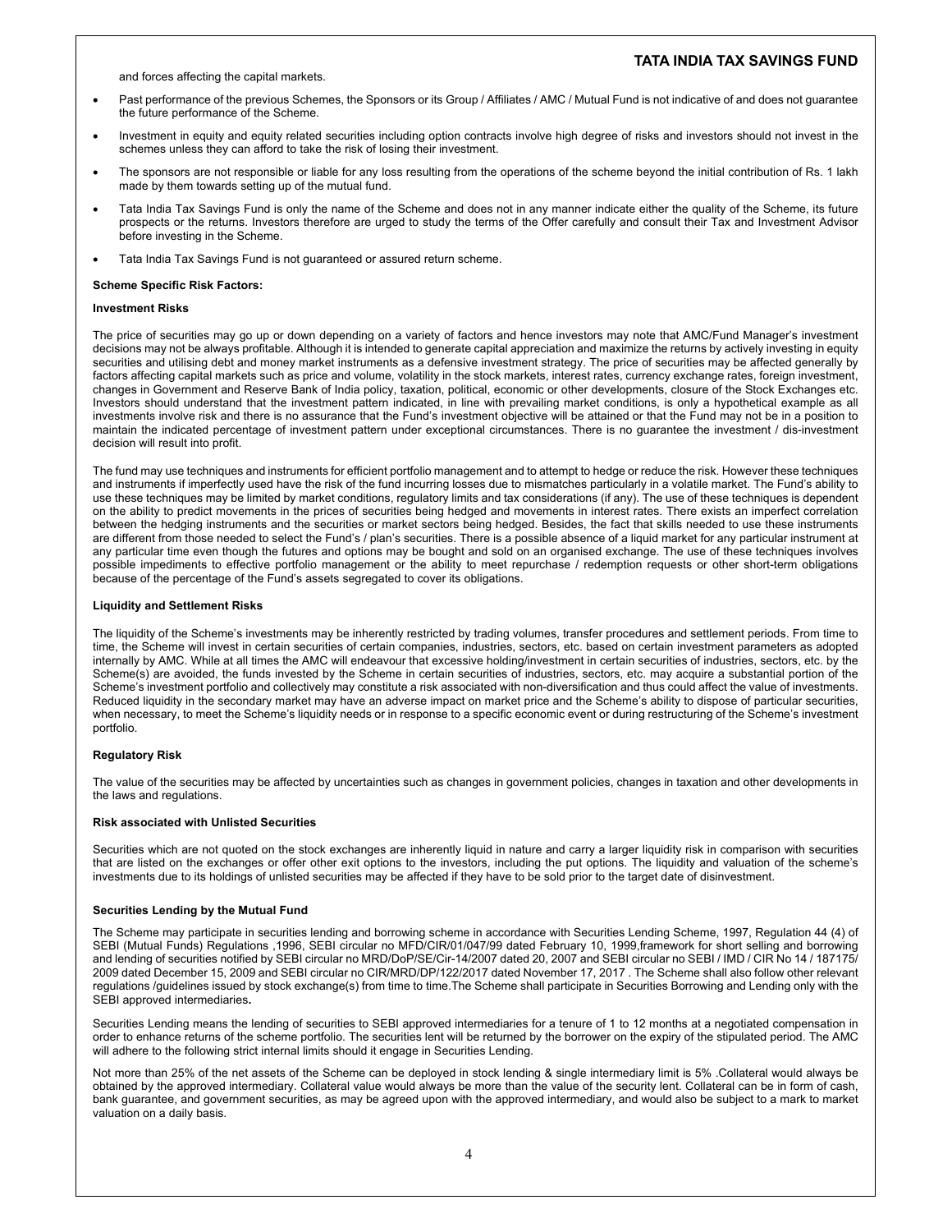and forces affecting the capital markets.

- Past performance of the previous Schemes, the Sponsors or its Group / Affiliates / AMC / Mutual Fund is not indicative of and does not guarantee the future performance of the Scheme.
- Investment in equity and equity related securities including option contracts involve high degree of risks and investors should not invest in the schemes unless they can afford to take the risk of losing their investment.
- The sponsors are not responsible or liable for any loss resulting from the operations of the scheme beyond the initial contribution of Rs. 1 lakh made by them towards setting up of the mutual fund.
- Tata India Tax Savings Fund is only the name of the Scheme and does not in any manner indicate either the quality of the Scheme, its future prospects or the returns. Investors therefore are urged to study the terms of the Offer carefully and consult their Tax and Investment Advisor before investing in the Scheme.
- Tata India Tax Savings Fund is not guaranteed or assured return scheme.

**Scheme Specific Risk Factors:**

**Investment Risks**

The price of securities may go up or down depending on a variety of factors and hence investors may note that AMC/Fund Manager's investment decisions may not be always profitable. Although it is intended to generate capital appreciation and maximize the returns by actively investing in equity securities and utilising debt and money market instruments as a defensive investment strategy. The price of securities may be affected generally by factors affecting capital markets such as price and volume, volatility in the stock markets, interest rates, currency exchange rates, foreign investment, changes in Government and Reserve Bank of India policy, taxation, political, economic or other developments, closure of the Stock Exchanges etc. Investors should understand that the investment pattern indicated, in line with prevailing market conditions, is only a hypothetical example as all investments involve risk and there is no assurance that the Fund's investment objective will be attained or that the Fund may not be in a position to maintain the indicated percentage of investment pattern under exceptional circumstances. There is no guarantee the investment / dis-investment decision will result into profit.

The fund may use techniques and instruments for efficient portfolio management and to attempt to hedge or reduce the risk. However these techniques and instruments if imperfectly used have the risk of the fund incurring losses due to mismatches particularly in a volatile market. The Fund's ability to use these techniques may be limited by market conditions, regulatory limits and tax considerations (if any). The use of these techniques is dependent on the ability to predict movements in the prices of securities being hedged and movements in interest rates. There exists an imperfect correlation between the hedging instruments and the securities or market sectors being hedged. Besides, the fact that skills needed to use these instruments are different from those needed to select the Fund's / plan's securities. There is a possible absence of a liquid market for any particular instrument at any particular time even though the futures and options may be bought and sold on an organised exchange. The use of these techniques involves possible impediments to effective portfolio management or the ability to meet repurchase / redemption requests or other short-term obligations because of the percentage of the Fund's assets segregated to cover its obligations.

**Liquidity and Settlement Risks**

The liquidity of the Scheme's investments may be inherently restricted by trading volumes, transfer procedures and settlement periods. From time to time, the Scheme will invest in certain securities of certain companies, industries, sectors, etc. based on certain investment parameters as adopted internally by AMC. While at all times the AMC will endeavour that excessive holding/investment in certain securities of industries, sectors, etc. by the Scheme(s) are avoided, the funds invested by the Scheme in certain securities of industries, sectors, etc. may acquire a substantial portion of the Scheme's investment portfolio and collectively may constitute a risk associated with non-diversification and thus could affect the value of investments. Reduced liquidity in the secondary market may have an adverse impact on market price and the Scheme's ability to dispose of particular securities, when necessary, to meet the Scheme's liquidity needs or in response to a specific economic event or during restructuring of the Scheme's investment portfolio.

**Regulatory Risk**

The value of the securities may be affected by uncertainties such as changes in government policies, changes in taxation and other developments in the laws and regulations.

**Risk associated with Unlisted Securities**

Securities which are not quoted on the stock exchanges are inherently liquid in nature and carry a larger liquidity risk in comparison with securities that are listed on the exchanges or offer other exit options to the investors, including the put options. The liquidity and valuation of the scheme's investments due to its holdings of unlisted securities may be affected if they have to be sold prior to the target date of disinvestment.

**Securities Lending by the Mutual Fund**

The Scheme may participate in securities lending and borrowing scheme in accordance with Securities Lending Scheme, 1997, Regulation 44 (4) of SEBI (Mutual Funds) Regulations ,1996, SEBI circular no MFD/CIR/01/047/99 dated February 10, 1999,framework for short selling and borrowing and lending of securities notified by SEBI circular no MRD/DoP/SE/Cir-14/2007 dated 20, 2007 and SEBI circular no SEBI / IMD / CIR No 14 / 187175/ 2009 dated December 15, 2009 and SEBI circular no CIR/MRD/DP/122/2017 dated November 17, 2017 . The Scheme shall also follow other relevant regulations /guidelines issued by stock exchange(s) from time to time.The Scheme shall participate in Securities Borrowing and Lending only with the SEBI approved intermediaries**.**

Securities Lending means the lending of securities to SEBI approved intermediaries for a tenure of 1 to 12 months at a negotiated compensation in order to enhance returns of the scheme portfolio. The securities lent will be returned by the borrower on the expiry of the stipulated period. The AMC will adhere to the following strict internal limits should it engage in Securities Lending.

Not more than 25% of the net assets of the Scheme can be deployed in stock lending & single intermediary limit is 5% .Collateral would always be obtained by the approved intermediary. Collateral value would always be more than the value of the security lent. Collateral can be in form of cash, bank guarantee, and government securities, as may be agreed upon with the approved intermediary, and would also be subject to a mark to market valuation on a daily basis.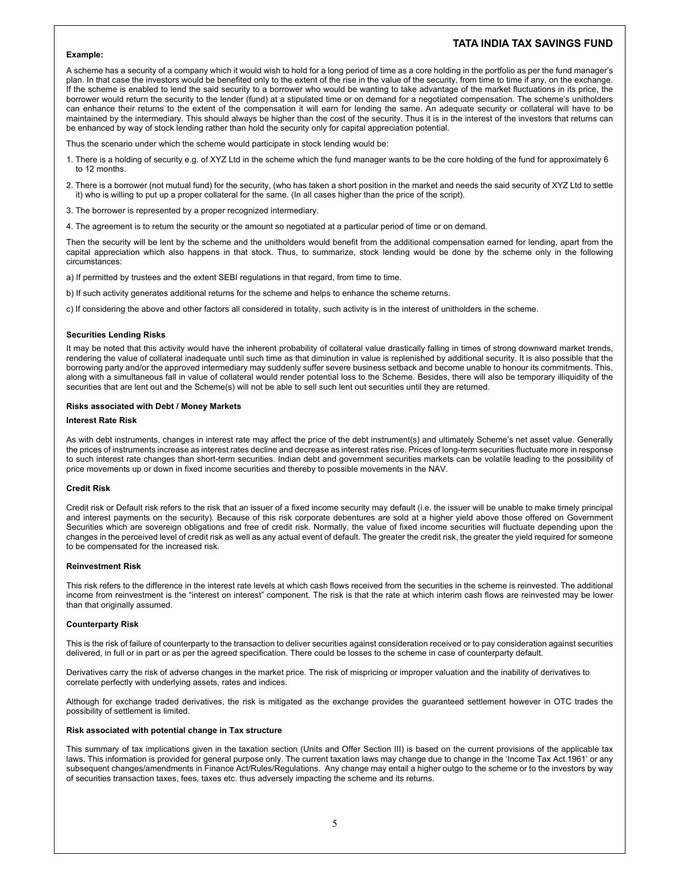**Example:**

A scheme has a security of a company which it would wish to hold for a long period of time as a core holding in the portfolio as per the fund manager's plan. In that case the investors would be benefited only to the extent of the rise in the value of the security, from time to time if any, on the exchange. If the scheme is enabled to lend the said security to a borrower who would be wanting to take advantage of the market fluctuations in its price, the borrower would return the security to the lender (fund) at a stipulated time or on demand for a negotiated compensation. The scheme's unitholders can enhance their returns to the extent of the compensation it will earn for lending the same. An adequate security or collateral will have to be maintained by the intermediary. This should always be higher than the cost of the security. Thus it is in the interest of the investors that returns can be enhanced by way of stock lending rather than hold the security only for capital appreciation potential.

Thus the scenario under which the scheme would participate in stock lending would be:

1. There is a holding of security e.g. of XYZ Ltd in the scheme which the fund manager wants to be the core holding of the fund for approximately 6 to 12 months.
2. There is a borrower (not mutual fund) for the security, (who has taken a short position in the market and needs the said security of XYZ Ltd to settle it) who is willing to put up a proper collateral for the same. (In all cases higher than the price of the script).
3. The borrower is represented by a proper recognized intermediary.
4. The agreement is to return the security or the amount so negotiated at a particular period of time or on demand.

Then the security will be lent by the scheme and the unitholders would benefit from the additional compensation earned for lending, apart from the capital appreciation which also happens in that stock. Thus, to summarize, stock lending would be done by the scheme only in the following circumstances:

a) If permitted by trustees and the extent SEBI regulations in that regard, from time to time.

b) If such activity generates additional returns for the scheme and helps to enhance the scheme returns.

c) If considering the above and other factors all considered in totality, such activity is in the interest of unitholders in the scheme.

**Securities Lending Risks**

It may be noted that this activity would have the inherent probability of collateral value drastically falling in times of strong downward market trends, rendering the value of collateral inadequate until such time as that diminution in value is replenished by additional security. It is also possible that the borrowing party and/or the approved intermediary may suddenly suffer severe business setback and become unable to honour its commitments. This, along with a simultaneous fall in value of collateral would render potential loss to the Scheme. Besides, there will also be temporary illiquidity of the securities that are lent out and the Scheme(s) will not be able to sell such lent out securities until they are returned.

**Risks associated with Debt / Money Markets**

**Interest Rate Risk**

As with debt instruments, changes in interest rate may affect the price of the debt instrument(s) and ultimately Scheme's net asset value. Generally the prices of instruments increase as interest rates decline and decrease as interest rates rise. Prices of long-term securities fluctuate more in response to such interest rate changes than short-term securities. Indian debt and government securities markets can be volatile leading to the possibility of price movements up or down in fixed income securities and thereby to possible movements in the NAV.

**Credit Risk**

Credit risk or Default risk refers to the risk that an issuer of a fixed income security may default (i.e. the issuer will be unable to make timely principal and interest payments on the security). Because of this risk corporate debentures are sold at a higher yield above those offered on Government Securities which are sovereign obligations and free of credit risk. Normally, the value of fixed income securities will fluctuate depending upon the changes in the perceived level of credit risk as well as any actual event of default. The greater the credit risk, the greater the yield required for someone to be compensated for the increased risk.

**Reinvestment Risk**

This risk refers to the difference in the interest rate levels at which cash flows received from the securities in the scheme is reinvested. The additional income from reinvestment is the "interest on interest" component. The risk is that the rate at which interim cash flows are reinvested may be lower than that originally assumed.

**Counterparty Risk**

This is the risk of failure of counterparty to the transaction to deliver securities against consideration received or to pay consideration against securities delivered, in full or in part or as per the agreed specification. There could be losses to the scheme in case of counterparty default.

Derivatives carry the risk of adverse changes in the market price. The risk of mispricing or improper valuation and the inability of derivatives to correlate perfectly with underlying assets, rates and indices.

Although for exchange traded derivatives, the risk is mitigated as the exchange provides the guaranteed settlement however in OTC trades the possibility of settlement is limited.

**Risk associated with potential change in Tax structure**

This summary of tax implications given in the taxation section (Units and Offer Section III) is based on the current provisions of the applicable tax laws. This information is provided for general purpose only. The current taxation laws may change due to change in the 'Income Tax Act 1961' or any subsequent changes/amendments in Finance Act/Rules/Regulations. Any change may entail a higher outgo to the scheme or to the investors by way of securities transaction taxes, fees, taxes etc. thus adversely impacting the scheme and its returns.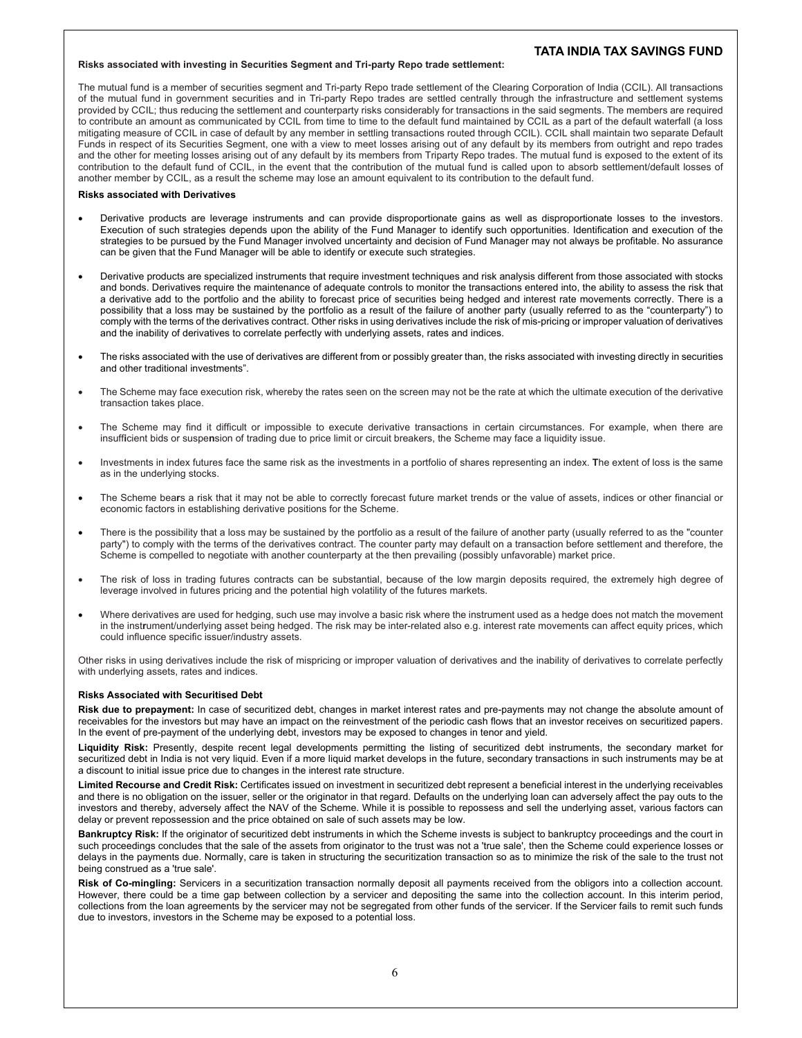**Risks associated with investing in Securities Segment and Tri-party Repo trade settlement:**

The mutual fund is a member of securities segment and Tri-party Repo trade settlement of the Clearing Corporation of India (CCIL). All transactions of the mutual fund in government securities and in Tri-party Repo trades are settled centrally through the infrastructure and settlement systems provided by CCIL; thus reducing the settlement and counterparty risks considerably for transactions in the said segments. The members are required to contribute an amount as communicated by CCIL from time to time to the default fund maintained by CCIL as a part of the default waterfall (a loss mitigating measure of CCIL in case of default by any member in settling transactions routed through CCIL). CCIL shall maintain two separate Default Funds in respect of its Securities Segment, one with a view to meet losses arising out of any default by its members from outright and repo trades and the other for meeting losses arising out of any default by its members from Triparty Repo trades. The mutual fund is exposed to the extent of its contribution to the default fund of CCIL, in the event that the contribution of the mutual fund is called upon to absorb settlement/default losses of another member by CCIL, as a result the scheme may lose an amount equivalent to its contribution to the default fund.

**Risks associated with Derivatives**

- Derivative products are leverage instruments and can provide disproportionate gains as well as disproportionate losses to the investors. Execution of such strategies depends upon the ability of the Fund Manager to identify such opportunities. Identification and execution of the strategies to be pursued by the Fund Manager involved uncertainty and decision of Fund Manager may not always be profitable. No assurance can be given that the Fund Manager will be able to identify or execute such strategies.
- Derivative products are specialized instruments that require investment techniques and risk analysis different from those associated with stocks and bonds. Derivatives require the maintenance of adequate controls to monitor the transactions entered into, the ability to assess the risk that a derivative add to the portfolio and the ability to forecast price of securities being hedged and interest rate movements correctly. There is a possibility that a loss may be sustained by the portfolio as a result of the failure of another party (usually referred to as the "counterparty") to comply with the terms of the derivatives contract. Other risks in using derivatives include the risk of mis-pricing or improper valuation of derivatives and the inability of derivatives to correlate perfectly with underlying assets, rates and indices.
- The risks associated with the use of derivatives are different from or possibly greater than, the risks associated with investing directly in securities and other traditional investments".
- The Scheme may face execution risk, whereby the rates seen on the screen may not be the rate at which the ultimate execution of the derivative transaction takes place.
- The Scheme may find it difficult or impossible to execute derivative transactions in certain circumstances. For example, when there are insufficient bids or suspension of trading due to price limit or circuit breakers, the Scheme may face a liquidity issue.
- Investments in index futures face the same risk as the investments in a portfolio of shares representing an index. The extent of loss is the same as in the underlying stocks.
- The Scheme bears a risk that it may not be able to correctly forecast future market trends or the value of assets, indices or other financial or economic factors in establishing derivative positions for the Scheme.
- There is the possibility that a loss may be sustained by the portfolio as a result of the failure of another party (usually referred to as the "counter party") to comply with the terms of the derivatives contract. The counter party may default on a transaction before settlement and therefore, the Scheme is compelled to negotiate with another counterparty at the then prevailing (possibly unfavorable) market price.
- The risk of loss in trading futures contracts can be substantial, because of the low margin deposits required, the extremely high degree of leverage involved in futures pricing and the potential high volatility of the futures markets.
- Where derivatives are used for hedging, such use may involve a basic risk where the instrument used as a hedge does not match the movement in the instrument/underlying asset being hedged. The risk may be inter-related also e.g. interest rate movements can affect equity prices, which could influence specific issuer/industry assets.

Other risks in using derivatives include the risk of mispricing or improper valuation of derivatives and the inability of derivatives to correlate perfectly with underlying assets, rates and indices.

**Risks Associated with Securitised Debt**

**Risk due to prepayment:** In case of securitized debt, changes in market interest rates and pre-payments may not change the absolute amount of receivables for the investors but may have an impact on the reinvestment of the periodic cash flows that an investor receives on securitized papers. In the event of pre-payment of the underlying debt, investors may be exposed to changes in tenor and yield.

**Liquidity Risk:** Presently, despite recent legal developments permitting the listing of securitized debt instruments, the secondary market for securitized debt in India is not very liquid. Even if a more liquid market develops in the future, secondary transactions in such instruments may be at a discount to initial issue price due to changes in the interest rate structure.

**Limited Recourse and Credit Risk:** Certificates issued on investment in securitized debt represent a beneficial interest in the underlying receivables and there is no obligation on the issuer, seller or the originator in that regard. Defaults on the underlying loan can adversely affect the pay outs to the investors and thereby, adversely affect the NAV of the Scheme. While it is possible to repossess and sell the underlying asset, various factors can delay or prevent repossession and the price obtained on sale of such assets may be low.

**Bankruptcy Risk:** If the originator of securitized debt instruments in which the Scheme invests is subject to bankruptcy proceedings and the court in such proceedings concludes that the sale of the assets from originator to the trust was not a 'true sale', then the Scheme could experience losses or delays in the payments due. Normally, care is taken in structuring the securitization transaction so as to minimize the risk of the sale to the trust not being construed as a 'true sale'.

**Risk of Co-mingling:** Servicers in a securitization transaction normally deposit all payments received from the obligors into a collection account. However, there could be a time gap between collection by a servicer and depositing the same into the collection account. In this interim period, collections from the loan agreements by the servicer may not be segregated from other funds of the servicer. If the Servicer fails to remit such funds due to investors, investors in the Scheme may be exposed to a potential loss.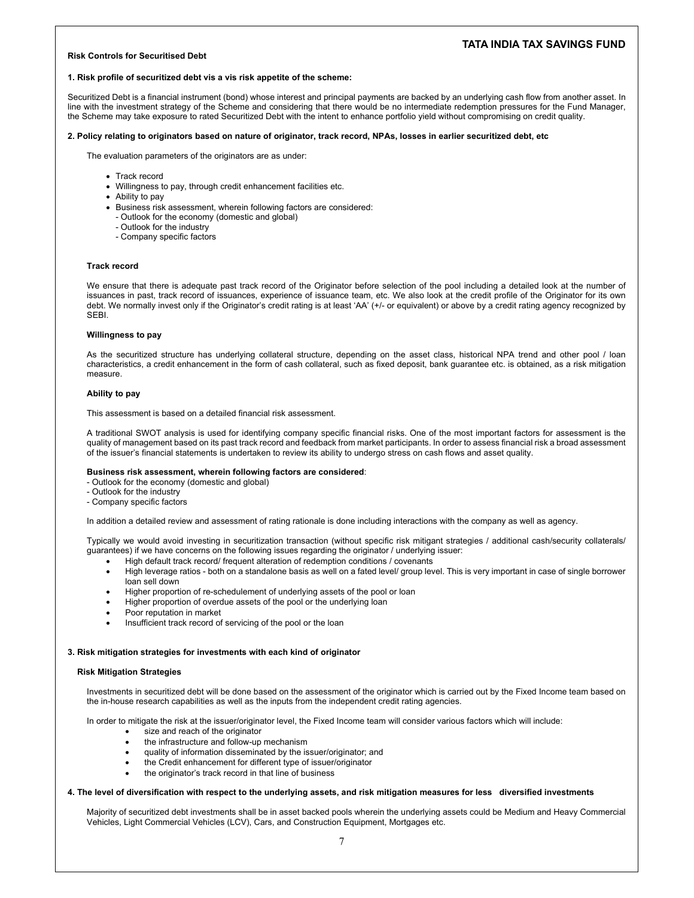**Risk Controls for Securitised Debt**

**1. Risk profile of securitized debt vis a vis risk appetite of the scheme:**

Securitized Debt is a financial instrument (bond) whose interest and principal payments are backed by an underlying cash flow from another asset. In line with the investment strategy of the Scheme and considering that there would be no intermediate redemption pressures for the Fund Manager, the Scheme may take exposure to rated Securitized Debt with the intent to enhance portfolio yield without compromising on credit quality.

**2. Policy relating to originators based on nature of originator, track record, NPAs, losses in earlier securitized debt, etc**

The evaluation parameters of the originators are as under:

- Track record
- Willingness to pay, through credit enhancement facilities etc.
- Ability to pay
- Business risk assessment, wherein following factors are considered:
  - Outlook for the economy (domestic and global)
  - Outlook for the industry
  - Company specific factors

**Track record**

We ensure that there is adequate past track record of the Originator before selection of the pool including a detailed look at the number of issuances in past, track record of issuances, experience of issuance team, etc. We also look at the credit profile of the Originator for its own debt. We normally invest only if the Originator's credit rating is at least 'AA' (+/- or equivalent) or above by a credit rating agency recognized by SEBI.

**Willingness to pay**

As the securitized structure has underlying collateral structure, depending on the asset class, historical NPA trend and other pool / loan characteristics, a credit enhancement in the form of cash collateral, such as fixed deposit, bank guarantee etc. is obtained, as a risk mitigation measure.

**Ability to pay**

This assessment is based on a detailed financial risk assessment.

A traditional SWOT analysis is used for identifying company specific financial risks. One of the most important factors for assessment is the quality of management based on its past track record and feedback from market participants. In order to assess financial risk a broad assessment of the issuer's financial statements is undertaken to review its ability to undergo stress on cash flows and asset quality.

**Business risk assessment, wherein following factors are considered**:

- Outlook for the economy (domestic and global)
- Outlook for the industry
- Company specific factors

In addition a detailed review and assessment of rating rationale is done including interactions with the company as well as agency.

Typically we would avoid investing in securitization transaction (without specific risk mitigant strategies / additional cash/security collaterals/ guarantees) if we have concerns on the following issues regarding the originator / underlying issuer:

- High default track record/ frequent alteration of redemption conditions / covenants
- High leverage ratios - both on a standalone basis as well on a fated level/ group level. This is very important in case of single borrower loan sell down
- Higher proportion of re-schedulement of underlying assets of the pool or loan
- Higher proportion of overdue assets of the pool or the underlying loan
- Poor reputation in market
- Insufficient track record of servicing of the pool or the loan

**3. Risk mitigation strategies for investments with each kind of originator**

**Risk Mitigation Strategies**

Investments in securitized debt will be done based on the assessment of the originator which is carried out by the Fixed Income team based on the in-house research capabilities as well as the inputs from the independent credit rating agencies.

In order to mitigate the risk at the issuer/originator level, the Fixed Income team will consider various factors which will include:

- size and reach of the originator
- the infrastructure and follow-up mechanism
- quality of information disseminated by the issuer/originator; and
- the Credit enhancement for different type of issuer/originator
- the originator's track record in that line of business

**4. The level of diversification with respect to the underlying assets, and risk mitigation measures for less diversified investments**

Majority of securitized debt investments shall be in asset backed pools wherein the underlying assets could be Medium and Heavy Commercial Vehicles, Light Commercial Vehicles (LCV), Cars, and Construction Equipment, Mortgages etc.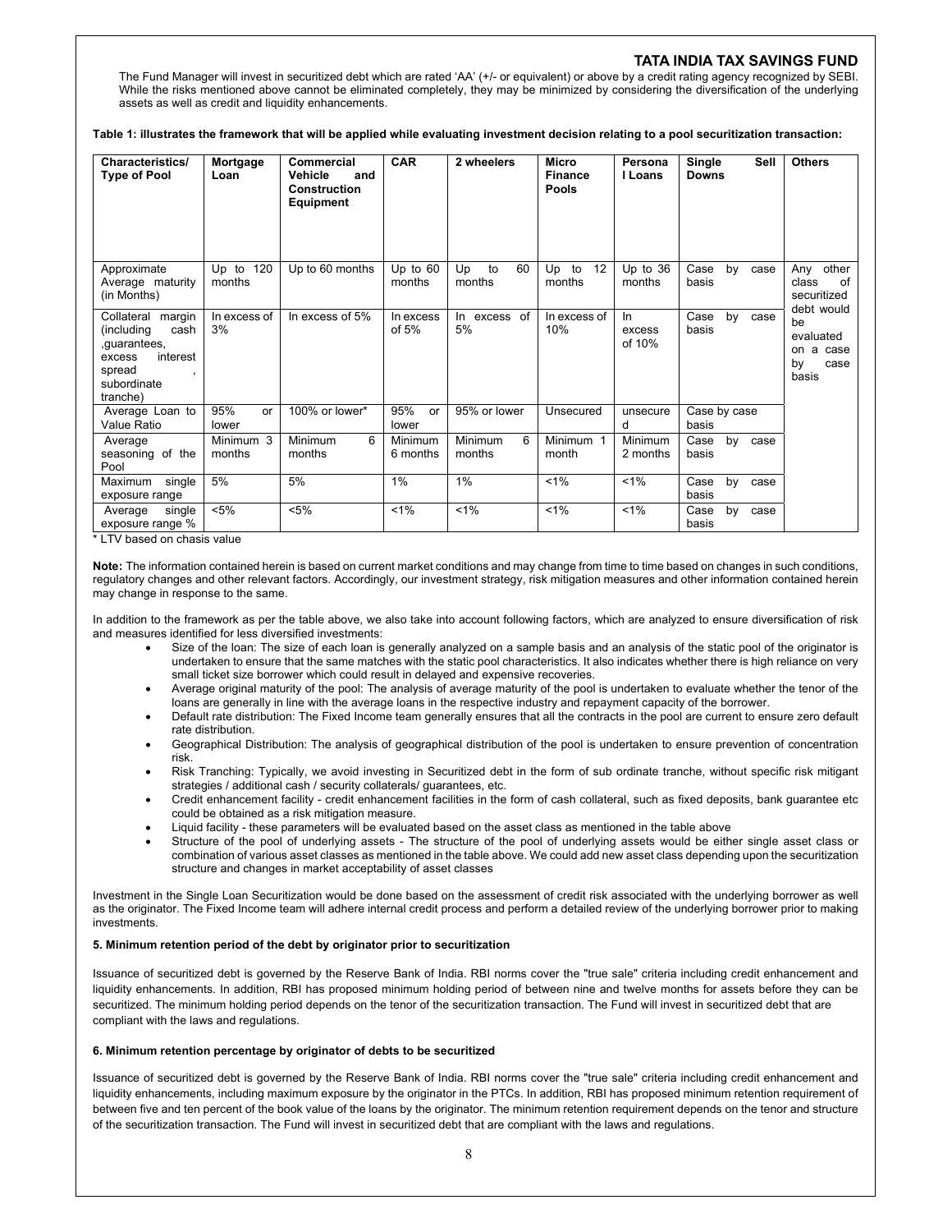The Fund Manager will invest in securitized debt which are rated 'AA' (+/- or equivalent) or above by a credit rating agency recognized by SEBI. While the risks mentioned above cannot be eliminated completely, they may be minimized by considering the diversification of the underlying assets as well as credit and liquidity enhancements.

**Table 1: illustrates the framework that will be applied while evaluating investment decision relating to a pool securitization transaction:**

| Characteristics/ Type of Pool | Mortgage Loan | Commercial Vehicle and Construction Equipment | CAR | 2 wheelers | Micro Finance Pools | Personal Loans | Single Sell Downs | Others |
|---|---|---|---|---|---|---|---|---|
| Approximate Average maturity (in Months) | Up to 120 months | Up to 60 months | Up to 60 months | Up to 60 months | Up to 12 months | Up to 36 months | Case by case basis | Any other class of securitized debt would be evaluated on a case by case basis |
| Collateral margin (including cash ,guarantees, excess interest spread , subordinate tranche) | In excess of 3% | In excess of 5% | In excess of 5% | In excess of 5% | In excess of 10% | In excess of 10% | Case by case basis | |
| Average Loan to Value Ratio | 95% or lower | 100% or lower* | 95% or lower | 95% or lower | Unsecured | unsecured | Case by case basis | |
| Average seasoning of the Pool | Minimum 3 months | Minimum 6 months | Minimum 6 months | Minimum 6 months | Minimum 1 month | Minimum 2 months | Case by case basis | |
| Maximum single exposure range | 5% | 5% | 1% | 1% | <1% | <1% | Case by case basis | |
| Average single exposure range % | <5% | <5% | <1% | <1% | <1% | <1% | Case by case basis | |

\* LTV based on chasis value

**Note:** The information contained herein is based on current market conditions and may change from time to time based on changes in such conditions, regulatory changes and other relevant factors. Accordingly, our investment strategy, risk mitigation measures and other information contained herein may change in response to the same.

In addition to the framework as per the table above, we also take into account following factors, which are analyzed to ensure diversification of risk and measures identified for less diversified investments:

- Size of the loan: The size of each loan is generally analyzed on a sample basis and an analysis of the static pool of the originator is undertaken to ensure that the same matches with the static pool characteristics. It also indicates whether there is high reliance on very small ticket size borrower which could result in delayed and expensive recoveries.
- Average original maturity of the pool: The analysis of average maturity of the pool is undertaken to evaluate whether the tenor of the loans are generally in line with the average loans in the respective industry and repayment capacity of the borrower.
- Default rate distribution: The Fixed Income team generally ensures that all the contracts in the pool are current to ensure zero default rate distribution.
- Geographical Distribution: The analysis of geographical distribution of the pool is undertaken to ensure prevention of concentration risk.
- Risk Tranching: Typically, we avoid investing in Securitized debt in the form of sub ordinate tranche, without specific risk mitigant strategies / additional cash / security collaterals/ guarantees, etc.
- Credit enhancement facility - credit enhancement facilities in the form of cash collateral, such as fixed deposits, bank guarantee etc could be obtained as a risk mitigation measure.
- Liquid facility - these parameters will be evaluated based on the asset class as mentioned in the table above
- Structure of the pool of underlying assets - The structure of the pool of underlying assets would be either single asset class or combination of various asset classes as mentioned in the table above. We could add new asset class depending upon the securitization structure and changes in market acceptability of asset classes

Investment in the Single Loan Securitization would be done based on the assessment of credit risk associated with the underlying borrower as well as the originator. The Fixed Income team will adhere internal credit process and perform a detailed review of the underlying borrower prior to making investments.

**5. Minimum retention period of the debt by originator prior to securitization**

Issuance of securitized debt is governed by the Reserve Bank of India. RBI norms cover the "true sale" criteria including credit enhancement and liquidity enhancements. In addition, RBI has proposed minimum holding period of between nine and twelve months for assets before they can be securitized. The minimum holding period depends on the tenor of the securitization transaction. The Fund will invest in securitized debt that are compliant with the laws and regulations.

**6. Minimum retention percentage by originator of debts to be securitized**

Issuance of securitized debt is governed by the Reserve Bank of India. RBI norms cover the "true sale" criteria including credit enhancement and liquidity enhancements, including maximum exposure by the originator in the PTCs. In addition, RBI has proposed minimum retention requirement of between five and ten percent of the book value of the loans by the originator. The minimum retention requirement depends on the tenor and structure of the securitization transaction. The Fund will invest in securitized debt that are compliant with the laws and regulations.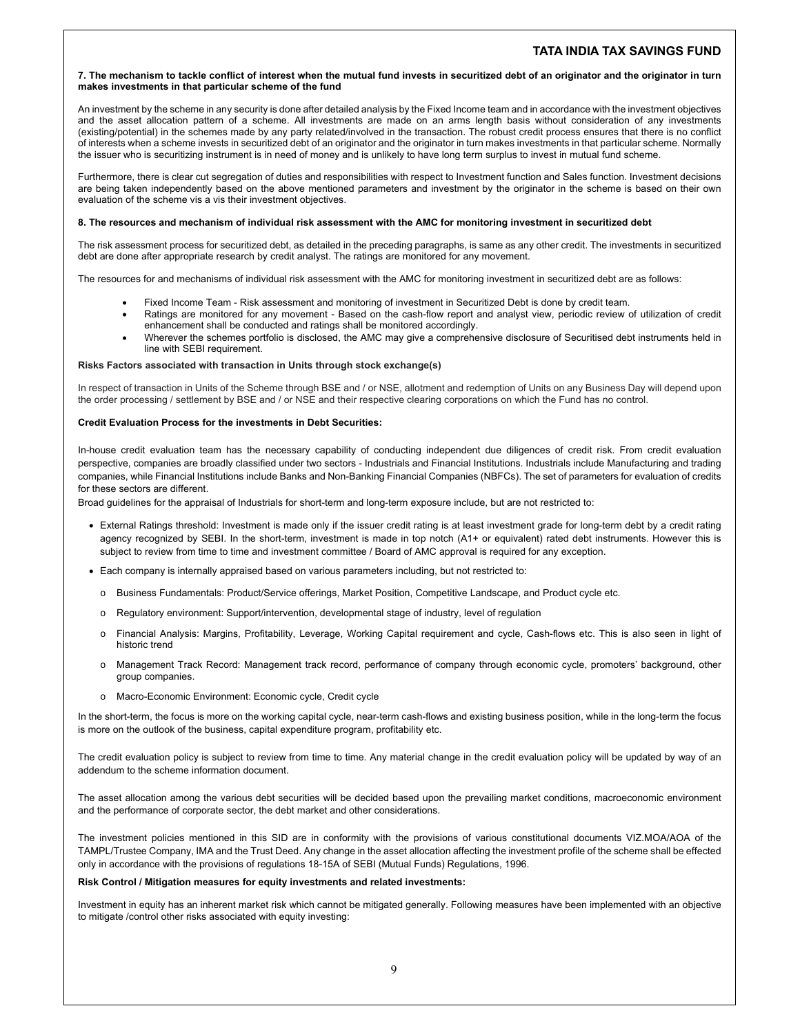**7. The mechanism to tackle conflict of interest when the mutual fund invests in securitized debt of an originator and the originator in turn makes investments in that particular scheme of the fund**

An investment by the scheme in any security is done after detailed analysis by the Fixed Income team and in accordance with the investment objectives and the asset allocation pattern of a scheme. All investments are made on an arms length basis without consideration of any investments (existing/potential) in the schemes made by any party related/involved in the transaction. The robust credit process ensures that there is no conflict of interests when a scheme invests in securitized debt of an originator and the originator in turn makes investments in that particular scheme. Normally the issuer who is securitizing instrument is in need of money and is unlikely to have long term surplus to invest in mutual fund scheme.

Furthermore, there is clear cut segregation of duties and responsibilities with respect to Investment function and Sales function. Investment decisions are being taken independently based on the above mentioned parameters and investment by the originator in the scheme is based on their own evaluation of the scheme vis a vis their investment objectives.

**8. The resources and mechanism of individual risk assessment with the AMC for monitoring investment in securitized debt**

The risk assessment process for securitized debt, as detailed in the preceding paragraphs, is same as any other credit. The investments in securitized debt are done after appropriate research by credit analyst. The ratings are monitored for any movement.

The resources for and mechanisms of individual risk assessment with the AMC for monitoring investment in securitized debt are as follows:

- Fixed Income Team - Risk assessment and monitoring of investment in Securitized Debt is done by credit team.
- Ratings are monitored for any movement - Based on the cash-flow report and analyst view, periodic review of utilization of credit enhancement shall be conducted and ratings shall be monitored accordingly.
- Wherever the schemes portfolio is disclosed, the AMC may give a comprehensive disclosure of Securitised debt instruments held in line with SEBI requirement.

**Risks Factors associated with transaction in Units through stock exchange(s)**

In respect of transaction in Units of the Scheme through BSE and / or NSE, allotment and redemption of Units on any Business Day will depend upon the order processing / settlement by BSE and / or NSE and their respective clearing corporations on which the Fund has no control.

**Credit Evaluation Process for the investments in Debt Securities:**

In-house credit evaluation team has the necessary capability of conducting independent due diligences of credit risk. From credit evaluation perspective, companies are broadly classified under two sectors - Industrials and Financial Institutions. Industrials include Manufacturing and trading companies, while Financial Institutions include Banks and Non-Banking Financial Companies (NBFCs). The set of parameters for evaluation of credits for these sectors are different.

Broad guidelines for the appraisal of Industrials for short-term and long-term exposure include, but are not restricted to:

- External Ratings threshold: Investment is made only if the issuer credit rating is at least investment grade for long-term debt by a credit rating agency recognized by SEBI. In the short-term, investment is made in top notch (A1+ or equivalent) rated debt instruments. However this is subject to review from time to time and investment committee / Board of AMC approval is required for any exception.
- Each company is internally appraised based on various parameters including, but not restricted to:
  - Business Fundamentals: Product/Service offerings, Market Position, Competitive Landscape, and Product cycle etc.
  - Regulatory environment: Support/intervention, developmental stage of industry, level of regulation
  - Financial Analysis: Margins, Profitability, Leverage, Working Capital requirement and cycle, Cash-flows etc. This is also seen in light of historic trend
  - Management Track Record: Management track record, performance of company through economic cycle, promoters' background, other group companies.
  - Macro-Economic Environment: Economic cycle, Credit cycle

In the short-term, the focus is more on the working capital cycle, near-term cash-flows and existing business position, while in the long-term the focus is more on the outlook of the business, capital expenditure program, profitability etc.

The credit evaluation policy is subject to review from time to time. Any material change in the credit evaluation policy will be updated by way of an addendum to the scheme information document.

The asset allocation among the various debt securities will be decided based upon the prevailing market conditions, macroeconomic environment and the performance of corporate sector, the debt market and other considerations.

The investment policies mentioned in this SID are in conformity with the provisions of various constitutional documents VIZ.MOA/AOA of the TAMPL/Trustee Company, IMA and the Trust Deed. Any change in the asset allocation affecting the investment profile of the scheme shall be effected only in accordance with the provisions of regulations 18-15A of SEBI (Mutual Funds) Regulations, 1996.

**Risk Control / Mitigation measures for equity investments and related investments:**

Investment in equity has an inherent market risk which cannot be mitigated generally. Following measures have been implemented with an objective to mitigate /control other risks associated with equity investing: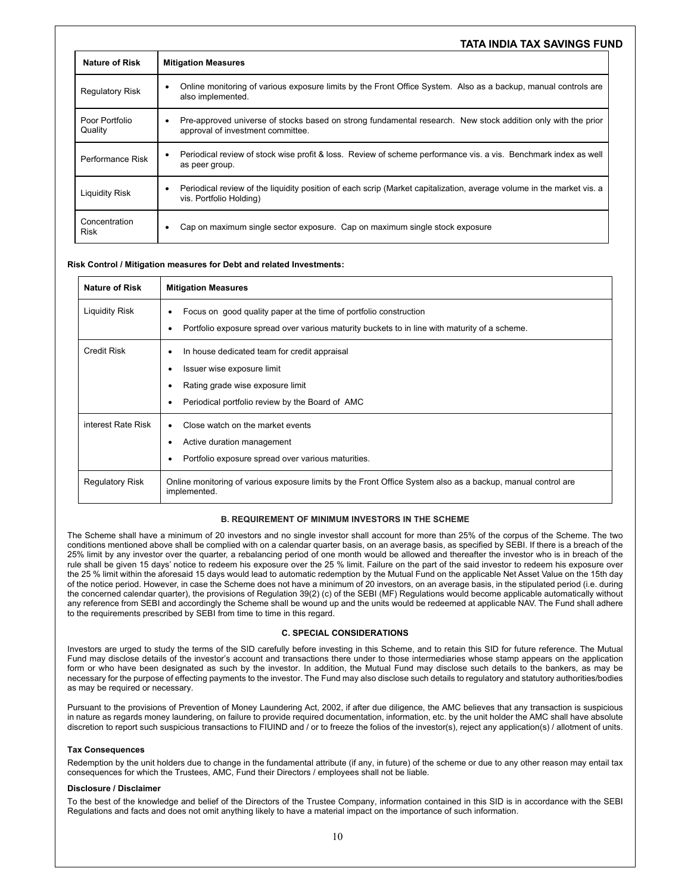| Nature of Risk | Mitigation Measures |
|---|---|
| Regulatory Risk | • Online monitoring of various exposure limits by the Front Office System. Also as a backup, manual controls are also implemented. |
| Poor Portfolio Quality | • Pre-approved universe of stocks based on strong fundamental research. New stock addition only with the prior approval of investment committee. |
| Performance Risk | • Periodical review of stock wise profit & loss. Review of scheme performance vis. a vis. Benchmark index as well as peer group. |
| Liquidity Risk | • Periodical review of the liquidity position of each scrip (Market capitalization, average volume in the market vis. a vis. Portfolio Holding) |
| Concentration Risk | • Cap on maximum single sector exposure. Cap on maximum single stock exposure |

**Risk Control / Mitigation measures for Debt and related Investments:**

| Nature of Risk | Mitigation Measures |
|---|---|
| Liquidity Risk | • Focus on good quality paper at the time of portfolio construction<br>• Portfolio exposure spread over various maturity buckets to in line with maturity of a scheme. |
| Credit Risk | • In house dedicated team for credit appraisal<br>• Issuer wise exposure limit<br>• Rating grade wise exposure limit<br>• Periodical portfolio review by the Board of AMC |
| interest Rate Risk | • Close watch on the market events<br>• Active duration management<br>• Portfolio exposure spread over various maturities. |
| Regulatory Risk | Online monitoring of various exposure limits by the Front Office System also as a backup, manual control are implemented. |

## B. REQUIREMENT OF MINIMUM INVESTORS IN THE SCHEME

The Scheme shall have a minimum of 20 investors and no single investor shall account for more than 25% of the corpus of the Scheme. The two conditions mentioned above shall be complied with on a calendar quarter basis, on an average basis, as specified by SEBI. If there is a breach of the 25% limit by any investor over the quarter, a rebalancing period of one month would be allowed and thereafter the investor who is in breach of the rule shall be given 15 days' notice to redeem his exposure over the 25 % limit. Failure on the part of the said investor to redeem his exposure over the 25 % limit within the aforesaid 15 days would lead to automatic redemption by the Mutual Fund on the applicable Net Asset Value on the 15th day of the notice period. However, in case the Scheme does not have a minimum of 20 investors, on an average basis, in the stipulated period (i.e. during the concerned calendar quarter), the provisions of Regulation 39(2) (c) of the SEBI (MF) Regulations would become applicable automatically without any reference from SEBI and accordingly the Scheme shall be wound up and the units would be redeemed at applicable NAV. The Fund shall adhere to the requirements prescribed by SEBI from time to time in this regard.

## C. SPECIAL CONSIDERATIONS

Investors are urged to study the terms of the SID carefully before investing in this Scheme, and to retain this SID for future reference. The Mutual Fund may disclose details of the investor's account and transactions there under to those intermediaries whose stamp appears on the application form or who have been designated as such by the investor. In addition, the Mutual Fund may disclose such details to the bankers, as may be necessary for the purpose of effecting payments to the investor. The Fund may also disclose such details to regulatory and statutory authorities/bodies as may be required or necessary.

Pursuant to the provisions of Prevention of Money Laundering Act, 2002, if after due diligence, the AMC believes that any transaction is suspicious in nature as regards money laundering, on failure to provide required documentation, information, etc. by the unit holder the AMC shall have absolute discretion to report such suspicious transactions to FIUIND and / or to freeze the folios of the investor(s), reject any application(s) / allotment of units.

### Tax Consequences

Redemption by the unit holders due to change in the fundamental attribute (if any, in future) of the scheme or due to any other reason may entail tax consequences for which the Trustees, AMC, Fund their Directors / employees shall not be liable.

### Disclosure / Disclaimer

To the best of the knowledge and belief of the Directors of the Trustee Company, information contained in this SID is in accordance with the SEBI Regulations and facts and does not omit anything likely to have a material impact on the importance of such information.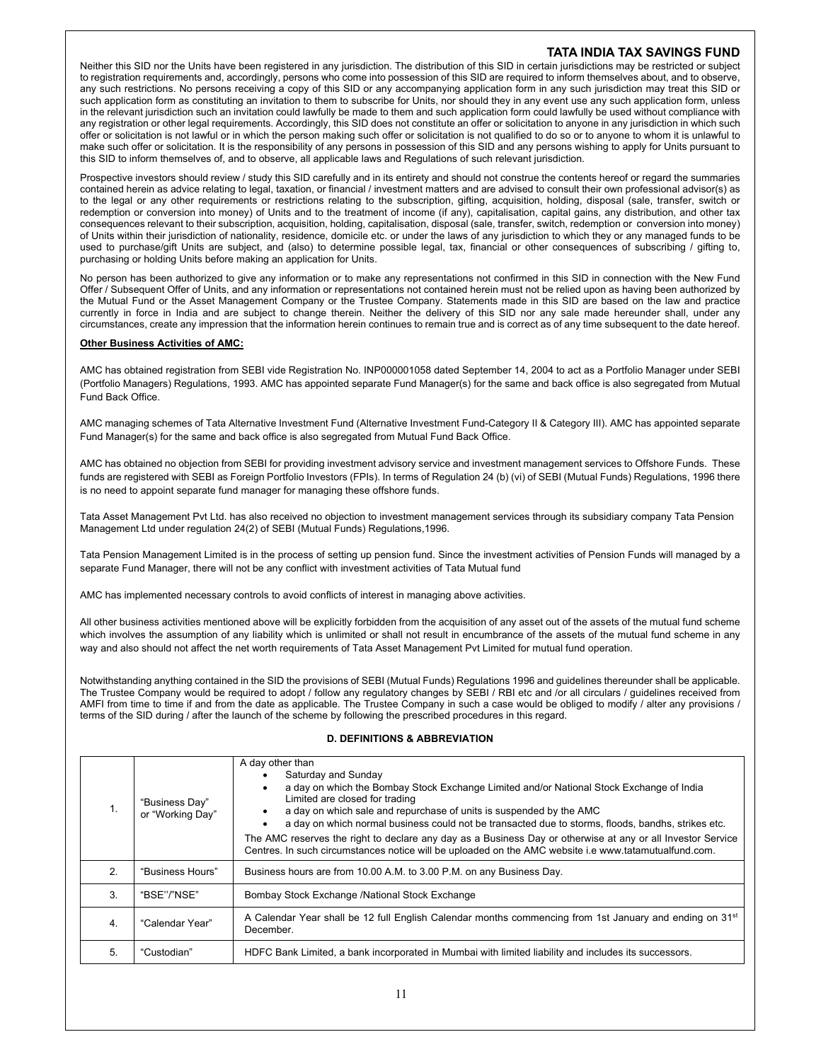Neither this SID nor the Units have been registered in any jurisdiction. The distribution of this SID in certain jurisdictions may be restricted or subject to registration requirements and, accordingly, persons who come into possession of this SID are required to inform themselves about, and to observe, any such restrictions. No persons receiving a copy of this SID or any accompanying application form in any such jurisdiction may treat this SID or such application form as constituting an invitation to them to subscribe for Units, nor should they in any event use any such application form, unless in the relevant jurisdiction such an invitation could lawfully be made to them and such application form could lawfully be used without compliance with any registration or other legal requirements. Accordingly, this SID does not constitute an offer or solicitation to anyone in any jurisdiction in which such offer or solicitation is not lawful or in which the person making such offer or solicitation is not qualified to do so or to anyone to whom it is unlawful to make such offer or solicitation. It is the responsibility of any persons in possession of this SID and any persons wishing to apply for Units pursuant to this SID to inform themselves of, and to observe, all applicable laws and Regulations of such relevant jurisdiction.

Prospective investors should review / study this SID carefully and in its entirety and should not construe the contents hereof or regard the summaries contained herein as advice relating to legal, taxation, or financial / investment matters and are advised to consult their own professional advisor(s) as to the legal or any other requirements or restrictions relating to the subscription, gifting, acquisition, holding, disposal (sale, transfer, switch or redemption or conversion into money) of Units and to the treatment of income (if any), capitalisation, capital gains, any distribution, and other tax consequences relevant to their subscription, acquisition, holding, capitalisation, disposal (sale, transfer, switch, redemption or conversion into money) of Units within their jurisdiction of nationality, residence, domicile etc. or under the laws of any jurisdiction to which they or any managed funds to be used to purchase/gift Units are subject, and (also) to determine possible legal, tax, financial or other consequences of subscribing / gifting to, purchasing or holding Units before making an application for Units.

No person has been authorized to give any information or to make any representations not confirmed in this SID in connection with the New Fund Offer / Subsequent Offer of Units, and any information or representations not contained herein must not be relied upon as having been authorized by the Mutual Fund or the Asset Management Company or the Trustee Company. Statements made in this SID are based on the law and practice currently in force in India and are subject to change therein. Neither the delivery of this SID nor any sale made hereunder shall, under any circumstances, create any impression that the information herein continues to remain true and is correct as of any time subsequent to the date hereof.

**Other Business Activities of AMC:**

AMC has obtained registration from SEBI vide Registration No. INP000001058 dated September 14, 2004 to act as a Portfolio Manager under SEBI (Portfolio Managers) Regulations, 1993. AMC has appointed separate Fund Manager(s) for the same and back office is also segregated from Mutual Fund Back Office.

AMC managing schemes of Tata Alternative Investment Fund (Alternative Investment Fund-Category II & Category III). AMC has appointed separate Fund Manager(s) for the same and back office is also segregated from Mutual Fund Back Office.

AMC has obtained no objection from SEBI for providing investment advisory service and investment management services to Offshore Funds. These funds are registered with SEBI as Foreign Portfolio Investors (FPIs). In terms of Regulation 24 (b) (vi) of SEBI (Mutual Funds) Regulations, 1996 there is no need to appoint separate fund manager for managing these offshore funds.

Tata Asset Management Pvt Ltd. has also received no objection to investment management services through its subsidiary company Tata Pension Management Ltd under regulation 24(2) of SEBI (Mutual Funds) Regulations,1996.

Tata Pension Management Limited is in the process of setting up pension fund. Since the investment activities of Pension Funds will managed by a separate Fund Manager, there will not be any conflict with investment activities of Tata Mutual fund

AMC has implemented necessary controls to avoid conflicts of interest in managing above activities.

All other business activities mentioned above will be explicitly forbidden from the acquisition of any asset out of the assets of the mutual fund scheme which involves the assumption of any liability which is unlimited or shall not result in encumbrance of the assets of the mutual fund scheme in any way and also should not affect the net worth requirements of Tata Asset Management Pvt Limited for mutual fund operation.

Notwithstanding anything contained in the SID the provisions of SEBI (Mutual Funds) Regulations 1996 and guidelines thereunder shall be applicable. The Trustee Company would be required to adopt / follow any regulatory changes by SEBI / RBI etc and /or all circulars / guidelines received from AMFI from time to time if and from the date as applicable. The Trustee Company in such a case would be obliged to modify / alter any provisions / terms of the SID during / after the launch of the scheme by following the prescribed procedures in this regard.

## D. DEFINITIONS & ABBREVIATION

| | | |
|---|---|---|
| 1. | "Business Day" or "Working Day" | A day other than<br>• Saturday and Sunday<br>• a day on which the Bombay Stock Exchange Limited and/or National Stock Exchange of India Limited are closed for trading<br>• a day on which sale and repurchase of units is suspended by the AMC<br>• a day on which normal business could not be transacted due to storms, floods, bandhs, strikes etc.<br>The AMC reserves the right to declare any day as a Business Day or otherwise at any or all Investor Service Centres. In such circumstances notice will be uploaded on the AMC website i.e www.tatamutualfund.com. |
| 2. | "Business Hours" | Business hours are from 10.00 A.M. to 3.00 P.M. on any Business Day. |
| 3. | "BSE"/"NSE" | Bombay Stock Exchange /National Stock Exchange |
| 4. | "Calendar Year" | A Calendar Year shall be 12 full English Calendar months commencing from 1st January and ending on 31st December. |
| 5. | "Custodian" | HDFC Bank Limited, a bank incorporated in Mumbai with limited liability and includes its successors. |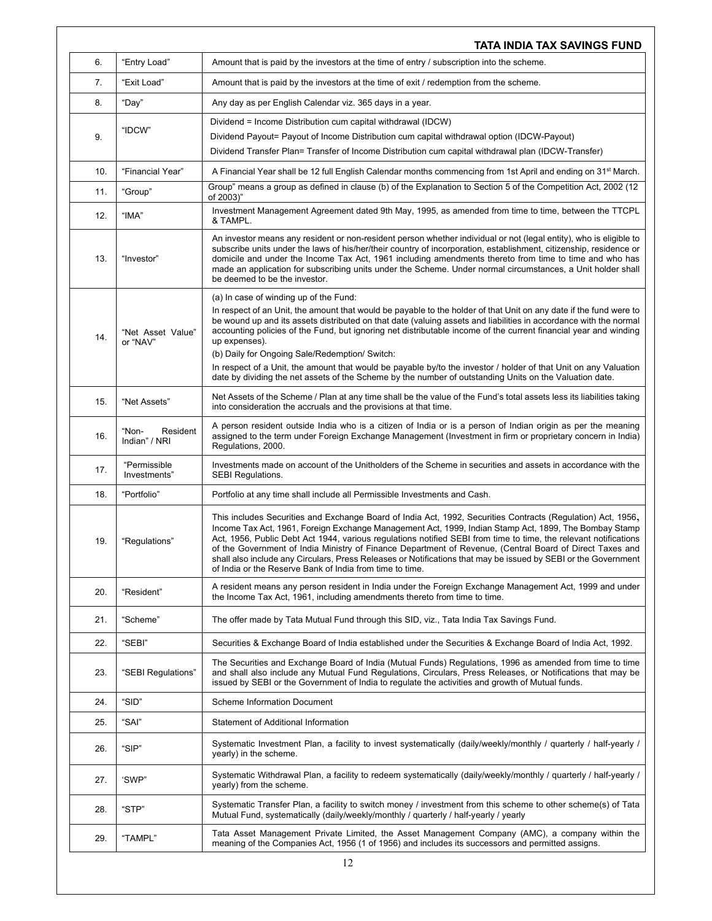| 6. | "Entry Load" | Amount that is paid by the investors at the time of entry / subscription into the scheme. |
|---|---|---|
| 7. | "Exit Load" | Amount that is paid by the investors at the time of exit / redemption from the scheme. |
| 8. | "Day" | Any day as per English Calendar viz. 365 days in a year. |
| 9. | "IDCW" | Dividend = Income Distribution cum capital withdrawal (IDCW)<br>Dividend Payout= Payout of Income Distribution cum capital withdrawal option (IDCW-Payout)<br>Dividend Transfer Plan= Transfer of Income Distribution cum capital withdrawal plan (IDCW-Transfer) |
| 10. | "Financial Year" | A Financial Year shall be 12 full English Calendar months commencing from 1st April and ending on 31st March. |
| 11. | "Group" | Group" means a group as defined in clause (b) of the Explanation to Section 5 of the Competition Act, 2002 (12 of 2003)" |
| 12. | "IMA" | Investment Management Agreement dated 9th May, 1995, as amended from time to time, between the TTCPL & TAMPL. |
| 13. | "Investor" | An investor means any resident or non-resident person whether individual or not (legal entity), who is eligible to subscribe units under the laws of his/her/their country of incorporation, establishment, citizenship, residence or domicile and under the Income Tax Act, 1961 including amendments thereto from time to time and who has made an application for subscribing units under the Scheme. Under normal circumstances, a Unit holder shall be deemed to be the investor. |
| 14. | "Net Asset Value" or "NAV" | (a) In case of winding up of the Fund:<br>In respect of an Unit, the amount that would be payable to the holder of that Unit on any date if the fund were to be wound up and its assets distributed on that date (valuing assets and liabilities in accordance with the normal accounting policies of the Fund, but ignoring net distributable income of the current financial year and winding up expenses).<br>(b) Daily for Ongoing Sale/Redemption/ Switch:<br>In respect of a Unit, the amount that would be payable by/to the investor / holder of that Unit on any Valuation date by dividing the net assets of the Scheme by the number of outstanding Units on the Valuation date. |
| 15. | "Net Assets" | Net Assets of the Scheme / Plan at any time shall be the value of the Fund's total assets less its liabilities taking into consideration the accruals and the provisions at that time. |
| 16. | "Non- Resident Indian" / NRI | A person resident outside India who is a citizen of India or is a person of Indian origin as per the meaning assigned to the term under Foreign Exchange Management (Investment in firm or proprietary concern in India) Regulations, 2000. |
| 17. | "Permissible Investments" | Investments made on account of the Unitholders of the Scheme in securities and assets in accordance with the SEBI Regulations. |
| 18. | "Portfolio" | Portfolio at any time shall include all Permissible Investments and Cash. |
| 19. | "Regulations" | This includes Securities and Exchange Board of India Act, 1992, Securities Contracts (Regulation) Act, 1956, Income Tax Act, 1961, Foreign Exchange Management Act, 1999, Indian Stamp Act, 1899, The Bombay Stamp Act, 1956, Public Debt Act 1944, various regulations notified SEBI from time to time, the relevant notifications of the Government of India Ministry of Finance Department of Revenue, (Central Board of Direct Taxes and shall also include any Circulars, Press Releases or Notifications that may be issued by SEBI or the Government of India or the Reserve Bank of India from time to time. |
| 20. | "Resident" | A resident means any person resident in India under the Foreign Exchange Management Act, 1999 and under the Income Tax Act, 1961, including amendments thereto from time to time. |
| 21. | "Scheme" | The offer made by Tata Mutual Fund through this SID, viz., Tata India Tax Savings Fund. |
| 22. | "SEBI" | Securities & Exchange Board of India established under the Securities & Exchange Board of India Act, 1992. |
| 23. | "SEBI Regulations" | The Securities and Exchange Board of India (Mutual Funds) Regulations, 1996 as amended from time to time and shall also include any Mutual Fund Regulations, Circulars, Press Releases, or Notifications that may be issued by SEBI or the Government of India to regulate the activities and growth of Mutual funds. |
| 24. | "SID" | Scheme Information Document |
| 25. | "SAI" | Statement of Additional Information |
| 26. | "SIP" | Systematic Investment Plan, a facility to invest systematically (daily/weekly/monthly / quarterly / half-yearly / yearly) in the scheme. |
| 27. | 'SWP" | Systematic Withdrawal Plan, a facility to redeem systematically (daily/weekly/monthly / quarterly / half-yearly / yearly) from the scheme. |
| 28. | "STP" | Systematic Transfer Plan, a facility to switch money / investment from this scheme to other scheme(s) of Tata Mutual Fund, systematically (daily/weekly/monthly / quarterly / half-yearly / yearly |
| 29. | "TAMPL" | Tata Asset Management Private Limited, the Asset Management Company (AMC), a company within the meaning of the Companies Act, 1956 (1 of 1956) and includes its successors and permitted assigns. |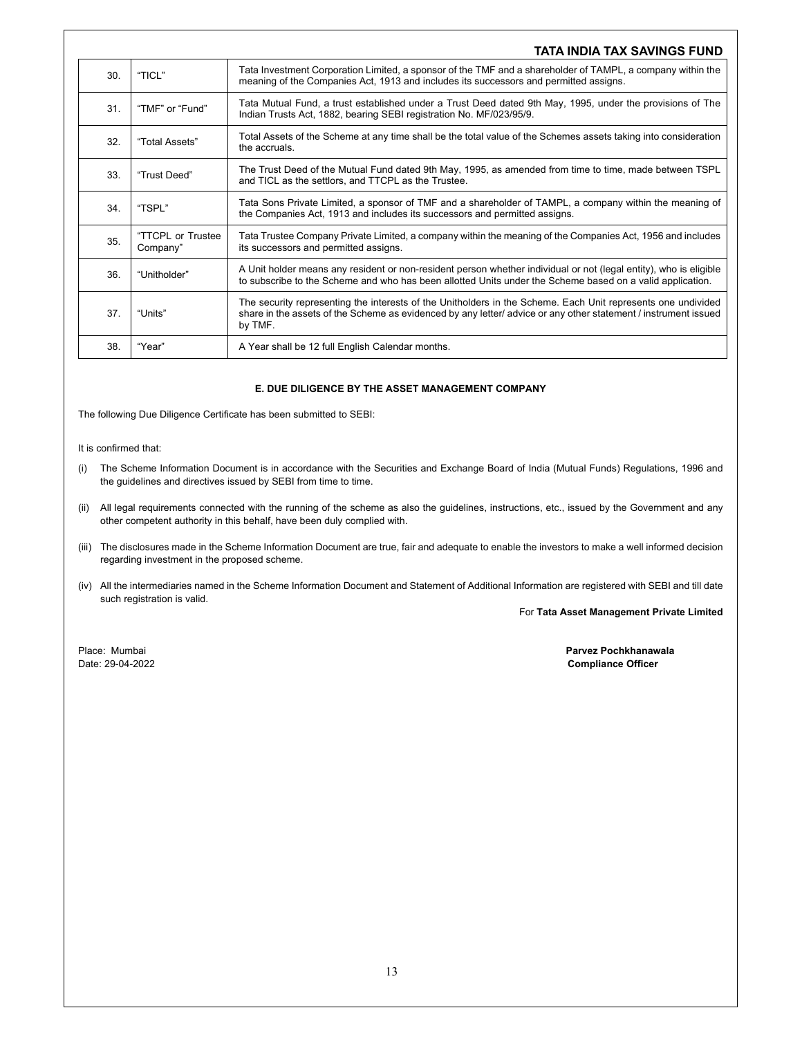| 30. | "TICL" | Tata Investment Corporation Limited, a sponsor of the TMF and a shareholder of TAMPL, a company within the meaning of the Companies Act, 1913 and includes its successors and permitted assigns. |
|---|---|---|
| 31. | "TMF" or "Fund" | Tata Mutual Fund, a trust established under a Trust Deed dated 9th May, 1995, under the provisions of The Indian Trusts Act, 1882, bearing SEBI registration No. MF/023/95/9. |
| 32. | "Total Assets" | Total Assets of the Scheme at any time shall be the total value of the Schemes assets taking into consideration the accruals. |
| 33. | "Trust Deed" | The Trust Deed of the Mutual Fund dated 9th May, 1995, as amended from time to time, made between TSPL and TICL as the settlors, and TTCPL as the Trustee. |
| 34. | "TSPL" | Tata Sons Private Limited, a sponsor of TMF and a shareholder of TAMPL, a company within the meaning of the Companies Act, 1913 and includes its successors and permitted assigns. |
| 35. | "TTCPL or Trustee Company" | Tata Trustee Company Private Limited, a company within the meaning of the Companies Act, 1956 and includes its successors and permitted assigns. |
| 36. | "Unitholder" | A Unit holder means any resident or non-resident person whether individual or not (legal entity), who is eligible to subscribe to the Scheme and who has been allotted Units under the Scheme based on a valid application. |
| 37. | "Units" | The security representing the interests of the Unitholders in the Scheme. Each Unit represents one undivided share in the assets of the Scheme as evidenced by any letter/ advice or any other statement / instrument issued by TMF. |
| 38. | "Year" | A Year shall be 12 full English Calendar months. |

## E. DUE DILIGENCE BY THE ASSET MANAGEMENT COMPANY

The following Due Diligence Certificate has been submitted to SEBI:

It is confirmed that:

(i) The Scheme Information Document is in accordance with the Securities and Exchange Board of India (Mutual Funds) Regulations, 1996 and the guidelines and directives issued by SEBI from time to time.

(ii) All legal requirements connected with the running of the scheme as also the guidelines, instructions, etc., issued by the Government and any other competent authority in this behalf, have been duly complied with.

(iii) The disclosures made in the Scheme Information Document are true, fair and adequate to enable the investors to make a well informed decision regarding investment in the proposed scheme.

(iv) All the intermediaries named in the Scheme Information Document and Statement of Additional Information are registered with SEBI and till date such registration is valid.

For **Tata Asset Management Private Limited**

Place: Mumbai
Date: 29-04-2022

**Parvez Pochkhanawala**
**Compliance Officer**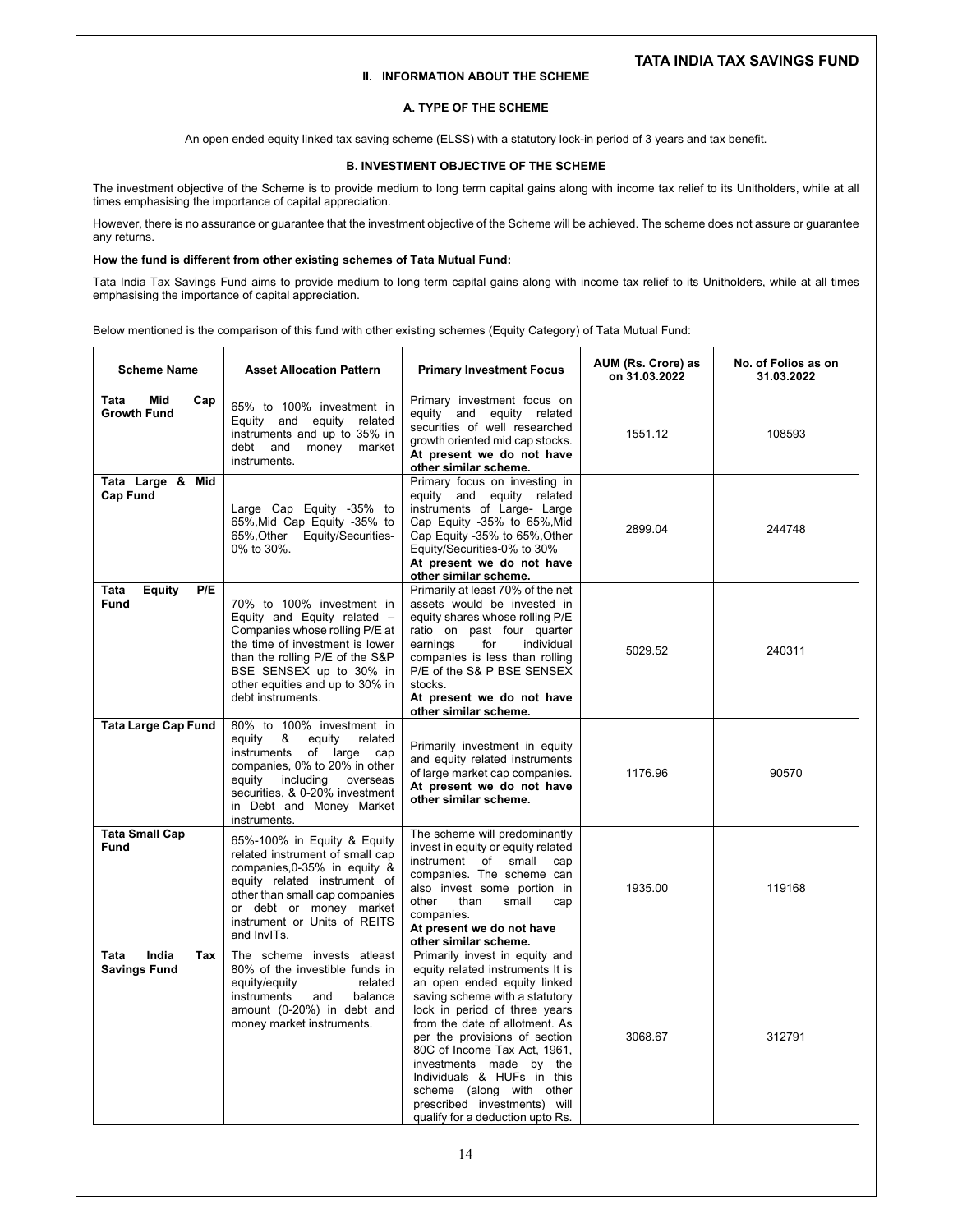## II. INFORMATION ABOUT THE SCHEME

### A. TYPE OF THE SCHEME

An open ended equity linked tax saving scheme (ELSS) with a statutory lock-in period of 3 years and tax benefit.

### B. INVESTMENT OBJECTIVE OF THE SCHEME

The investment objective of the Scheme is to provide medium to long term capital gains along with income tax relief to its Unitholders, while at all times emphasising the importance of capital appreciation.

However, there is no assurance or guarantee that the investment objective of the Scheme will be achieved. The scheme does not assure or guarantee any returns.

**How the fund is different from other existing schemes of Tata Mutual Fund:**

Tata India Tax Savings Fund aims to provide medium to long term capital gains along with income tax relief to its Unitholders, while at all times emphasising the importance of capital appreciation.

Below mentioned is the comparison of this fund with other existing schemes (Equity Category) of Tata Mutual Fund:

| Scheme Name | Asset Allocation Pattern | Primary Investment Focus | AUM (Rs. Crore) as on 31.03.2022 | No. of Folios as on 31.03.2022 |
|---|---|---|---|---|
| **Tata Mid Cap Growth Fund** | 65% to 100% investment in Equity and equity related instruments and up to 35% in debt and money market instruments. | Primary investment focus on equity and equity related securities of well researched growth oriented mid cap stocks. **At present we do not have other similar scheme.** | 1551.12 | 108593 |
| **Tata Large & Mid Cap Fund** | Large Cap Equity -35% to 65%,Mid Cap Equity -35% to 65%,Other Equity/Securities- 0% to 30%. | Primary focus on investing in equity and equity related instruments of Large- Large Cap Equity -35% to 65%,Mid Cap Equity -35% to 65%,Other Equity/Securities-0% to 30% **At present we do not have other similar scheme.** | 2899.04 | 244748 |
| **Tata Equity P/E Fund** | 70% to 100% investment in Equity and Equity related – Companies whose rolling P/E at the time of investment is lower than the rolling P/E of the S&P BSE SENSEX up to 30% in other equities and up to 30% in debt instruments. | Primarily at least 70% of the net assets would be invested in equity shares whose rolling P/E ratio on past four quarter earnings for individual companies is less than rolling P/E of the S& P BSE SENSEX stocks. **At present we do not have other similar scheme.** | 5029.52 | 240311 |
| **Tata Large Cap Fund** | 80% to 100% investment in equity & equity related instruments of large cap companies, 0% to 20% in other equity including overseas securities, & 0-20% investment in Debt and Money Market instruments. | Primarily investment in equity and equity related instruments of large market cap companies. **At present we do not have other similar scheme.** | 1176.96 | 90570 |
| **Tata Small Cap Fund** | 65%-100% in Equity & Equity related instrument of small cap companies,0-35% in equity & equity related instrument of other than small cap companies or debt or money market instrument or Units of REITS and InvITs. | The scheme will predominantly invest in equity or equity related instrument of small cap companies. The scheme can also invest some portion in other than small cap companies. **At present we do not have other similar scheme.** | 1935.00 | 119168 |
| **Tata India Tax Savings Fund** | The scheme invests atleast 80% of the investible funds in equity/equity related instruments and balance amount (0-20%) in debt and money market instruments. | Primarily invest in equity and equity related instruments It is an open ended equity linked saving scheme with a statutory lock in period of three years from the date of allotment. As per the provisions of section 80C of Income Tax Act, 1961, investments made by the Individuals & HUFs in this scheme (along with other prescribed investments) will qualify for a deduction upto Rs. | 3068.67 | 312791 |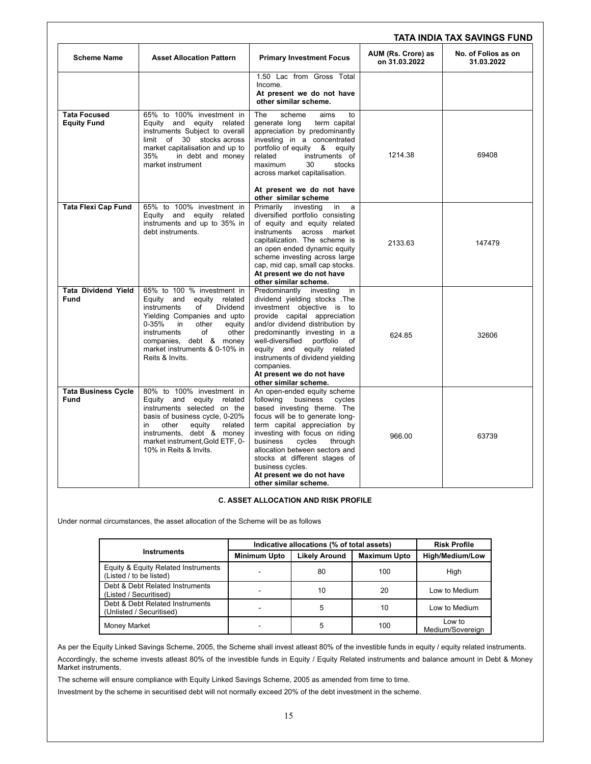| Scheme Name | Asset Allocation Pattern | Primary Investment Focus | AUM (Rs. Crore) as on 31.03.2022 | No. of Folios as on 31.03.2022 |
|---|---|---|---|---|
| | | 1.50 Lac from Gross Total Income. **At present we do not have other similar scheme.** | | |
| **Tata Focused Equity Fund** | 65% to 100% investment in Equity and equity related instruments Subject to overall limit of 30 stocks across market capitalisation and up to 35% in debt and money market instrument | The scheme aims to generate long term capital appreciation by predominantly investing in a concentrated portfolio of equity & equity related instruments of maximum 30 stocks across market capitalisation. **At present we do not have other similar scheme** | 1214.38 | 69408 |
| **Tata Flexi Cap Fund** | 65% to 100% investment in Equity and equity related instruments and up to 35% in debt instruments. | Primarily investing in a diversified portfolio consisting of equity and equity related instruments across market capitalization. The scheme is an open ended dynamic equity scheme investing across large cap, mid cap, small cap stocks. **At present we do not have other similar scheme.** | 2133.63 | 147479 |
| **Tata Dividend Yield Fund** | 65% to 100 % investment in Equity and equity related instruments of Dividend Yielding Companies and upto 0-35% in other equity instruments of other companies, debt & money market instruments & 0-10% in Reits & Invits. | Predominantly investing in dividend yielding stocks .The investment objective is to provide capital appreciation and/or dividend distribution by predominantly investing in a well-diversified portfolio of equity and equity related instruments of dividend yielding companies. **At present we do not have other similar scheme.** | 624.85 | 32606 |
| **Tata Business Cycle Fund** | 80% to 100% investment in Equity and equity related instruments selected on the basis of business cycle, 0-20% in other equity related instruments, debt & money market instrument,Gold ETF, 0-10% in Reits & Invits. | An open-ended equity scheme following business cycles based investing theme. The focus will be to generate long-term capital appreciation by investing with focus on riding business cycles through allocation between sectors and stocks at different stages of business cycles. **At present we do not have other similar scheme.** | 966.00 | 63739 |

## C. ASSET ALLOCATION AND RISK PROFILE

Under normal circumstances, the asset allocation of the Scheme will be as follows

| Instruments | Indicative allocations (% of total assets) | | | Risk Profile |
|---|---|---|---|---|
| | Minimum Upto | Likely Around | Maximum Upto | High/Medium/Low |
| Equity & Equity Related Instruments (Listed / to be listed) | - | 80 | 100 | High |
| Debt & Debt Related Instruments (Listed / Securitised) | - | 10 | 20 | Low to Medium |
| Debt & Debt Related Instruments (Unlisted / Securitised) | - | 5 | 10 | Low to Medium |
| Money Market | - | 5 | 100 | Low to Medium/Sovereign |

As per the Equity Linked Savings Scheme, 2005, the Scheme shall invest atleast 80% of the investible funds in equity / equity related instruments.

Accordingly, the scheme invests atleast 80% of the investible funds in Equity / Equity Related instruments and balance amount in Debt & Money Market instruments.

The scheme will ensure compliance with Equity Linked Savings Scheme, 2005 as amended from time to time.

Investment by the scheme in securitised debt will not normally exceed 20% of the debt investment in the scheme.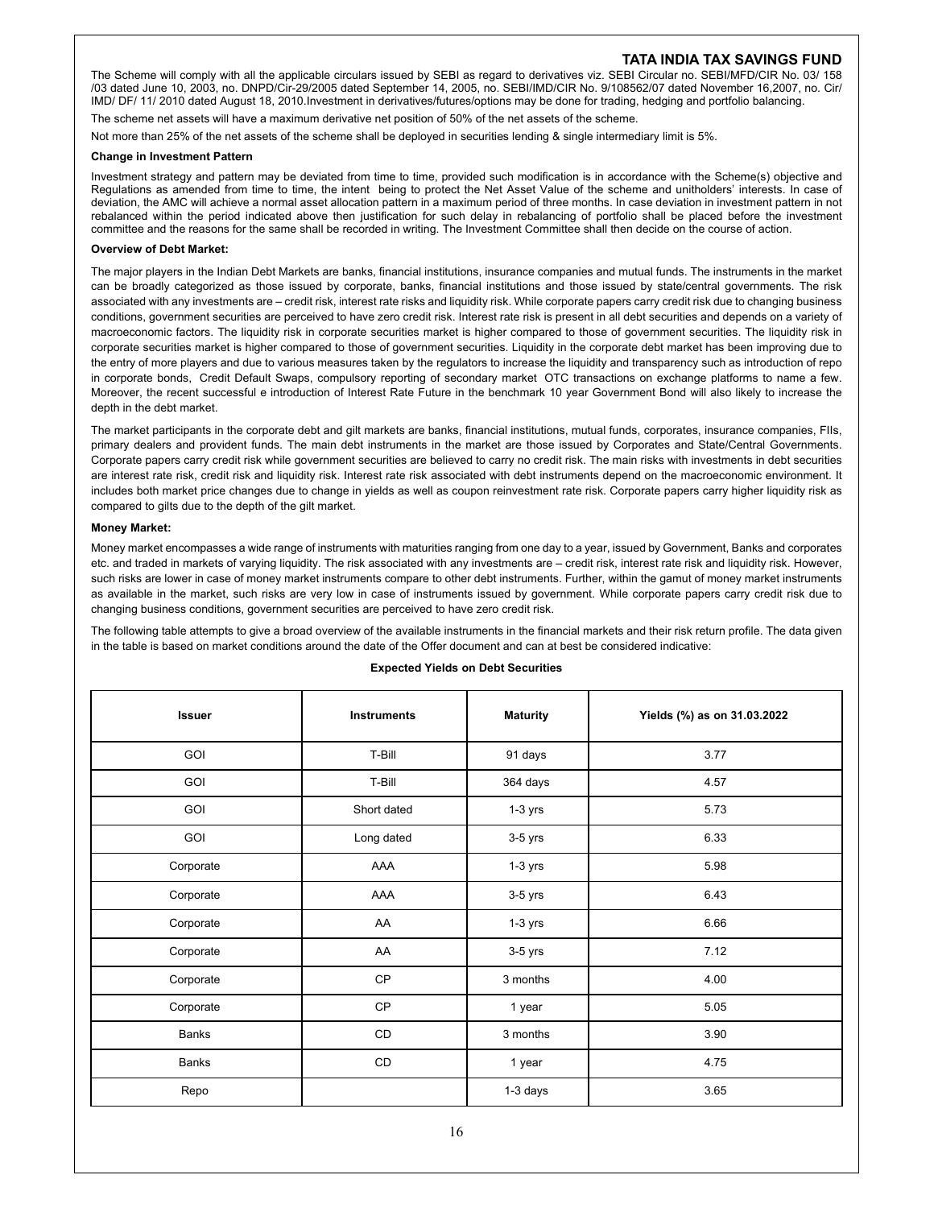The Scheme will comply with all the applicable circulars issued by SEBI as regard to derivatives viz. SEBI Circular no. SEBI/MFD/CIR No. 03/ 158 /03 dated June 10, 2003, no. DNPD/Cir-29/2005 dated September 14, 2005, no. SEBI/IMD/CIR No. 9/108562/07 dated November 16,2007, no. Cir/ IMD/ DF/ 11/ 2010 dated August 18, 2010.Investment in derivatives/futures/options may be done for trading, hedging and portfolio balancing.

The scheme net assets will have a maximum derivative net position of 50% of the net assets of the scheme.

Not more than 25% of the net assets of the scheme shall be deployed in securities lending & single intermediary limit is 5%.

**Change in Investment Pattern**

Investment strategy and pattern may be deviated from time to time, provided such modification is in accordance with the Scheme(s) objective and Regulations as amended from time to time, the intent being to protect the Net Asset Value of the scheme and unitholders' interests. In case of deviation, the AMC will achieve a normal asset allocation pattern in a maximum period of three months. In case deviation in investment pattern in not rebalanced within the period indicated above then justification for such delay in rebalancing of portfolio shall be placed before the investment committee and the reasons for the same shall be recorded in writing. The Investment Committee shall then decide on the course of action.

**Overview of Debt Market:**

The major players in the Indian Debt Markets are banks, financial institutions, insurance companies and mutual funds. The instruments in the market can be broadly categorized as those issued by corporate, banks, financial institutions and those issued by state/central governments. The risk associated with any investments are – credit risk, interest rate risks and liquidity risk. While corporate papers carry credit risk due to changing business conditions, government securities are perceived to have zero credit risk. Interest rate risk is present in all debt securities and depends on a variety of macroeconomic factors. The liquidity risk in corporate securities market is higher compared to those of government securities. The liquidity risk in corporate securities market is higher compared to those of government securities. Liquidity in the corporate debt market has been improving due to the entry of more players and due to various measures taken by the regulators to increase the liquidity and transparency such as introduction of repo in corporate bonds, Credit Default Swaps, compulsory reporting of secondary market OTC transactions on exchange platforms to name a few. Moreover, the recent successful e introduction of Interest Rate Future in the benchmark 10 year Government Bond will also likely to increase the depth in the debt market.

The market participants in the corporate debt and gilt markets are banks, financial institutions, mutual funds, corporates, insurance companies, FIIs, primary dealers and provident funds. The main debt instruments in the market are those issued by Corporates and State/Central Governments. Corporate papers carry credit risk while government securities are believed to carry no credit risk. The main risks with investments in debt securities are interest rate risk, credit risk and liquidity risk. Interest rate risk associated with debt instruments depend on the macroeconomic environment. It includes both market price changes due to change in yields as well as coupon reinvestment rate risk. Corporate papers carry higher liquidity risk as compared to gilts due to the depth of the gilt market.

**Money Market:**

Money market encompasses a wide range of instruments with maturities ranging from one day to a year, issued by Government, Banks and corporates etc. and traded in markets of varying liquidity. The risk associated with any investments are – credit risk, interest rate risk and liquidity risk. However, such risks are lower in case of money market instruments compare to other debt instruments. Further, within the gamut of money market instruments as available in the market, such risks are very low in case of instruments issued by government. While corporate papers carry credit risk due to changing business conditions, government securities are perceived to have zero credit risk.

The following table attempts to give a broad overview of the available instruments in the financial markets and their risk return profile. The data given in the table is based on market conditions around the date of the Offer document and can at best be considered indicative:

**Expected Yields on Debt Securities**

| Issuer | Instruments | Maturity | Yields (%) as on 31.03.2022 |
|---|---|---|---|
| GOI | T-Bill | 91 days | 3.77 |
| GOI | T-Bill | 364 days | 4.57 |
| GOI | Short dated | 1-3 yrs | 5.73 |
| GOI | Long dated | 3-5 yrs | 6.33 |
| Corporate | AAA | 1-3 yrs | 5.98 |
| Corporate | AAA | 3-5 yrs | 6.43 |
| Corporate | AA | 1-3 yrs | 6.66 |
| Corporate | AA | 3-5 yrs | 7.12 |
| Corporate | CP | 3 months | 4.00 |
| Corporate | CP | 1 year | 5.05 |
| Banks | CD | 3 months | 3.90 |
| Banks | CD | 1 year | 4.75 |
| Repo | | 1-3 days | 3.65 |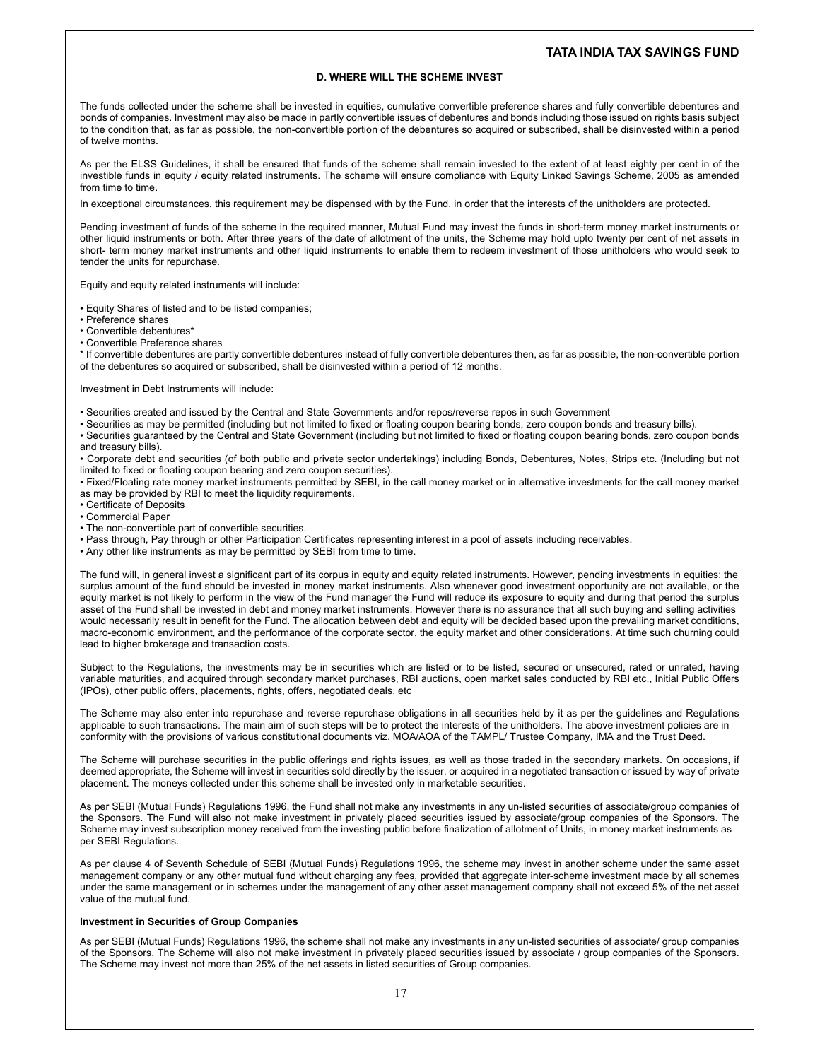## D. WHERE WILL THE SCHEME INVEST

The funds collected under the scheme shall be invested in equities, cumulative convertible preference shares and fully convertible debentures and bonds of companies. Investment may also be made in partly convertible issues of debentures and bonds including those issued on rights basis subject to the condition that, as far as possible, the non-convertible portion of the debentures so acquired or subscribed, shall be disinvested within a period of twelve months.

As per the ELSS Guidelines, it shall be ensured that funds of the scheme shall remain invested to the extent of at least eighty per cent in of the investible funds in equity / equity related instruments. The scheme will ensure compliance with Equity Linked Savings Scheme, 2005 as amended from time to time.

In exceptional circumstances, this requirement may be dispensed with by the Fund, in order that the interests of the unitholders are protected.

Pending investment of funds of the scheme in the required manner, Mutual Fund may invest the funds in short-term money market instruments or other liquid instruments or both. After three years of the date of allotment of the units, the Scheme may hold upto twenty per cent of net assets in short- term money market instruments and other liquid instruments to enable them to redeem investment of those unitholders who would seek to tender the units for repurchase.

Equity and equity related instruments will include:

- Equity Shares of listed and to be listed companies;
- Preference shares
- Convertible debentures*
- Convertible Preference shares

* If convertible debentures are partly convertible debentures instead of fully convertible debentures then, as far as possible, the non-convertible portion of the debentures so acquired or subscribed, shall be disinvested within a period of 12 months.

Investment in Debt Instruments will include:

- Securities created and issued by the Central and State Governments and/or repos/reverse repos in such Government
- Securities as may be permitted (including but not limited to fixed or floating coupon bearing bonds, zero coupon bonds and treasury bills).
- Securities guaranteed by the Central and State Government (including but not limited to fixed or floating coupon bearing bonds, zero coupon bonds and treasury bills).
- Corporate debt and securities (of both public and private sector undertakings) including Bonds, Debentures, Notes, Strips etc. (Including but not limited to fixed or floating coupon bearing and zero coupon securities).
- Fixed/Floating rate money market instruments permitted by SEBI, in the call money market or in alternative investments for the call money market as may be provided by RBI to meet the liquidity requirements.
- Certificate of Deposits
- Commercial Paper
- The non-convertible part of convertible securities.
- Pass through, Pay through or other Participation Certificates representing interest in a pool of assets including receivables.
- Any other like instruments as may be permitted by SEBI from time to time.

The fund will, in general invest a significant part of its corpus in equity and equity related instruments. However, pending investments in equities; the surplus amount of the fund should be invested in money market instruments. Also whenever good investment opportunity are not available, or the equity market is not likely to perform in the view of the Fund manager the Fund will reduce its exposure to equity and during that period the surplus asset of the Fund shall be invested in debt and money market instruments. However there is no assurance that all such buying and selling activities would necessarily result in benefit for the Fund. The allocation between debt and equity will be decided based upon the prevailing market conditions, macro-economic environment, and the performance of the corporate sector, the equity market and other considerations. At time such churning could lead to higher brokerage and transaction costs.

Subject to the Regulations, the investments may be in securities which are listed or to be listed, secured or unsecured, rated or unrated, having variable maturities, and acquired through secondary market purchases, RBI auctions, open market sales conducted by RBI etc., Initial Public Offers (IPOs), other public offers, placements, rights, offers, negotiated deals, etc

The Scheme may also enter into repurchase and reverse repurchase obligations in all securities held by it as per the guidelines and Regulations applicable to such transactions. The main aim of such steps will be to protect the interests of the unitholders. The above investment policies are in conformity with the provisions of various constitutional documents viz. MOA/AOA of the TAMPL/ Trustee Company, IMA and the Trust Deed.

The Scheme will purchase securities in the public offerings and rights issues, as well as those traded in the secondary markets. On occasions, if deemed appropriate, the Scheme will invest in securities sold directly by the issuer, or acquired in a negotiated transaction or issued by way of private placement. The moneys collected under this scheme shall be invested only in marketable securities.

As per SEBI (Mutual Funds) Regulations 1996, the Fund shall not make any investments in any un-listed securities of associate/group companies of the Sponsors. The Fund will also not make investment in privately placed securities issued by associate/group companies of the Sponsors. The Scheme may invest subscription money received from the investing public before finalization of allotment of Units, in money market instruments as per SEBI Regulations.

As per clause 4 of Seventh Schedule of SEBI (Mutual Funds) Regulations 1996, the scheme may invest in another scheme under the same asset management company or any other mutual fund without charging any fees, provided that aggregate inter-scheme investment made by all schemes under the same management or in schemes under the management of any other asset management company shall not exceed 5% of the net asset value of the mutual fund.

**Investment in Securities of Group Companies**

As per SEBI (Mutual Funds) Regulations 1996, the scheme shall not make any investments in any un-listed securities of associate/ group companies of the Sponsors. The Scheme will also not make investment in privately placed securities issued by associate / group companies of the Sponsors. The Scheme may invest not more than 25% of the net assets in listed securities of Group companies.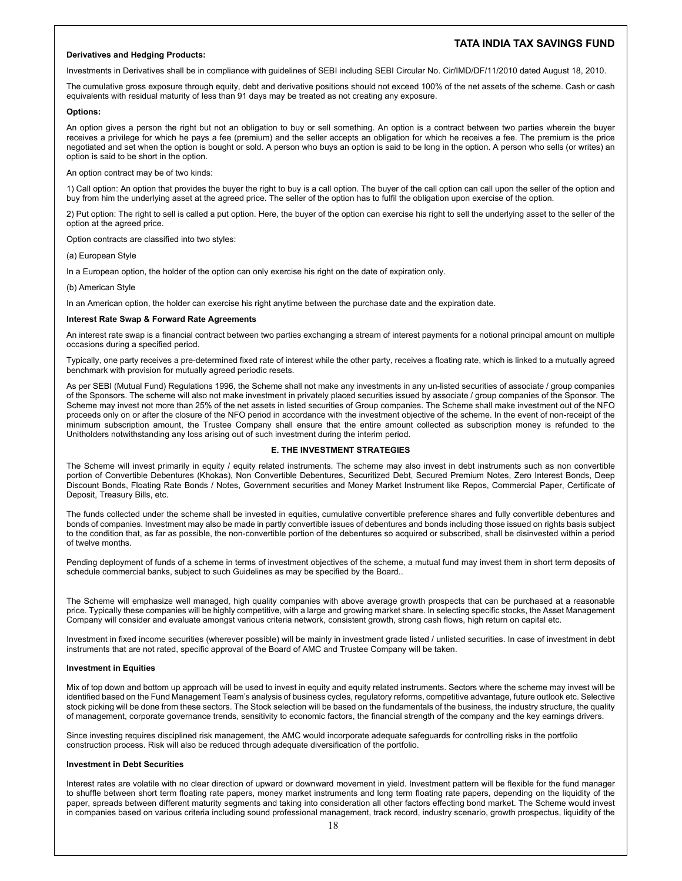**Derivatives and Hedging Products:**

Investments in Derivatives shall be in compliance with guidelines of SEBI including SEBI Circular No. Cir/IMD/DF/11/2010 dated August 18, 2010.

The cumulative gross exposure through equity, debt and derivative positions should not exceed 100% of the net assets of the scheme. Cash or cash equivalents with residual maturity of less than 91 days may be treated as not creating any exposure.

**Options:**

An option gives a person the right but not an obligation to buy or sell something. An option is a contract between two parties wherein the buyer receives a privilege for which he pays a fee (premium) and the seller accepts an obligation for which he receives a fee. The premium is the price negotiated and set when the option is bought or sold. A person who buys an option is said to be long in the option. A person who sells (or writes) an option is said to be short in the option.

An option contract may be of two kinds:

1) Call option: An option that provides the buyer the right to buy is a call option. The buyer of the call option can call upon the seller of the option and buy from him the underlying asset at the agreed price. The seller of the option has to fulfil the obligation upon exercise of the option.

2) Put option: The right to sell is called a put option. Here, the buyer of the option can exercise his right to sell the underlying asset to the seller of the option at the agreed price.

Option contracts are classified into two styles:

(a) European Style

In a European option, the holder of the option can only exercise his right on the date of expiration only.

(b) American Style

In an American option, the holder can exercise his right anytime between the purchase date and the expiration date.

**Interest Rate Swap & Forward Rate Agreements**

An interest rate swap is a financial contract between two parties exchanging a stream of interest payments for a notional principal amount on multiple occasions during a specified period.

Typically, one party receives a pre-determined fixed rate of interest while the other party, receives a floating rate, which is linked to a mutually agreed benchmark with provision for mutually agreed periodic resets.

As per SEBI (Mutual Fund) Regulations 1996, the Scheme shall not make any investments in any un-listed securities of associate / group companies of the Sponsors. The scheme will also not make investment in privately placed securities issued by associate / group companies of the Sponsor. The Scheme may invest not more than 25% of the net assets in listed securities of Group companies. The Scheme shall make investment out of the NFO proceeds only on or after the closure of the NFO period in accordance with the investment objective of the scheme. In the event of non-receipt of the minimum subscription amount, the Trustee Company shall ensure that the entire amount collected as subscription money is refunded to the Unitholders notwithstanding any loss arising out of such investment during the interim period.

## E. THE INVESTMENT STRATEGIES

The Scheme will invest primarily in equity / equity related instruments. The scheme may also invest in debt instruments such as non convertible portion of Convertible Debentures (Khokas), Non Convertible Debentures, Securitized Debt, Secured Premium Notes, Zero Interest Bonds, Deep Discount Bonds, Floating Rate Bonds / Notes, Government securities and Money Market Instrument like Repos, Commercial Paper, Certificate of Deposit, Treasury Bills, etc.

The funds collected under the scheme shall be invested in equities, cumulative convertible preference shares and fully convertible debentures and bonds of companies. Investment may also be made in partly convertible issues of debentures and bonds including those issued on rights basis subject to the condition that, as far as possible, the non-convertible portion of the debentures so acquired or subscribed, shall be disinvested within a period of twelve months.

Pending deployment of funds of a scheme in terms of investment objectives of the scheme, a mutual fund may invest them in short term deposits of schedule commercial banks, subject to such Guidelines as may be specified by the Board..

The Scheme will emphasize well managed, high quality companies with above average growth prospects that can be purchased at a reasonable price. Typically these companies will be highly competitive, with a large and growing market share. In selecting specific stocks, the Asset Management Company will consider and evaluate amongst various criteria network, consistent growth, strong cash flows, high return on capital etc.

Investment in fixed income securities (wherever possible) will be mainly in investment grade listed / unlisted securities. In case of investment in debt instruments that are not rated, specific approval of the Board of AMC and Trustee Company will be taken.

**Investment in Equities**

Mix of top down and bottom up approach will be used to invest in equity and equity related instruments. Sectors where the scheme may invest will be identified based on the Fund Management Team's analysis of business cycles, regulatory reforms, competitive advantage, future outlook etc. Selective stock picking will be done from these sectors. The Stock selection will be based on the fundamentals of the business, the industry structure, the quality of management, corporate governance trends, sensitivity to economic factors, the financial strength of the company and the key earnings drivers.

Since investing requires disciplined risk management, the AMC would incorporate adequate safeguards for controlling risks in the portfolio construction process. Risk will also be reduced through adequate diversification of the portfolio.

**Investment in Debt Securities**

Interest rates are volatile with no clear direction of upward or downward movement in yield. Investment pattern will be flexible for the fund manager to shuffle between short term floating rate papers, money market instruments and long term floating rate papers, depending on the liquidity of the paper, spreads between different maturity segments and taking into consideration all other factors effecting bond market. The Scheme would invest in companies based on various criteria including sound professional management, track record, industry scenario, growth prospectus, liquidity of the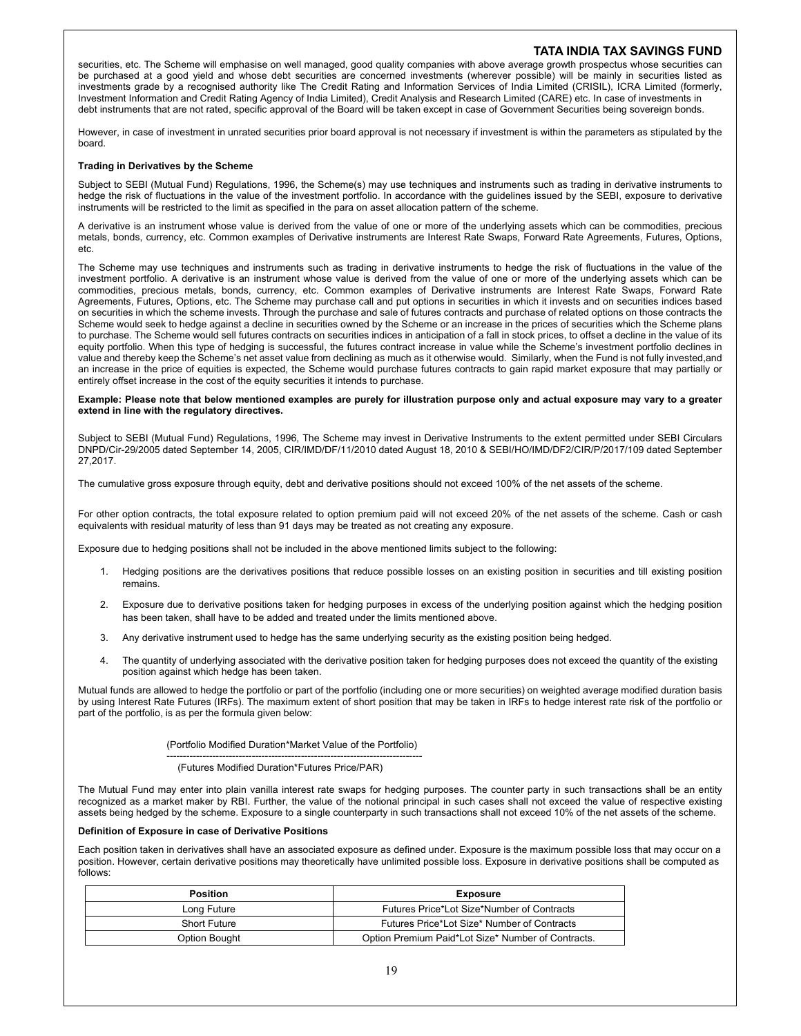securities, etc. The Scheme will emphasise on well managed, good quality companies with above average growth prospectus whose securities can be purchased at a good yield and whose debt securities are concerned investments (wherever possible) will be mainly in securities listed as investments grade by a recognised authority like The Credit Rating and Information Services of India Limited (CRISIL), ICRA Limited (formerly, Investment Information and Credit Rating Agency of India Limited), Credit Analysis and Research Limited (CARE) etc. In case of investments in debt instruments that are not rated, specific approval of the Board will be taken except in case of Government Securities being sovereign bonds.

However, in case of investment in unrated securities prior board approval is not necessary if investment is within the parameters as stipulated by the board.

**Trading in Derivatives by the Scheme**

Subject to SEBI (Mutual Fund) Regulations, 1996, the Scheme(s) may use techniques and instruments such as trading in derivative instruments to hedge the risk of fluctuations in the value of the investment portfolio. In accordance with the guidelines issued by the SEBI, exposure to derivative instruments will be restricted to the limit as specified in the para on asset allocation pattern of the scheme.

A derivative is an instrument whose value is derived from the value of one or more of the underlying assets which can be commodities, precious metals, bonds, currency, etc. Common examples of Derivative instruments are Interest Rate Swaps, Forward Rate Agreements, Futures, Options, etc.

The Scheme may use techniques and instruments such as trading in derivative instruments to hedge the risk of fluctuations in the value of the investment portfolio. A derivative is an instrument whose value is derived from the value of one or more of the underlying assets which can be commodities, precious metals, bonds, currency, etc. Common examples of Derivative instruments are Interest Rate Swaps, Forward Rate Agreements, Futures, Options, etc. The Scheme may purchase call and put options in securities in which it invests and on securities indices based on securities in which the scheme invests. Through the purchase and sale of futures contracts and purchase of related options on those contracts the Scheme would seek to hedge against a decline in securities owned by the Scheme or an increase in the prices of securities which the Scheme plans to purchase. The Scheme would sell futures contracts on securities indices in anticipation of a fall in stock prices, to offset a decline in the value of its equity portfolio. When this type of hedging is successful, the futures contract increase in value while the Scheme's investment portfolio declines in value and thereby keep the Scheme's net asset value from declining as much as it otherwise would. Similarly, when the Fund is not fully invested,and an increase in the price of equities is expected, the Scheme would purchase futures contracts to gain rapid market exposure that may partially or entirely offset increase in the cost of the equity securities it intends to purchase.

**Example: Please note that below mentioned examples are purely for illustration purpose only and actual exposure may vary to a greater extend in line with the regulatory directives.**

Subject to SEBI (Mutual Fund) Regulations, 1996, The Scheme may invest in Derivative Instruments to the extent permitted under SEBI Circulars DNPD/Cir-29/2005 dated September 14, 2005, CIR/IMD/DF/11/2010 dated August 18, 2010 & SEBI/HO/IMD/DF2/CIR/P/2017/109 dated September 27,2017.

The cumulative gross exposure through equity, debt and derivative positions should not exceed 100% of the net assets of the scheme.

For other option contracts, the total exposure related to option premium paid will not exceed 20% of the net assets of the scheme. Cash or cash equivalents with residual maturity of less than 91 days may be treated as not creating any exposure.

Exposure due to hedging positions shall not be included in the above mentioned limits subject to the following:

1. Hedging positions are the derivatives positions that reduce possible losses on an existing position in securities and till existing position remains.
2. Exposure due to derivative positions taken for hedging purposes in excess of the underlying position against which the hedging position has been taken, shall have to be added and treated under the limits mentioned above.
3. Any derivative instrument used to hedge has the same underlying security as the existing position being hedged.
4. The quantity of underlying associated with the derivative position taken for hedging purposes does not exceed the quantity of the existing position against which hedge has been taken.

Mutual funds are allowed to hedge the portfolio or part of the portfolio (including one or more securities) on weighted average modified duration basis by using Interest Rate Futures (IRFs). The maximum extent of short position that may be taken in IRFs to hedge interest rate risk of the portfolio or part of the portfolio, is as per the formula given below:

$$\frac{\text{(Portfolio Modified Duration*Market Value of the Portfolio)}}{\text{(Futures Modified Duration*Futures Price/PAR)}}$$

The Mutual Fund may enter into plain vanilla interest rate swaps for hedging purposes. The counter party in such transactions shall be an entity recognized as a market maker by RBI. Further, the value of the notional principal in such cases shall not exceed the value of respective existing assets being hedged by the scheme. Exposure to a single counterparty in such transactions shall not exceed 10% of the net assets of the scheme.

**Definition of Exposure in case of Derivative Positions**

Each position taken in derivatives shall have an associated exposure as defined under. Exposure is the maximum possible loss that may occur on a position. However, certain derivative positions may theoretically have unlimited possible loss. Exposure in derivative positions shall be computed as follows:

| Position | Exposure |
|---|---|
| Long Future | Futures Price*Lot Size*Number of Contracts |
| Short Future | Futures Price*Lot Size* Number of Contracts |
| Option Bought | Option Premium Paid*Lot Size* Number of Contracts. |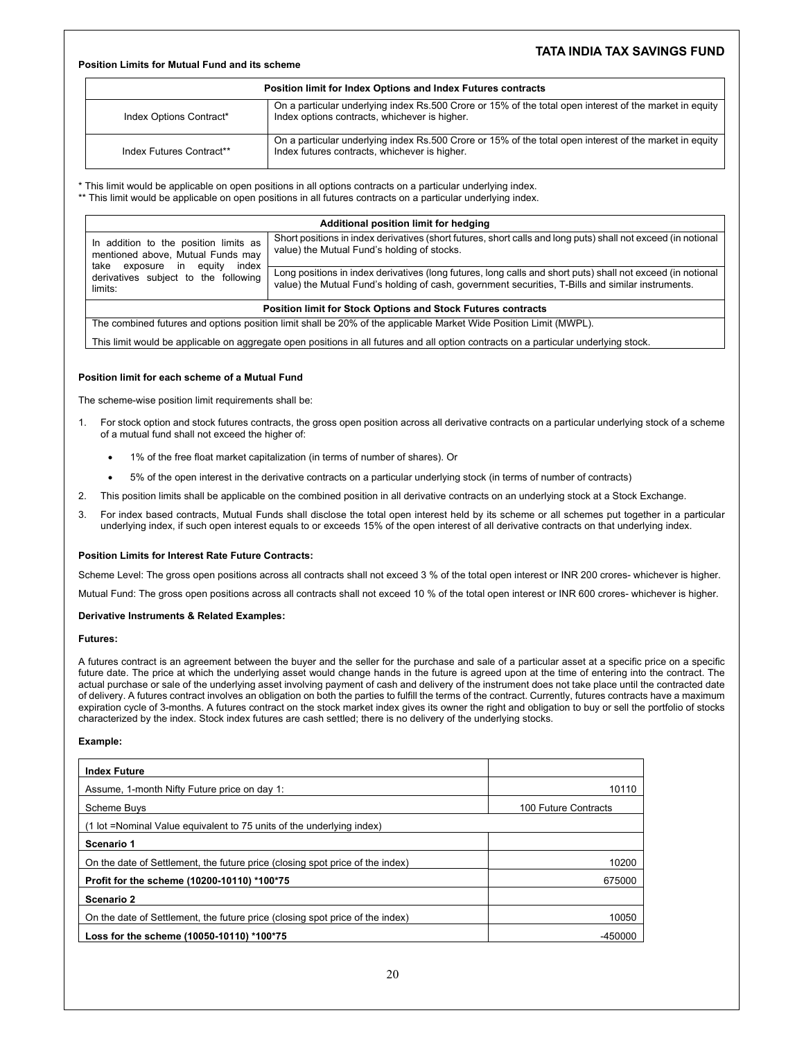**Position Limits for Mutual Fund and its scheme**

| Position limit for Index Options and Index Futures contracts | |
|---|---|
| Index Options Contract* | On a particular underlying index Rs.500 Crore or 15% of the total open interest of the market in equity Index options contracts, whichever is higher. |
| Index Futures Contract** | On a particular underlying index Rs.500 Crore or 15% of the total open interest of the market in equity Index futures contracts, whichever is higher. |

\* This limit would be applicable on open positions in all options contracts on a particular underlying index.
\** This limit would be applicable on open positions in all futures contracts on a particular underlying index.

| Additional position limit for hedging | |
|---|---|
| In addition to the position limits as mentioned above, Mutual Funds may take exposure in equity index derivatives subject to the following limits: | Short positions in index derivatives (short futures, short calls and long puts) shall not exceed (in notional value) the Mutual Fund's holding of stocks. |
| | Long positions in index derivatives (long futures, long calls and short puts) shall not exceed (in notional value) the Mutual Fund's holding of cash, government securities, T-Bills and similar instruments. |
| **Position limit for Stock Options and Stock Futures contracts** | |
| The combined futures and options position limit shall be 20% of the applicable Market Wide Position Limit (MWPL). | |
| This limit would be applicable on aggregate open positions in all futures and all option contracts on a particular underlying stock. | |

**Position limit for each scheme of a Mutual Fund**

The scheme-wise position limit requirements shall be:

1. For stock option and stock futures contracts, the gross open position across all derivative contracts on a particular underlying stock of a scheme of a mutual fund shall not exceed the higher of:
   - 1% of the free float market capitalization (in terms of number of shares). Or
   - 5% of the open interest in the derivative contracts on a particular underlying stock (in terms of number of contracts)
2. This position limits shall be applicable on the combined position in all derivative contracts on an underlying stock at a Stock Exchange.
3. For index based contracts, Mutual Funds shall disclose the total open interest held by its scheme or all schemes put together in a particular underlying index, if such open interest equals to or exceeds 15% of the open interest of all derivative contracts on that underlying index.

**Position Limits for Interest Rate Future Contracts:**

Scheme Level: The gross open positions across all contracts shall not exceed 3 % of the total open interest or INR 200 crores- whichever is higher.

Mutual Fund: The gross open positions across all contracts shall not exceed 10 % of the total open interest or INR 600 crores- whichever is higher.

**Derivative Instruments & Related Examples:**

**Futures:**

A futures contract is an agreement between the buyer and the seller for the purchase and sale of a particular asset at a specific price on a specific future date. The price at which the underlying asset would change hands in the future is agreed upon at the time of entering into the contract. The actual purchase or sale of the underlying asset involving payment of cash and delivery of the instrument does not take place until the contracted date of delivery. A futures contract involves an obligation on both the parties to fulfill the terms of the contract. Currently, futures contracts have a maximum expiration cycle of 3-months. A futures contract on the stock market index gives its owner the right and obligation to buy or sell the portfolio of stocks characterized by the index. Stock index futures are cash settled; there is no delivery of the underlying stocks.

**Example:**

| **Index Future** | |
|---|---|
| Assume, 1-month Nifty Future price on day 1: | 10110 |
| Scheme Buys | 100 Future Contracts |
| (1 lot =Nominal Value equivalent to 75 units of the underlying index) | |
| **Scenario 1** | |
| On the date of Settlement, the future price (closing spot price of the index) | 10200 |
| **Profit for the scheme (10200-10110) \*100\*75** | 675000 |
| **Scenario 2** | |
| On the date of Settlement, the future price (closing spot price of the index) | 10050 |
| **Loss for the scheme (10050-10110) \*100\*75** | -450000 |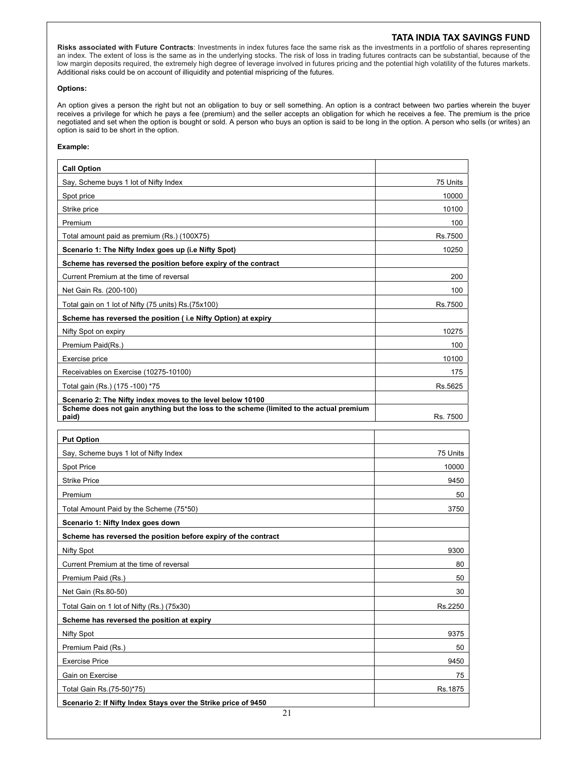**Risks associated with Future Contracts**: Investments in index futures face the same risk as the investments in a portfolio of shares representing an index. The extent of loss is the same as in the underlying stocks. The risk of loss in trading futures contracts can be substantial, because of the low margin deposits required, the extremely high degree of leverage involved in futures pricing and the potential high volatility of the futures markets. Additional risks could be on account of illiquidity and potential mispricing of the futures.

**Options:**

An option gives a person the right but not an obligation to buy or sell something. An option is a contract between two parties wherein the buyer receives a privilege for which he pays a fee (premium) and the seller accepts an obligation for which he receives a fee. The premium is the price negotiated and set when the option is bought or sold. A person who buys an option is said to be long in the option. A person who sells (or writes) an option is said to be short in the option.

**Example:**

| **Call Option** | |
|---|---|
| Say, Scheme buys 1 lot of Nifty Index | 75 Units |
| Spot price | 10000 |
| Strike price | 10100 |
| Premium | 100 |
| Total amount paid as premium (Rs.) (100X75) | Rs.7500 |
| **Scenario 1: The Nifty Index goes up (i.e Nifty Spot)** | 10250 |
| **Scheme has reversed the position before expiry of the contract** | |
| Current Premium at the time of reversal | 200 |
| Net Gain Rs. (200-100) | 100 |
| Total gain on 1 lot of Nifty (75 units) Rs.(75x100) | Rs.7500 |
| **Scheme has reversed the position ( i.e Nifty Option) at expiry** | |
| Nifty Spot on expiry | 10275 |
| Premium Paid(Rs.) | 100 |
| Exercise price | 10100 |
| Receivables on Exercise (10275-10100) | 175 |
| Total gain (Rs.) (175 -100) *75 | Rs.5625 |
| **Scenario 2: The Nifty index moves to the level below 10100** | |
| **Scheme does not gain anything but the loss to the scheme (limited to the actual premium paid)** | Rs. 7500 |

| **Put Option** | |
|---|---|
| Say, Scheme buys 1 lot of Nifty Index | 75 Units |
| Spot Price | 10000 |
| Strike Price | 9450 |
| Premium | 50 |
| Total Amount Paid by the Scheme (75*50) | 3750 |
| **Scenario 1: Nifty Index goes down** | |
| **Scheme has reversed the position before expiry of the contract** | |
| Nifty Spot | 9300 |
| Current Premium at the time of reversal | 80 |
| Premium Paid (Rs.) | 50 |
| Net Gain (Rs.80-50) | 30 |
| Total Gain on 1 lot of Nifty (Rs.) (75x30) | Rs.2250 |
| **Scheme has reversed the position at expiry** | |
| Nifty Spot | 9375 |
| Premium Paid (Rs.) | 50 |
| Exercise Price | 9450 |
| Gain on Exercise | 75 |
| Total Gain Rs.(75-50)*75) | Rs.1875 |
| **Scenario 2: If Nifty Index Stays over the Strike price of 9450** | |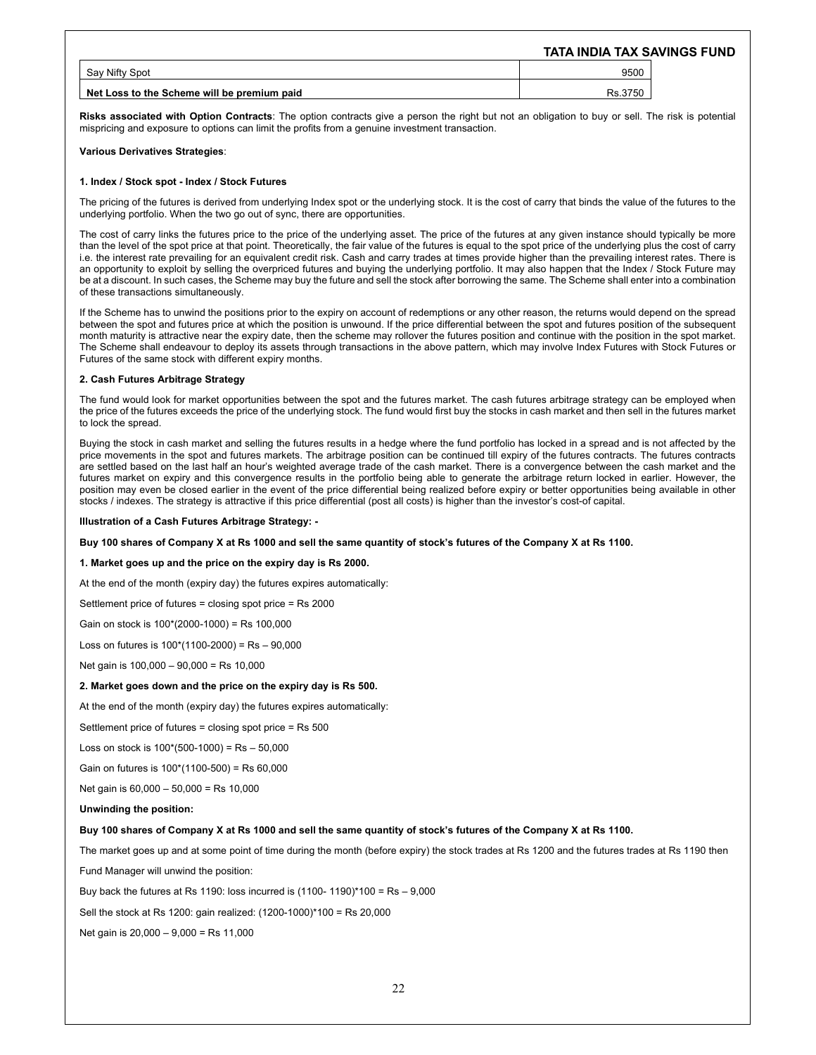| Say Nifty Spot | 9500 |
|---|---|
| **Net Loss to the Scheme will be premium paid** | Rs.3750 |

**Risks associated with Option Contracts**: The option contracts give a person the right but not an obligation to buy or sell. The risk is potential mispricing and exposure to options can limit the profits from a genuine investment transaction.

**Various Derivatives Strategies**:

**1. Index / Stock spot - Index / Stock Futures**

The pricing of the futures is derived from underlying Index spot or the underlying stock. It is the cost of carry that binds the value of the futures to the underlying portfolio. When the two go out of sync, there are opportunities.

The cost of carry links the futures price to the price of the underlying asset. The price of the futures at any given instance should typically be more than the level of the spot price at that point. Theoretically, the fair value of the futures is equal to the spot price of the underlying plus the cost of carry i.e. the interest rate prevailing for an equivalent credit risk. Cash and carry trades at times provide higher than the prevailing interest rates. There is an opportunity to exploit by selling the overpriced futures and buying the underlying portfolio. It may also happen that the Index / Stock Future may be at a discount. In such cases, the Scheme may buy the future and sell the stock after borrowing the same. The Scheme shall enter into a combination of these transactions simultaneously.

If the Scheme has to unwind the positions prior to the expiry on account of redemptions or any other reason, the returns would depend on the spread between the spot and futures price at which the position is unwound. If the price differential between the spot and futures position of the subsequent month maturity is attractive near the expiry date, then the scheme may rollover the futures position and continue with the position in the spot market. The Scheme shall endeavour to deploy its assets through transactions in the above pattern, which may involve Index Futures with Stock Futures or Futures of the same stock with different expiry months.

**2. Cash Futures Arbitrage Strategy**

The fund would look for market opportunities between the spot and the futures market. The cash futures arbitrage strategy can be employed when the price of the futures exceeds the price of the underlying stock. The fund would first buy the stocks in cash market and then sell in the futures market to lock the spread.

Buying the stock in cash market and selling the futures results in a hedge where the fund portfolio has locked in a spread and is not affected by the price movements in the spot and futures markets. The arbitrage position can be continued till expiry of the futures contracts. The futures contracts are settled based on the last half an hour's weighted average trade of the cash market. There is a convergence between the cash market and the futures market on expiry and this convergence results in the portfolio being able to generate the arbitrage return locked in earlier. However, the position may even be closed earlier in the event of the price differential being realized before expiry or better opportunities being available in other stocks / indexes. The strategy is attractive if this price differential (post all costs) is higher than the investor's cost-of capital.

**Illustration of a Cash Futures Arbitrage Strategy: -**

**Buy 100 shares of Company X at Rs 1000 and sell the same quantity of stock's futures of the Company X at Rs 1100.**

**1. Market goes up and the price on the expiry day is Rs 2000.**

At the end of the month (expiry day) the futures expires automatically:

Settlement price of futures = closing spot price = Rs 2000

Gain on stock is 100*(2000-1000) = Rs 100,000

Loss on futures is 100*(1100-2000) = Rs – 90,000

Net gain is 100,000 – 90,000 = Rs 10,000

**2. Market goes down and the price on the expiry day is Rs 500.**

At the end of the month (expiry day) the futures expires automatically:

Settlement price of futures = closing spot price = Rs 500

Loss on stock is 100*(500-1000) = Rs – 50,000

Gain on futures is 100*(1100-500) = Rs 60,000

Net gain is 60,000 – 50,000 = Rs 10,000

**Unwinding the position:**

**Buy 100 shares of Company X at Rs 1000 and sell the same quantity of stock's futures of the Company X at Rs 1100.**

The market goes up and at some point of time during the month (before expiry) the stock trades at Rs 1200 and the futures trades at Rs 1190 then

Fund Manager will unwind the position:

Buy back the futures at Rs 1190: loss incurred is (1100- 1190)*100 = Rs – 9,000

Sell the stock at Rs 1200: gain realized: (1200-1000)*100 = Rs 20,000

Net gain is 20,000 – 9,000 = Rs 11,000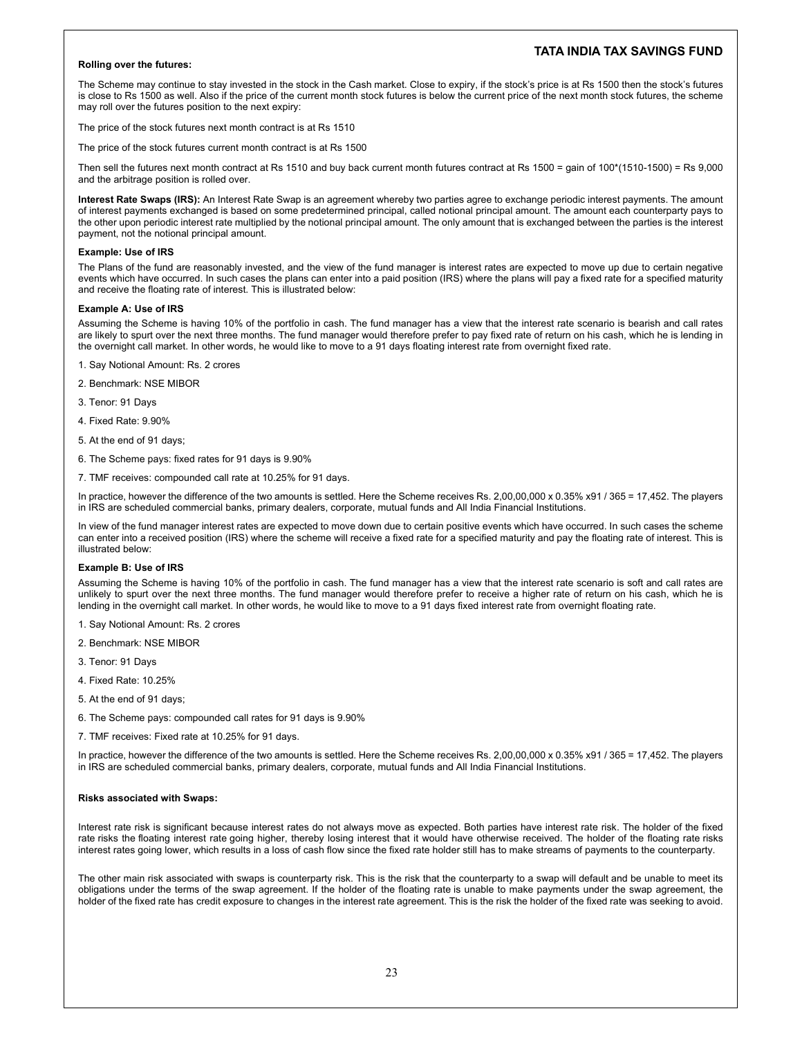**Rolling over the futures:**

The Scheme may continue to stay invested in the stock in the Cash market. Close to expiry, if the stock's price is at Rs 1500 then the stock's futures is close to Rs 1500 as well. Also if the price of the current month stock futures is below the current price of the next month stock futures, the scheme may roll over the futures position to the next expiry:

The price of the stock futures next month contract is at Rs 1510

The price of the stock futures current month contract is at Rs 1500

Then sell the futures next month contract at Rs 1510 and buy back current month futures contract at Rs 1500 = gain of 100*(1510-1500) = Rs 9,000 and the arbitrage position is rolled over.

**Interest Rate Swaps (IRS):** An Interest Rate Swap is an agreement whereby two parties agree to exchange periodic interest payments. The amount of interest payments exchanged is based on some predetermined principal, called notional principal amount. The amount each counterparty pays to the other upon periodic interest rate multiplied by the notional principal amount. The only amount that is exchanged between the parties is the interest payment, not the notional principal amount.

**Example: Use of IRS**

The Plans of the fund are reasonably invested, and the view of the fund manager is interest rates are expected to move up due to certain negative events which have occurred. In such cases the plans can enter into a paid position (IRS) where the plans will pay a fixed rate for a specified maturity and receive the floating rate of interest. This is illustrated below:

**Example A: Use of IRS**

Assuming the Scheme is having 10% of the portfolio in cash. The fund manager has a view that the interest rate scenario is bearish and call rates are likely to spurt over the next three months. The fund manager would therefore prefer to pay fixed rate of return on his cash, which he is lending in the overnight call market. In other words, he would like to move to a 91 days floating interest rate from overnight fixed rate.

1. Say Notional Amount: Rs. 2 crores
2. Benchmark: NSE MIBOR
3. Tenor: 91 Days
4. Fixed Rate: 9.90%
5. At the end of 91 days;
6. The Scheme pays: fixed rates for 91 days is 9.90%
7. TMF receives: compounded call rate at 10.25% for 91 days.

In practice, however the difference of the two amounts is settled. Here the Scheme receives Rs. 2,00,00,000 x 0.35% x91 / 365 = 17,452. The players in IRS are scheduled commercial banks, primary dealers, corporate, mutual funds and All India Financial Institutions.

In view of the fund manager interest rates are expected to move down due to certain positive events which have occurred. In such cases the scheme can enter into a received position (IRS) where the scheme will receive a fixed rate for a specified maturity and pay the floating rate of interest. This is illustrated below:

**Example B: Use of IRS**

Assuming the Scheme is having 10% of the portfolio in cash. The fund manager has a view that the interest rate scenario is soft and call rates are unlikely to spurt over the next three months. The fund manager would therefore prefer to receive a higher rate of return on his cash, which he is lending in the overnight call market. In other words, he would like to move to a 91 days fixed interest rate from overnight floating rate.

1. Say Notional Amount: Rs. 2 crores
2. Benchmark: NSE MIBOR
3. Tenor: 91 Days
4. Fixed Rate: 10.25%
5. At the end of 91 days;
6. The Scheme pays: compounded call rates for 91 days is 9.90%
7. TMF receives: Fixed rate at 10.25% for 91 days.

In practice, however the difference of the two amounts is settled. Here the Scheme receives Rs. 2,00,00,000 x 0.35% x91 / 365 = 17,452. The players in IRS are scheduled commercial banks, primary dealers, corporate, mutual funds and All India Financial Institutions.

**Risks associated with Swaps:**

Interest rate risk is significant because interest rates do not always move as expected. Both parties have interest rate risk. The holder of the fixed rate risks the floating interest rate going higher, thereby losing interest that it would have otherwise received. The holder of the floating rate risks interest rates going lower, which results in a loss of cash flow since the fixed rate holder still has to make streams of payments to the counterparty.

The other main risk associated with swaps is counterparty risk. This is the risk that the counterparty to a swap will default and be unable to meet its obligations under the terms of the swap agreement. If the holder of the floating rate is unable to make payments under the swap agreement, the holder of the fixed rate has credit exposure to changes in the interest rate agreement. This is the risk the holder of the fixed rate was seeking to avoid.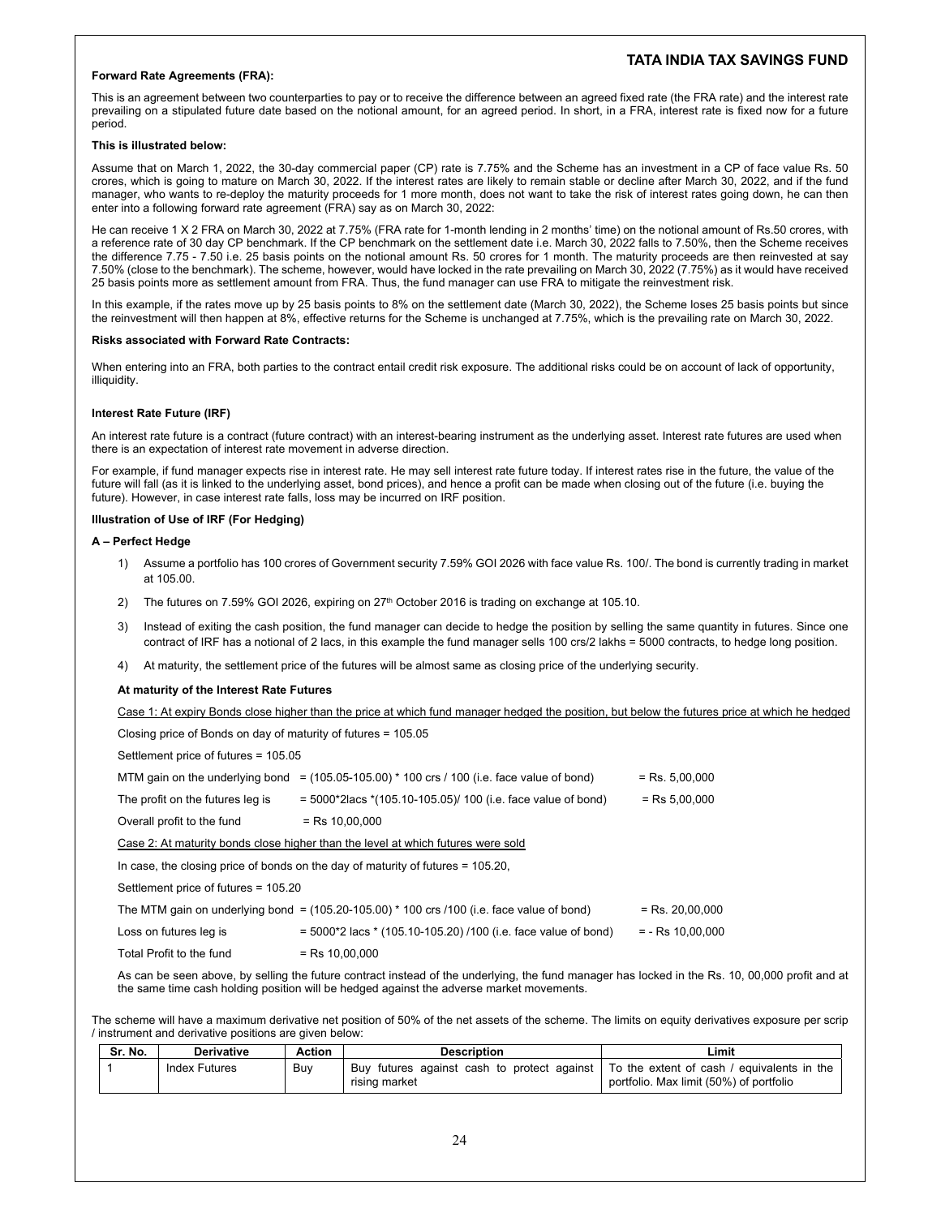**Forward Rate Agreements (FRA):**

This is an agreement between two counterparties to pay or to receive the difference between an agreed fixed rate (the FRA rate) and the interest rate prevailing on a stipulated future date based on the notional amount, for an agreed period. In short, in a FRA, interest rate is fixed now for a future period.

**This is illustrated below:**

Assume that on March 1, 2022, the 30-day commercial paper (CP) rate is 7.75% and the Scheme has an investment in a CP of face value Rs. 50 crores, which is going to mature on March 30, 2022. If the interest rates are likely to remain stable or decline after March 30, 2022, and if the fund manager, who wants to re-deploy the maturity proceeds for 1 more month, does not want to take the risk of interest rates going down, he can then enter into a following forward rate agreement (FRA) say as on March 30, 2022:

He can receive 1 X 2 FRA on March 30, 2022 at 7.75% (FRA rate for 1-month lending in 2 months' time) on the notional amount of Rs.50 crores, with a reference rate of 30 day CP benchmark. If the CP benchmark on the settlement date i.e. March 30, 2022 falls to 7.50%, then the Scheme receives the difference 7.75 - 7.50 i.e. 25 basis points on the notional amount Rs. 50 crores for 1 month. The maturity proceeds are then reinvested at say 7.50% (close to the benchmark). The scheme, however, would have locked in the rate prevailing on March 30, 2022 (7.75%) as it would have received 25 basis points more as settlement amount from FRA. Thus, the fund manager can use FRA to mitigate the reinvestment risk.

In this example, if the rates move up by 25 basis points to 8% on the settlement date (March 30, 2022), the Scheme loses 25 basis points but since the reinvestment will then happen at 8%, effective returns for the Scheme is unchanged at 7.75%, which is the prevailing rate on March 30, 2022.

**Risks associated with Forward Rate Contracts:**

When entering into an FRA, both parties to the contract entail credit risk exposure. The additional risks could be on account of lack of opportunity, illiquidity.

**Interest Rate Future (IRF)**

An interest rate future is a contract (future contract) with an interest-bearing instrument as the underlying asset. Interest rate futures are used when there is an expectation of interest rate movement in adverse direction.

For example, if fund manager expects rise in interest rate. He may sell interest rate future today. If interest rates rise in the future, the value of the future will fall (as it is linked to the underlying asset, bond prices), and hence a profit can be made when closing out of the future (i.e. buying the future). However, in case interest rate falls, loss may be incurred on IRF position.

**Illustration of Use of IRF (For Hedging)**

**A – Perfect Hedge**

1) Assume a portfolio has 100 crores of Government security 7.59% GOI 2026 with face value Rs. 100/. The bond is currently trading in market at 105.00.
2) The futures on 7.59% GOI 2026, expiring on 27th October 2016 is trading on exchange at 105.10.
3) Instead of exiting the cash position, the fund manager can decide to hedge the position by selling the same quantity in futures. Since one contract of IRF has a notional of 2 lacs, in this example the fund manager sells 100 crs/2 lakhs = 5000 contracts, to hedge long position.
4) At maturity, the settlement price of the futures will be almost same as closing price of the underlying security.

**At maturity of the Interest Rate Futures**

Case 1: At expiry Bonds close higher than the price at which fund manager hedged the position, but below the futures price at which he hedged

Closing price of Bonds on day of maturity of futures = 105.05

Settlement price of futures = 105.05

MTM gain on the underlying bond = (105.05-105.00) * 100 crs / 100 (i.e. face value of bond) = Rs. 5,00,000

The profit on the futures leg is = 5000*2lacs *(105.10-105.05)/ 100 (i.e. face value of bond) = Rs 5,00,000

Overall profit to the fund = Rs 10,00,000

Case 2: At maturity bonds close higher than the level at which futures were sold

In case, the closing price of bonds on the day of maturity of futures = 105.20,

Settlement price of futures = 105.20

The MTM gain on underlying bond = (105.20-105.00) * 100 crs /100 (i.e. face value of bond) = Rs. 20,00,000

Loss on futures leg is = 5000*2 lacs * (105.10-105.20) /100 (i.e. face value of bond) = - Rs 10,00,000

Total Profit to the fund = Rs 10,00,000

As can be seen above, by selling the future contract instead of the underlying, the fund manager has locked in the Rs. 10, 00,000 profit and at the same time cash holding position will be hedged against the adverse market movements.

The scheme will have a maximum derivative net position of 50% of the net assets of the scheme. The limits on equity derivatives exposure per scrip / instrument and derivative positions are given below:

| Sr. No. | Derivative | Action | Description | Limit |
|---|---|---|---|---|
| 1 | Index Futures | Buy | Buy futures against cash to protect against rising market | To the extent of cash / equivalents in the portfolio. Max limit (50%) of portfolio |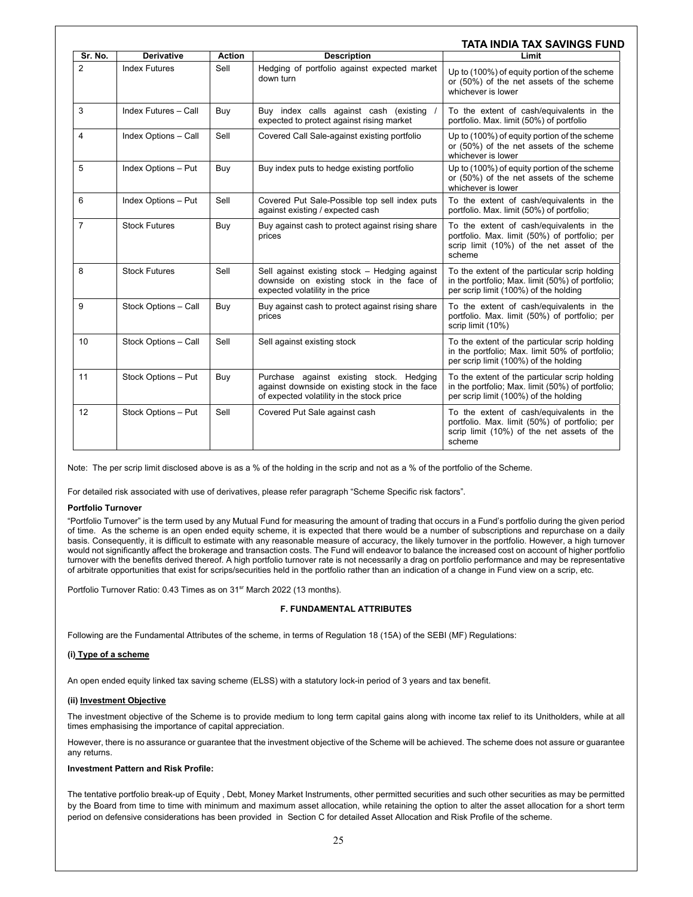| Sr. No. | Derivative | Action | Description | Limit |
|---|---|---|---|---|
| 2 | Index Futures | Sell | Hedging of portfolio against expected market down turn | Up to (100%) of equity portion of the scheme or (50%) of the net assets of the scheme whichever is lower |
| 3 | Index Futures – Call | Buy | Buy index calls against cash (existing / expected to protect against rising market | To the extent of cash/equivalents in the portfolio. Max. limit (50%) of portfolio |
| 4 | Index Options – Call | Sell | Covered Call Sale-against existing portfolio | Up to (100%) of equity portion of the scheme or (50%) of the net assets of the scheme whichever is lower |
| 5 | Index Options – Put | Buy | Buy index puts to hedge existing portfolio | Up to (100%) of equity portion of the scheme or (50%) of the net assets of the scheme whichever is lower |
| 6 | Index Options – Put | Sell | Covered Put Sale-Possible top sell index puts against existing / expected cash | To the extent of cash/equivalents in the portfolio. Max. limit (50%) of portfolio; |
| 7 | Stock Futures | Buy | Buy against cash to protect against rising share prices | To the extent of cash/equivalents in the portfolio. Max. limit (50%) of portfolio; per scrip limit (10%) of the net asset of the scheme |
| 8 | Stock Futures | Sell | Sell against existing stock – Hedging against downside on existing stock in the face of expected volatility in the price | To the extent of the particular scrip holding in the portfolio; Max. limit (50%) of portfolio; per scrip limit (100%) of the holding |
| 9 | Stock Options – Call | Buy | Buy against cash to protect against rising share prices | To the extent of cash/equivalents in the portfolio. Max. limit (50%) of portfolio; per scrip limit (10%) |
| 10 | Stock Options – Call | Sell | Sell against existing stock | To the extent of the particular scrip holding in the portfolio; Max. limit 50% of portfolio; per scrip limit (100%) of the holding |
| 11 | Stock Options – Put | Buy | Purchase against existing stock. Hedging against downside on existing stock in the face of expected volatility in the stock price | To the extent of the particular scrip holding in the portfolio; Max. limit (50%) of portfolio; per scrip limit (100%) of the holding |
| 12 | Stock Options – Put | Sell | Covered Put Sale against cash | To the extent of cash/equivalents in the portfolio. Max. limit (50%) of portfolio; per scrip limit (10%) of the net assets of the scheme |

Note: The per scrip limit disclosed above is as a % of the holding in the scrip and not as a % of the portfolio of the Scheme.

For detailed risk associated with use of derivatives, please refer paragraph "Scheme Specific risk factors".

**Portfolio Turnover**

"Portfolio Turnover" is the term used by any Mutual Fund for measuring the amount of trading that occurs in a Fund's portfolio during the given period of time. As the scheme is an open ended equity scheme, it is expected that there would be a number of subscriptions and repurchase on a daily basis. Consequently, it is difficult to estimate with any reasonable measure of accuracy, the likely turnover in the portfolio. However, a high turnover would not significantly affect the brokerage and transaction costs. The Fund will endeavor to balance the increased cost on account of higher portfolio turnover with the benefits derived thereof. A high portfolio turnover rate is not necessarily a drag on portfolio performance and may be representative of arbitrate opportunities that exist for scrips/securities held in the portfolio rather than an indication of a change in Fund view on a scrip, etc.

Portfolio Turnover Ratio: 0.43 Times as on 31st March 2022 (13 months).

## F. FUNDAMENTAL ATTRIBUTES

Following are the Fundamental Attributes of the scheme, in terms of Regulation 18 (15A) of the SEBI (MF) Regulations:

**(i) Type of a scheme**

An open ended equity linked tax saving scheme (ELSS) with a statutory lock-in period of 3 years and tax benefit.

**(ii) Investment Objective**

The investment objective of the Scheme is to provide medium to long term capital gains along with income tax relief to its Unitholders, while at all times emphasising the importance of capital appreciation.

However, there is no assurance or guarantee that the investment objective of the Scheme will be achieved. The scheme does not assure or guarantee any returns.

**Investment Pattern and Risk Profile:**

The tentative portfolio break-up of Equity , Debt, Money Market Instruments, other permitted securities and such other securities as may be permitted by the Board from time to time with minimum and maximum asset allocation, while retaining the option to alter the asset allocation for a short term period on defensive considerations has been provided in Section C for detailed Asset Allocation and Risk Profile of the scheme.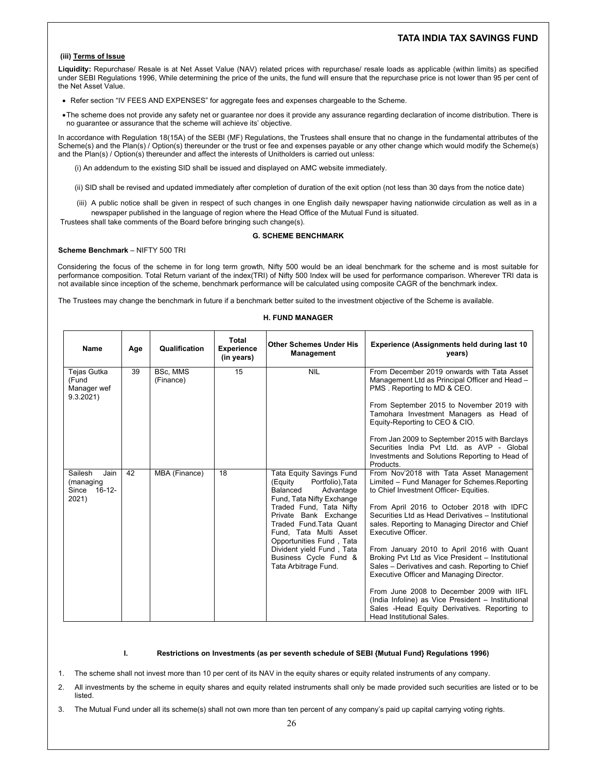**(iii) Terms of Issue**

**Liquidity:** Repurchase/ Resale is at Net Asset Value (NAV) related prices with repurchase/ resale loads as applicable (within limits) as specified under SEBI Regulations 1996, While determining the price of the units, the fund will ensure that the repurchase price is not lower than 95 per cent of the Net Asset Value.

- Refer section "IV FEES AND EXPENSES" for aggregate fees and expenses chargeable to the Scheme.
- The scheme does not provide any safety net or guarantee nor does it provide any assurance regarding declaration of income distribution. There is no guarantee or assurance that the scheme will achieve its' objective.

In accordance with Regulation 18(15A) of the SEBI (MF) Regulations, the Trustees shall ensure that no change in the fundamental attributes of the Scheme(s) and the Plan(s) / Option(s) thereunder or the trust or fee and expenses payable or any other change which would modify the Scheme(s) and the Plan(s) / Option(s) thereunder and affect the interests of Unitholders is carried out unless:

(i) An addendum to the existing SID shall be issued and displayed on AMC website immediately.

(ii) SID shall be revised and updated immediately after completion of duration of the exit option (not less than 30 days from the notice date)

(iii) A public notice shall be given in respect of such changes in one English daily newspaper having nationwide circulation as well as in a newspaper published in the language of region where the Head Office of the Mutual Fund is situated.

Trustees shall take comments of the Board before bringing such change(s).

## G. SCHEME BENCHMARK

**Scheme Benchmark** – NIFTY 500 TRI

Considering the focus of the scheme in for long term growth, Nifty 500 would be an ideal benchmark for the scheme and is most suitable for performance composition. Total Return variant of the index(TRI) of Nifty 500 Index will be used for performance comparison. Wherever TRI data is not available since inception of the scheme, benchmark performance will be calculated using composite CAGR of the benchmark index.

The Trustees may change the benchmark in future if a benchmark better suited to the investment objective of the Scheme is available.

## H. FUND MANAGER

| Name | Age | Qualification | Total Experience (in years) | Other Schemes Under His Management | Experience (Assignments held during last 10 years) |
|---|---|---|---|---|---|
| Tejas Gutka (Fund Manager wef 9.3.2021) | 39 | BSc, MMS (Finance) | 15 | NIL | From December 2019 onwards with Tata Asset Management Ltd as Principal Officer and Head – PMS . Reporting to MD & CEO.<br><br>From September 2015 to November 2019 with Tamohara Investment Managers as Head of Equity-Reporting to CEO & CIO.<br><br>From Jan 2009 to September 2015 with Barclays Securities India Pvt Ltd. as AVP - Global Investments and Solutions Reporting to Head of Products. |
| Sailesh Jain (managing Since 16-12-2021) | 42 | MBA (Finance) | 18 | Tata Equity Savings Fund (Equity Portfolio),Tata Balanced Advantage Fund, Tata Nifty Exchange Traded Fund, Tata Nifty Private Bank Exchange Traded Fund.Tata Quant Fund, Tata Multi Asset Opportunities Fund , Tata Divident yield Fund , Tata Business Cycle Fund & Tata Arbitrage Fund. | From Nov'2018 with Tata Asset Management Limited – Fund Manager for Schemes.Reporting to Chief Investment Officer- Equities.<br><br>From April 2016 to October 2018 with IDFC Securities Ltd as Head Derivatives – Institutional sales. Reporting to Managing Director and Chief Executive Officer.<br><br>From January 2010 to April 2016 with Quant Broking Pvt Ltd as Vice President – Institutional Sales – Derivatives and cash. Reporting to Chief Executive Officer and Managing Director.<br><br>From June 2008 to December 2009 with IIFL (India Infoline) as Vice President – Institutional Sales -Head Equity Derivatives. Reporting to Head Institutional Sales. |

## I. Restrictions on Investments (as per seventh schedule of SEBI {Mutual Fund} Regulations 1996)

1. The scheme shall not invest more than 10 per cent of its NAV in the equity shares or equity related instruments of any company.
2. All investments by the scheme in equity shares and equity related instruments shall only be made provided such securities are listed or to be listed.
3. The Mutual Fund under all its scheme(s) shall not own more than ten percent of any company's paid up capital carrying voting rights.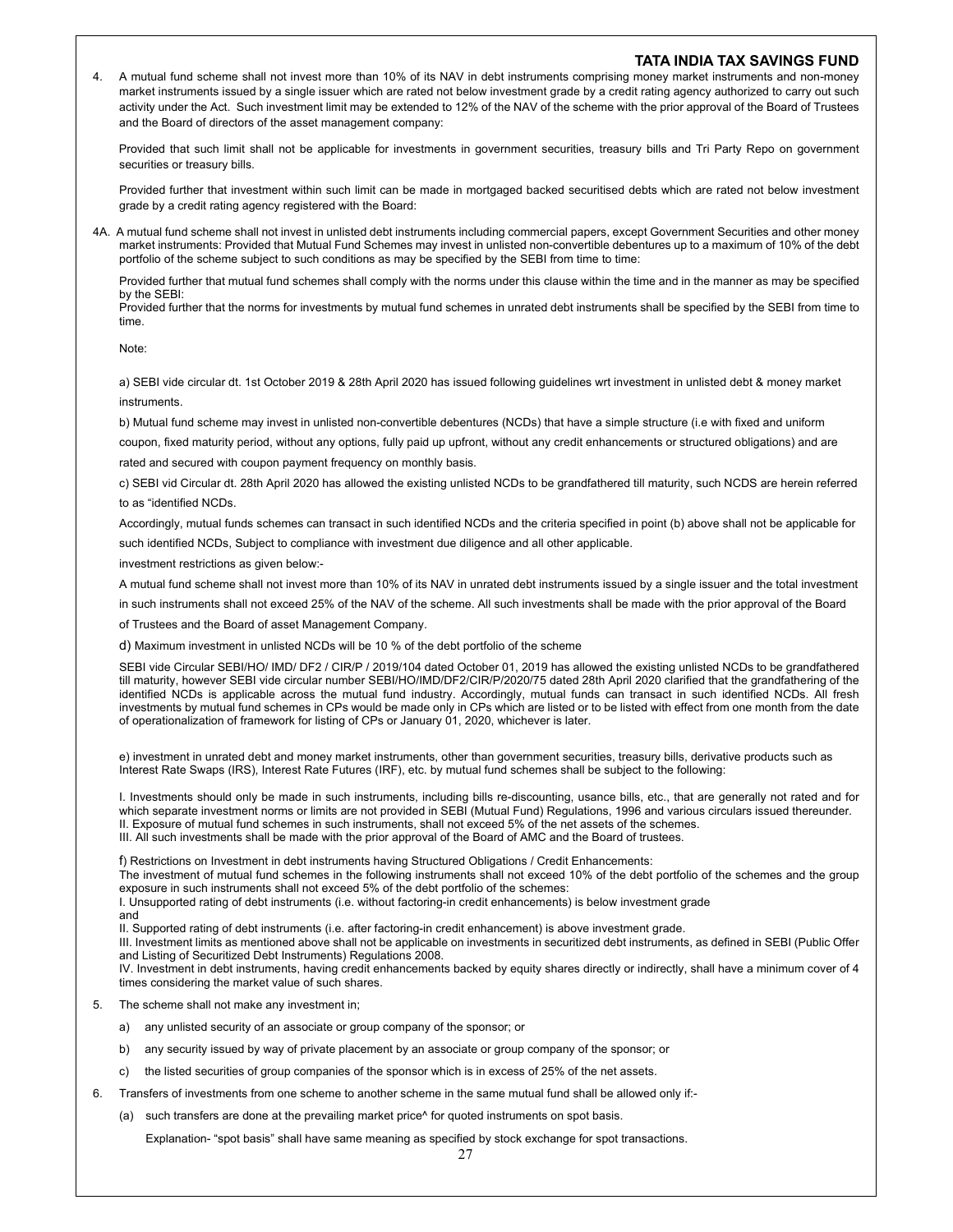4. A mutual fund scheme shall not invest more than 10% of its NAV in debt instruments comprising money market instruments and non-money market instruments issued by a single issuer which are rated not below investment grade by a credit rating agency authorized to carry out such activity under the Act. Such investment limit may be extended to 12% of the NAV of the scheme with the prior approval of the Board of Trustees and the Board of directors of the asset management company:

   Provided that such limit shall not be applicable for investments in government securities, treasury bills and Tri Party Repo on government securities or treasury bills.

   Provided further that investment within such limit can be made in mortgaged backed securitised debts which are rated not below investment grade by a credit rating agency registered with the Board:

4A. A mutual fund scheme shall not invest in unlisted debt instruments including commercial papers, except Government Securities and other money market instruments: Provided that Mutual Fund Schemes may invest in unlisted non-convertible debentures up to a maximum of 10% of the debt portfolio of the scheme subject to such conditions as may be specified by the SEBI from time to time:

   Provided further that mutual fund schemes shall comply with the norms under this clause within the time and in the manner as may be specified by the SEBI:
   Provided further that the norms for investments by mutual fund schemes in unrated debt instruments shall be specified by the SEBI from time to time.

   Note:

   a) SEBI vide circular dt. 1st October 2019 & 28th April 2020 has issued following guidelines wrt investment in unlisted debt & money market instruments.

   b) Mutual fund scheme may invest in unlisted non-convertible debentures (NCDs) that have a simple structure (i.e with fixed and uniform coupon, fixed maturity period, without any options, fully paid up upfront, without any credit enhancements or structured obligations) and are rated and secured with coupon payment frequency on monthly basis.

   c) SEBI vid Circular dt. 28th April 2020 has allowed the existing unlisted NCDs to be grandfathered till maturity, such NCDS are herein referred to as "identified NCDs.

   Accordingly, mutual funds schemes can transact in such identified NCDs and the criteria specified in point (b) above shall not be applicable for such identified NCDs, Subject to compliance with investment due diligence and all other applicable.

   investment restrictions as given below:-

   A mutual fund scheme shall not invest more than 10% of its NAV in unrated debt instruments issued by a single issuer and the total investment in such instruments shall not exceed 25% of the NAV of the scheme. All such investments shall be made with the prior approval of the Board of Trustees and the Board of asset Management Company.

   d) Maximum investment in unlisted NCDs will be 10 % of the debt portfolio of the scheme

   SEBI vide Circular SEBI/HO/ IMD/ DF2 / CIR/P / 2019/104 dated October 01, 2019 has allowed the existing unlisted NCDs to be grandfathered till maturity, however SEBI vide circular number SEBI/HO/IMD/DF2/CIR/P/2020/75 dated 28th April 2020 clarified that the grandfathering of the identified NCDs is applicable across the mutual fund industry. Accordingly, mutual funds can transact in such identified NCDs. All fresh investments by mutual fund schemes in CPs would be made only in CPs which are listed or to be listed with effect from one month from the date of operationalization of framework for listing of CPs or January 01, 2020, whichever is later.

   e) investment in unrated debt and money market instruments, other than government securities, treasury bills, derivative products such as Interest Rate Swaps (IRS), Interest Rate Futures (IRF), etc. by mutual fund schemes shall be subject to the following:

   I. Investments should only be made in such instruments, including bills re-discounting, usance bills, etc., that are generally not rated and for which separate investment norms or limits are not provided in SEBI (Mutual Fund) Regulations, 1996 and various circulars issued thereunder.
   II. Exposure of mutual fund schemes in such instruments, shall not exceed 5% of the net assets of the schemes.
   III. All such investments shall be made with the prior approval of the Board of AMC and the Board of trustees.

   f) Restrictions on Investment in debt instruments having Structured Obligations / Credit Enhancements:
   The investment of mutual fund schemes in the following instruments shall not exceed 10% of the debt portfolio of the schemes and the group exposure in such instruments shall not exceed 5% of the debt portfolio of the schemes:
   I. Unsupported rating of debt instruments (i.e. without factoring-in credit enhancements) is below investment grade
   and
   II. Supported rating of debt instruments (i.e. after factoring-in credit enhancement) is above investment grade.
   III. Investment limits as mentioned above shall not be applicable on investments in securitized debt instruments, as defined in SEBI (Public Offer and Listing of Securitized Debt Instruments) Regulations 2008.
   IV. Investment in debt instruments, having credit enhancements backed by equity shares directly or indirectly, shall have a minimum cover of 4 times considering the market value of such shares.

5. The scheme shall not make any investment in;

   a) any unlisted security of an associate or group company of the sponsor; or

   b) any security issued by way of private placement by an associate or group company of the sponsor; or

   c) the listed securities of group companies of the sponsor which is in excess of 25% of the net assets.

6. Transfers of investments from one scheme to another scheme in the same mutual fund shall be allowed only if:-

   (a) such transfers are done at the prevailing market price^ for quoted instruments on spot basis.

   Explanation- "spot basis" shall have same meaning as specified by stock exchange for spot transactions.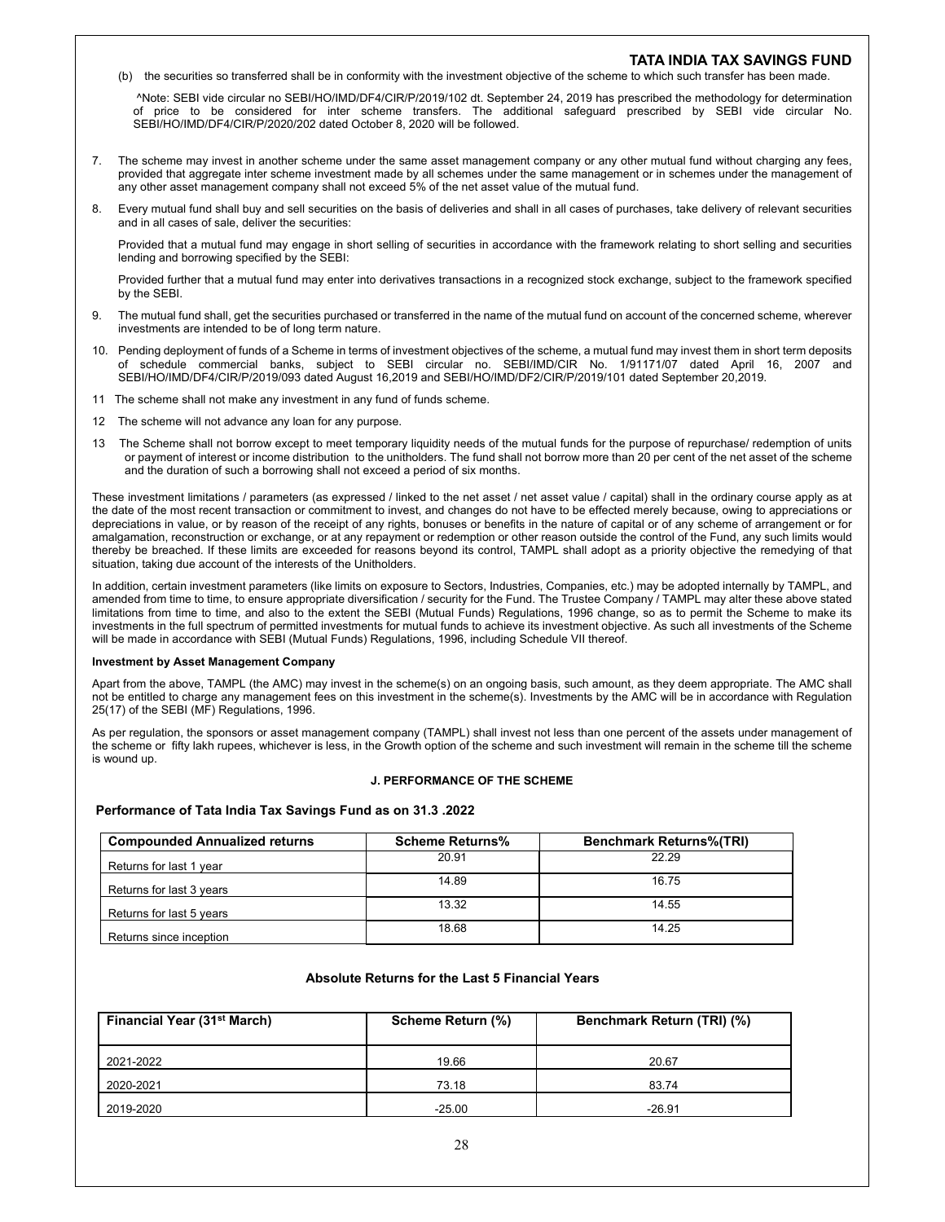(b) the securities so transferred shall be in conformity with the investment objective of the scheme to which such transfer has been made.

^Note: SEBI vide circular no SEBI/HO/IMD/DF4/CIR/P/2019/102 dt. September 24, 2019 has prescribed the methodology for determination of price to be considered for inter scheme transfers. The additional safeguard prescribed by SEBI vide circular No. SEBI/HO/IMD/DF4/CIR/P/2020/202 dated October 8, 2020 will be followed.

7. The scheme may invest in another scheme under the same asset management company or any other mutual fund without charging any fees, provided that aggregate inter scheme investment made by all schemes under the same management or in schemes under the management of any other asset management company shall not exceed 5% of the net asset value of the mutual fund.

8. Every mutual fund shall buy and sell securities on the basis of deliveries and shall in all cases of purchases, take delivery of relevant securities and in all cases of sale, deliver the securities:

   Provided that a mutual fund may engage in short selling of securities in accordance with the framework relating to short selling and securities lending and borrowing specified by the SEBI:

   Provided further that a mutual fund may enter into derivatives transactions in a recognized stock exchange, subject to the framework specified by the SEBI.

9. The mutual fund shall, get the securities purchased or transferred in the name of the mutual fund on account of the concerned scheme, wherever investments are intended to be of long term nature.

10. Pending deployment of funds of a Scheme in terms of investment objectives of the scheme, a mutual fund may invest them in short term deposits of schedule commercial banks, subject to SEBI circular no. SEBI/IMD/CIR No. 1/91171/07 dated April 16, 2007 and SEBI/HO/IMD/DF4/CIR/P/2019/093 dated August 16,2019 and SEBI/HO/IMD/DF2/CIR/P/2019/101 dated September 20,2019.

11 The scheme shall not make any investment in any fund of funds scheme.

12 The scheme will not advance any loan for any purpose.

13 The Scheme shall not borrow except to meet temporary liquidity needs of the mutual funds for the purpose of repurchase/ redemption of units or payment of interest or income distribution to the unitholders. The fund shall not borrow more than 20 per cent of the net asset of the scheme and the duration of such a borrowing shall not exceed a period of six months.

These investment limitations / parameters (as expressed / linked to the net asset / net asset value / capital) shall in the ordinary course apply as at the date of the most recent transaction or commitment to invest, and changes do not have to be effected merely because, owing to appreciations or depreciations in value, or by reason of the receipt of any rights, bonuses or benefits in the nature of capital or of any scheme of arrangement or for amalgamation, reconstruction or exchange, or at any repayment or redemption or other reason outside the control of the Fund, any such limits would thereby be breached. If these limits are exceeded for reasons beyond its control, TAMPL shall adopt as a priority objective the remedying of that situation, taking due account of the interests of the Unitholders.

In addition, certain investment parameters (like limits on exposure to Sectors, Industries, Companies, etc.) may be adopted internally by TAMPL, and amended from time to time, to ensure appropriate diversification / security for the Fund. The Trustee Company / TAMPL may alter these above stated limitations from time to time, and also to the extent the SEBI (Mutual Funds) Regulations, 1996 change, so as to permit the Scheme to make its investments in the full spectrum of permitted investments for mutual funds to achieve its investment objective. As such all investments of the Scheme will be made in accordance with SEBI (Mutual Funds) Regulations, 1996, including Schedule VII thereof.

**Investment by Asset Management Company**

Apart from the above, TAMPL (the AMC) may invest in the scheme(s) on an ongoing basis, such amount, as they deem appropriate. The AMC shall not be entitled to charge any management fees on this investment in the scheme(s). Investments by the AMC will be in accordance with Regulation 25(17) of the SEBI (MF) Regulations, 1996.

As per regulation, the sponsors or asset management company (TAMPL) shall invest not less than one percent of the assets under management of the scheme or fifty lakh rupees, whichever is less, in the Growth option of the scheme and such investment will remain in the scheme till the scheme is wound up.

## J. PERFORMANCE OF THE SCHEME

**Performance of Tata India Tax Savings Fund as on 31.3 .2022**

| Compounded Annualized returns | Scheme Returns% | Benchmark Returns%(TRI) |
|---|---|---|
| Returns for last 1 year | 20.91 | 22.29 |
| Returns for last 3 years | 14.89 | 16.75 |
| Returns for last 5 years | 13.32 | 14.55 |
| Returns since inception | 18.68 | 14.25 |

**Absolute Returns for the Last 5 Financial Years**

| Financial Year (31st March) | Scheme Return (%) | Benchmark Return (TRI) (%) |
|---|---|---|
| 2021-2022 | 19.66 | 20.67 |
| 2020-2021 | 73.18 | 83.74 |
| 2019-2020 | -25.00 | -26.91 |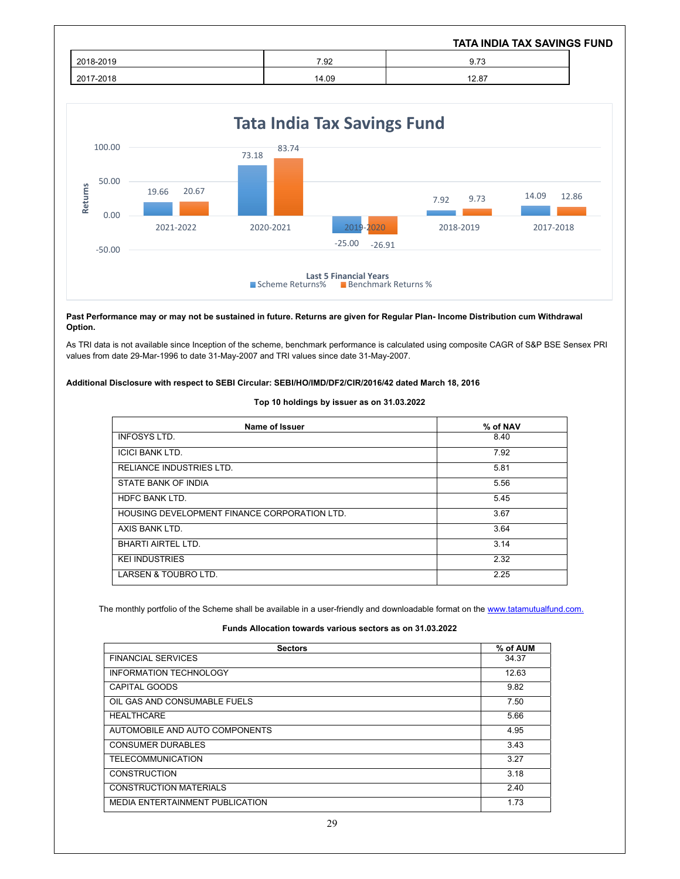**TATA INDIA TAX SAVINGS FUND**

| | | |
|---|---|---|
| 2018-2019 | 7.92 | 9.73 |
| 2017-2018 | 14.09 | 12.87 |

**Past Performance may or may not be sustained in future. Returns are given for Regular Plan- Income Distribution cum Withdrawal Option.**

As TRI data is not available since Inception of the scheme, benchmark performance is calculated using composite CAGR of S&P BSE Sensex PRI values from date 29-Mar-1996 to date 31-May-2007 and TRI values since date 31-May-2007.

**Additional Disclosure with respect to SEBI Circular: SEBI/HO/IMD/DF2/CIR/2016/42 dated March 18, 2016**

**Top 10 holdings by issuer as on 31.03.2022**

| Name of Issuer | % of NAV |
|---|---|
| INFOSYS LTD. | 8.40 |
| ICICI BANK LTD. | 7.92 |
| RELIANCE INDUSTRIES LTD. | 5.81 |
| STATE BANK OF INDIA | 5.56 |
| HDFC BANK LTD. | 5.45 |
| HOUSING DEVELOPMENT FINANCE CORPORATION LTD. | 3.67 |
| AXIS BANK LTD. | 3.64 |
| BHARTI AIRTEL LTD. | 3.14 |
| KEI INDUSTRIES | 2.32 |
| LARSEN & TOUBRO LTD. | 2.25 |

The monthly portfolio of the Scheme shall be available in a user-friendly and downloadable format on the www.tatamutualfund.com.

**Funds Allocation towards various sectors as on 31.03.2022**

| Sectors | % of AUM |
|---|---|
| FINANCIAL SERVICES | 34.37 |
| INFORMATION TECHNOLOGY | 12.63 |
| CAPITAL GOODS | 9.82 |
| OIL GAS AND CONSUMABLE FUELS | 7.50 |
| HEALTHCARE | 5.66 |
| AUTOMOBILE AND AUTO COMPONENTS | 4.95 |
| CONSUMER DURABLES | 3.43 |
| TELECOMMUNICATION | 3.27 |
| CONSTRUCTION | 3.18 |
| CONSTRUCTION MATERIALS | 2.40 |
| MEDIA ENTERTAINMENT PUBLICATION | 1.73 |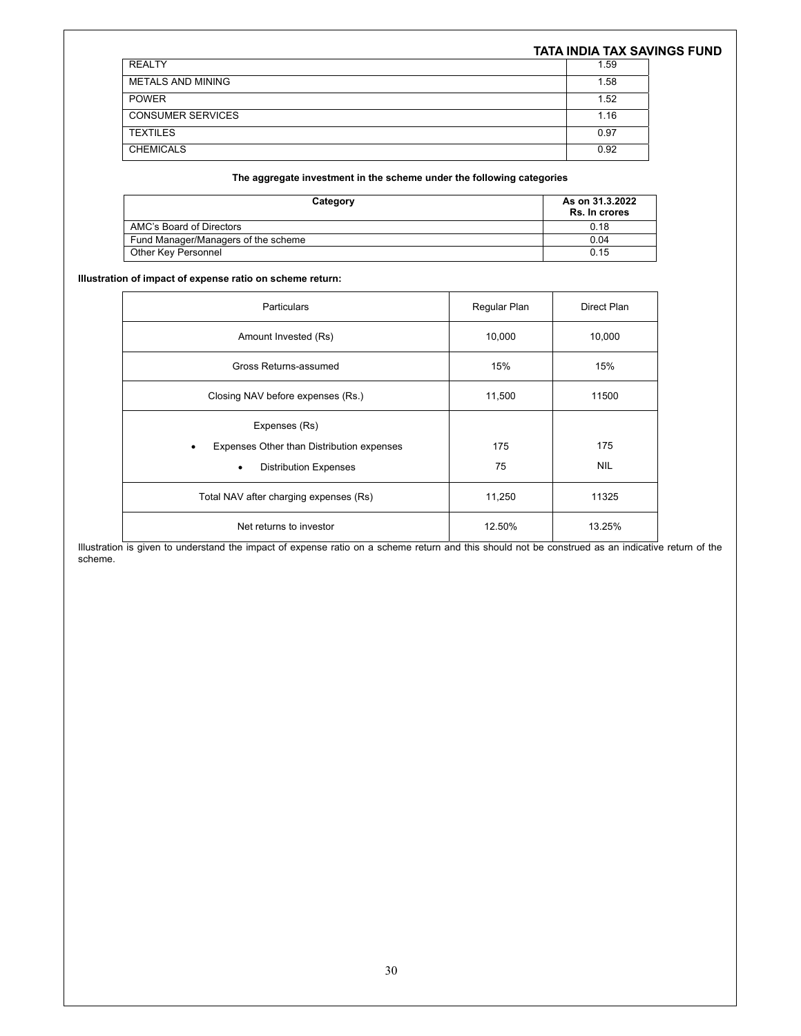| REALTY | 1.59 |
|---|---|
| METALS AND MINING | 1.58 |
| POWER | 1.52 |
| CONSUMER SERVICES | 1.16 |
| TEXTILES | 0.97 |
| CHEMICALS | 0.92 |

**The aggregate investment in the scheme under the following categories**

| Category | As on 31.3.2022 Rs. In crores |
|---|---|
| AMC's Board of Directors | 0.18 |
| Fund Manager/Managers of the scheme | 0.04 |
| Other Key Personnel | 0.15 |

**Illustration of impact of expense ratio on scheme return:**

| Particulars | Regular Plan | Direct Plan |
|---|---|---|
| Amount Invested (Rs) | 10,000 | 10,000 |
| Gross Returns-assumed | 15% | 15% |
| Closing NAV before expenses (Rs.) | 11,500 | 11500 |
| Expenses (Rs) | | |
| • Expenses Other than Distribution expenses | 175 | 175 |
| • Distribution Expenses | 75 | NIL |
| Total NAV after charging expenses (Rs) | 11,250 | 11325 |
| Net returns to investor | 12.50% | 13.25% |

Illustration is given to understand the impact of expense ratio on a scheme return and this should not be construed as an indicative return of the scheme.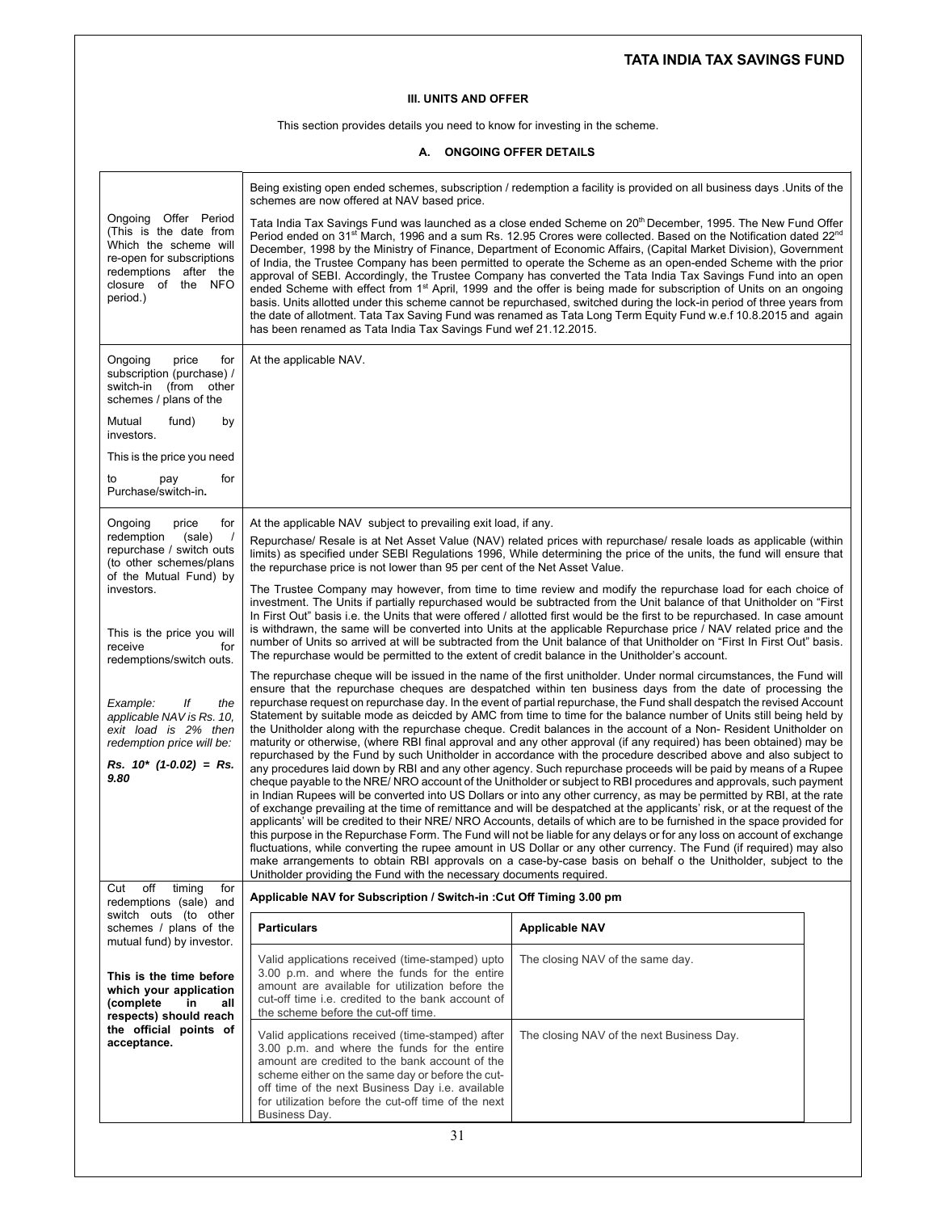## III. UNITS AND OFFER

This section provides details you need to know for investing in the scheme.

### A. ONGOING OFFER DETAILS

| | |
|---|---|
| Ongoing Offer Period (This is the date from Which the scheme will re-open for subscriptions redemptions after the closure of the NFO period.) | Being existing open ended schemes, subscription / redemption a facility is provided on all business days .Units of the schemes are now offered at NAV based price.<br><br>Tata India Tax Savings Fund was launched as a close ended Scheme on 20th December, 1995. The New Fund Offer Period ended on 31st March, 1996 and a sum Rs. 12.95 Crores were collected. Based on the Notification dated 22nd December, 1998 by the Ministry of Finance, Department of Economic Affairs, (Capital Market Division), Government of India, the Trustee Company has been permitted to operate the Scheme as an open-ended Scheme with the prior approval of SEBI. Accordingly, the Trustee Company has converted the Tata India Tax Savings Fund into an open ended Scheme with effect from 1st April, 1999 and the offer is being made for subscription of Units on an ongoing basis. Units allotted under this scheme cannot be repurchased, switched during the lock-in period of three years from the date of allotment. Tata Tax Saving Fund was renamed as Tata Long Term Equity Fund w.e.f 10.8.2015 and again has been renamed as Tata India Tax Savings Fund wef 21.12.2015. |
| Ongoing price for subscription (purchase) / switch-in (from other schemes / plans of the Mutual fund) by investors.<br><br>This is the price you need to pay for Purchase/switch-in. | At the applicable NAV. |
| Ongoing price for redemption (sale) / repurchase / switch outs (to other schemes/plans of the Mutual Fund) by investors.<br><br>This is the price you will receive for redemptions/switch outs.<br><br>*Example: If the applicable NAV is Rs. 10, exit load is 2% then redemption price will be:*<br><br>***Rs. 10\* (1-0.02) = Rs. 9.80*** | At the applicable NAV subject to prevailing exit load, if any.<br><br>Repurchase/ Resale is at Net Asset Value (NAV) related prices with repurchase/ resale loads as applicable (within limits) as specified under SEBI Regulations 1996, While determining the price of the units, the fund will ensure that the repurchase price is not lower than 95 per cent of the Net Asset Value.<br><br>The Trustee Company may however, from time to time review and modify the repurchase load for each choice of investment. The Units if partially repurchased would be subtracted from the Unit balance of that Unitholder on "First In First Out" basis i.e. the Units that were offered / allotted first would be the first to be repurchased. In case amount is withdrawn, the same will be converted into Units at the applicable Repurchase price / NAV related price and the number of Units so arrived at will be subtracted from the Unit balance of that Unitholder on "First In First Out" basis. The repurchase would be permitted to the extent of credit balance in the Unitholder's account.<br><br>The repurchase cheque will be issued in the name of the first unitholder. Under normal circumstances, the Fund will ensure that the repurchase cheques are despatched within ten business days from the date of processing the repurchase request on repurchase day. In the event of partial repurchase, the Fund shall despatch the revised Account Statement by suitable mode as deicded by AMC from time to time for the balance number of Units still being held by the Unitholder along with the repurchase cheque. Credit balances in the account of a Non- Resident Unitholder on maturity or otherwise, (where RBI final approval and any other approval (if any required) has been obtained) may be repurchased by the Fund by such Unitholder in accordance with the procedure described above and also subject to any procedures laid down by RBI and any other agency. Such repurchase proceeds will be paid by means of a Rupee cheque payable to the NRE/ NRO account of the Unitholder or subject to RBI procedures and approvals, such payment in Indian Rupees will be converted into US Dollars or into any other currency, as may be permitted by RBI, at the rate of exchange prevailing at the time of remittance and will be despatched at the applicants' risk, or at the request of the applicants' will be credited to their NRE/ NRO Accounts, details of which are to be furnished in the space provided for this purpose in the Repurchase Form. The Fund will not be liable for any delays or for any loss on account of exchange fluctuations, while converting the rupee amount in US Dollar or any other currency. The Fund (if required) may also make arrangements to obtain RBI approvals on a case-by-case basis on behalf o the Unitholder, subject to the Unitholder providing the Fund with the necessary documents required. |
| Cut off timing for redemptions (sale) and switch outs (to other schemes / plans of the mutual fund) by investor.<br><br>**This is the time before which your application (complete in all respects) should reach the official points of acceptance.** | **Applicable NAV for Subscription / Switch-in :Cut Off Timing 3.00 pm** |

| Particulars | Applicable NAV |
|---|---|
| Valid applications received (time-stamped) upto 3.00 p.m. and where the funds for the entire amount are available for utilization before the cut-off time i.e. credited to the bank account of the scheme before the cut-off time. | The closing NAV of the same day. |
| Valid applications received (time-stamped) after 3.00 p.m. and where the funds for the entire amount are credited to the bank account of the scheme either on the same day or before the cut-off time of the next Business Day i.e. available for utilization before the cut-off time of the next Business Day. | The closing NAV of the next Business Day. |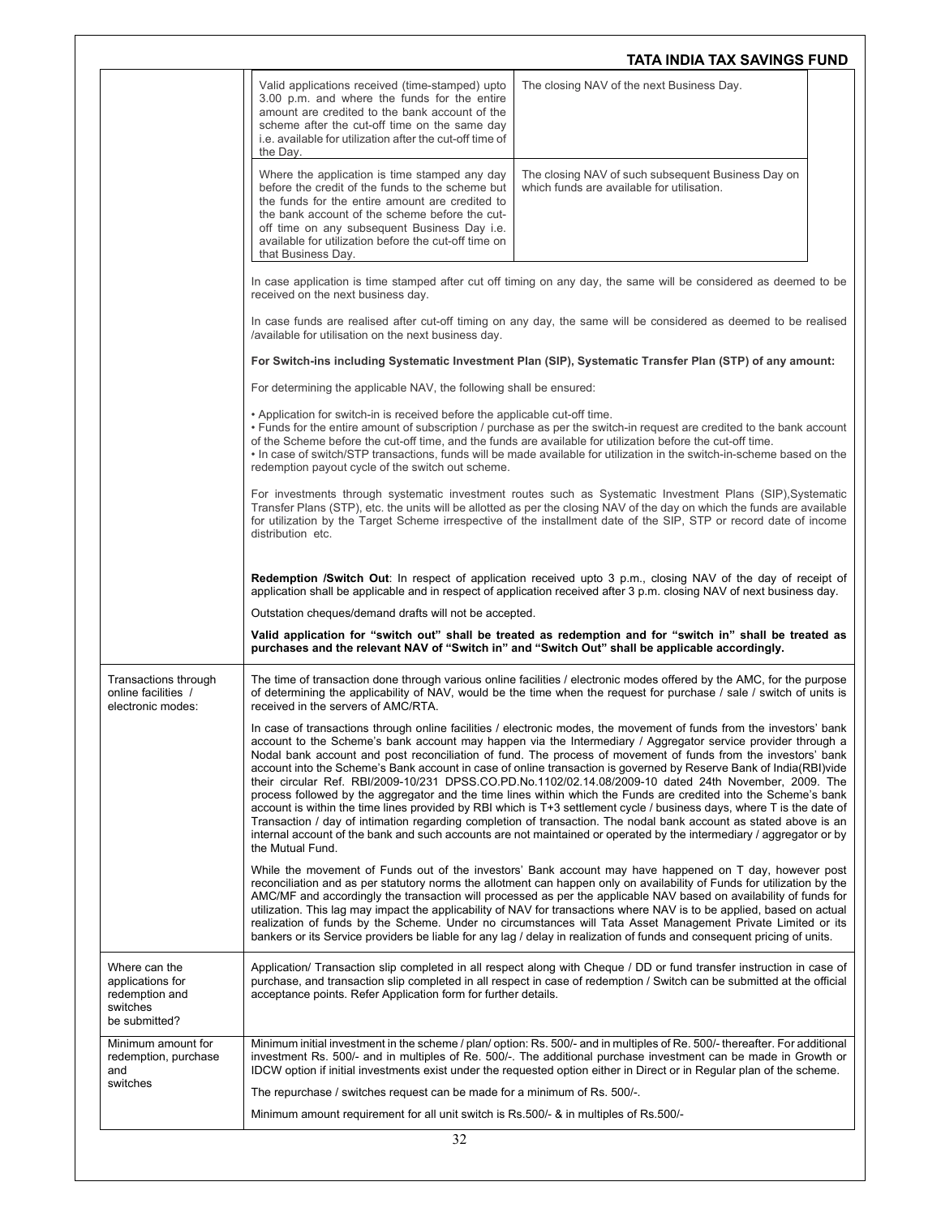| | |
|---|---|
| | Valid applications received (time-stamped) upto 3.00 p.m. and where the funds for the entire amount are credited to the bank account of the scheme after the cut-off time on the same day i.e. available for utilization after the cut-off time of the Day. — The closing NAV of the next Business Day.<br><br>Where the application is time stamped any day before the credit of the funds to the scheme but the funds for the entire amount are credited to the bank account of the scheme before the cut-off time on any subsequent Business Day i.e. available for utilization before the cut-off time on that Business Day. — The closing NAV of such subsequent Business Day on which funds are available for utilisation.<br><br>In case application is time stamped after cut off timing on any day, the same will be considered as deemed to be received on the next business day.<br><br>In case funds are realised after cut-off timing on any day, the same will be considered as deemed to be realised /available for utilisation on the next business day.<br><br>**For Switch-ins including Systematic Investment Plan (SIP), Systematic Transfer Plan (STP) of any amount:**<br><br>For determining the applicable NAV, the following shall be ensured:<br><br>• Application for switch-in is received before the applicable cut-off time.<br>• Funds for the entire amount of subscription / purchase as per the switch-in request are credited to the bank account of the Scheme before the cut-off time, and the funds are available for utilization before the cut-off time.<br>• In case of switch/STP transactions, funds will be made available for utilization in the switch-in-scheme based on the redemption payout cycle of the switch out scheme.<br><br>For investments through systematic investment routes such as Systematic Investment Plans (SIP),Systematic Transfer Plans (STP), etc. the units will be allotted as per the closing NAV of the day on which the funds are available for utilization by the Target Scheme irrespective of the installment date of the SIP, STP or record date of income distribution etc.<br><br>**Redemption /Switch Out**: In respect of application received upto 3 p.m., closing NAV of the day of receipt of application shall be applicable and in respect of application received after 3 p.m. closing NAV of next business day.<br><br>Outstation cheques/demand drafts will not be accepted.<br><br>**Valid application for "switch out" shall be treated as redemption and for "switch in" shall be treated as purchases and the relevant NAV of "Switch in" and "Switch Out" shall be applicable accordingly.** |
| Transactions through online facilities / electronic modes: | The time of transaction done through various online facilities / electronic modes offered by the AMC, for the purpose of determining the applicability of NAV, would be the time when the request for purchase / sale / switch of units is received in the servers of AMC/RTA.<br><br>In case of transactions through online facilities / electronic modes, the movement of funds from the investors' bank account to the Scheme's bank account may happen via the Intermediary / Aggregator service provider through a Nodal bank account and post reconciliation of fund. The process of movement of funds from the investors' bank account into the Scheme's Bank account in case of online transaction is governed by Reserve Bank of India(RBI)vide their circular Ref. RBI/2009-10/231 DPSS.CO.PD.No.1102/02.14.08/2009-10 dated 24th November, 2009. The process followed by the aggregator and the time lines within which the Funds are credited into the Scheme's bank account is within the time lines provided by RBI which is T+3 settlement cycle / business days, where T is the date of Transaction / day of intimation regarding completion of transaction. The nodal bank account as stated above is an internal account of the bank and such accounts are not maintained or operated by the intermediary / aggregator or by the Mutual Fund.<br><br>While the movement of Funds out of the investors' Bank account may have happened on T day, however post reconciliation and as per statutory norms the allotment can happen only on availability of Funds for utilization by the AMC/MF and accordingly the transaction will processed as per the applicable NAV based on availability of funds for utilization. This lag may impact the applicability of NAV for transactions where NAV is to be applied, based on actual realization of funds by the Scheme. Under no circumstances will Tata Asset Management Private Limited or its bankers or its Service providers be liable for any lag / delay in realization of funds and consequent pricing of units. |
| Where can the applications for redemption and switches be submitted? | Application/ Transaction slip completed in all respect along with Cheque / DD or fund transfer instruction in case of purchase, and transaction slip completed in all respect in case of redemption / Switch can be submitted at the official acceptance points. Refer Application form for further details. |
| Minimum amount for redemption, purchase and switches | Minimum initial investment in the scheme / plan/ option: Rs. 500/- and in multiples of Re. 500/- thereafter. For additional investment Rs. 500/- and in multiples of Re. 500/-. The additional purchase investment can be made in Growth or IDCW option if initial investments exist under the requested option either in Direct or in Regular plan of the scheme.<br><br>The repurchase / switches request can be made for a minimum of Rs. 500/-.<br><br>Minimum amount requirement for all unit switch is Rs.500/- & in multiples of Rs.500/- |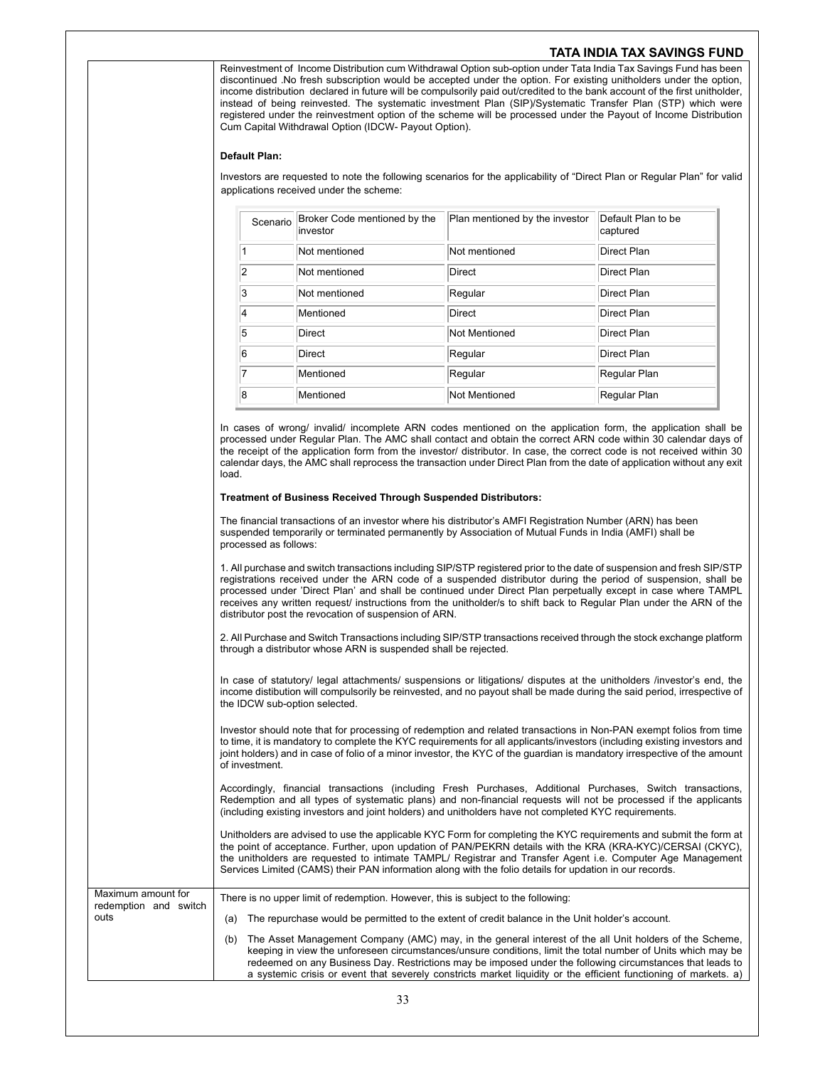Reinvestment of Income Distribution cum Withdrawal Option sub-option under Tata India Tax Savings Fund has been discontinued .No fresh subscription would be accepted under the option. For existing unitholders under the option, income distribution declared in future will be compulsorily paid out/credited to the bank account of the first unitholder, instead of being reinvested. The systematic investment Plan (SIP)/Systematic Transfer Plan (STP) which were registered under the reinvestment option of the scheme will be processed under the Payout of Income Distribution Cum Capital Withdrawal Option (IDCW- Payout Option).

**Default Plan:**

Investors are requested to note the following scenarios for the applicability of "Direct Plan or Regular Plan" for valid applications received under the scheme:

| Scenario | Broker Code mentioned by the investor | Plan mentioned by the investor | Default Plan to be captured |
|---|---|---|---|
| 1 | Not mentioned | Not mentioned | Direct Plan |
| 2 | Not mentioned | Direct | Direct Plan |
| 3 | Not mentioned | Regular | Direct Plan |
| 4 | Mentioned | Direct | Direct Plan |
| 5 | Direct | Not Mentioned | Direct Plan |
| 6 | Direct | Regular | Direct Plan |
| 7 | Mentioned | Regular | Regular Plan |
| 8 | Mentioned | Not Mentioned | Regular Plan |

In cases of wrong/ invalid/ incomplete ARN codes mentioned on the application form, the application shall be processed under Regular Plan. The AMC shall contact and obtain the correct ARN code within 30 calendar days of the receipt of the application form from the investor/ distributor. In case, the correct code is not received within 30 calendar days, the AMC shall reprocess the transaction under Direct Plan from the date of application without any exit load.

**Treatment of Business Received Through Suspended Distributors:**

The financial transactions of an investor where his distributor's AMFI Registration Number (ARN) has been suspended temporarily or terminated permanently by Association of Mutual Funds in India (AMFI) shall be processed as follows:

1. All purchase and switch transactions including SIP/STP registered prior to the date of suspension and fresh SIP/STP registrations received under the ARN code of a suspended distributor during the period of suspension, shall be processed under 'Direct Plan' and shall be continued under Direct Plan perpetually except in case where TAMPL receives any written request/ instructions from the unitholder/s to shift back to Regular Plan under the ARN of the distributor post the revocation of suspension of ARN.

2. All Purchase and Switch Transactions including SIP/STP transactions received through the stock exchange platform through a distributor whose ARN is suspended shall be rejected.

In case of statutory/ legal attachments/ suspensions or litigations/ disputes at the unitholders /investor's end, the income distibution will compulsorily be reinvested, and no payout shall be made during the said period, irrespective of the IDCW sub-option selected.

Investor should note that for processing of redemption and related transactions in Non-PAN exempt folios from time to time, it is mandatory to complete the KYC requirements for all applicants/investors (including existing investors and joint holders) and in case of folio of a minor investor, the KYC of the guardian is mandatory irrespective of the amount of investment.

Accordingly, financial transactions (including Fresh Purchases, Additional Purchases, Switch transactions, Redemption and all types of systematic plans) and non-financial requests will not be processed if the applicants (including existing investors and joint holders) and unitholders have not completed KYC requirements.

Unitholders are advised to use the applicable KYC Form for completing the KYC requirements and submit the form at the point of acceptance. Further, upon updation of PAN/PEKRN details with the KRA (KRA-KYC)/CERSAI (CKYC), the unitholders are requested to intimate TAMPL/ Registrar and Transfer Agent i.e. Computer Age Management Services Limited (CAMS) their PAN information along with the folio details for updation in our records.

**Maximum amount for redemption and switch outs**

There is no upper limit of redemption. However, this is subject to the following:

(a) The repurchase would be permitted to the extent of credit balance in the Unit holder's account.

(b) The Asset Management Company (AMC) may, in the general interest of the all Unit holders of the Scheme, keeping in view the unforeseen circumstances/unsure conditions, limit the total number of Units which may be redeemed on any Business Day. Restrictions may be imposed under the following circumstances that leads to a systemic crisis or event that severely constricts market liquidity or the efficient functioning of markets. a)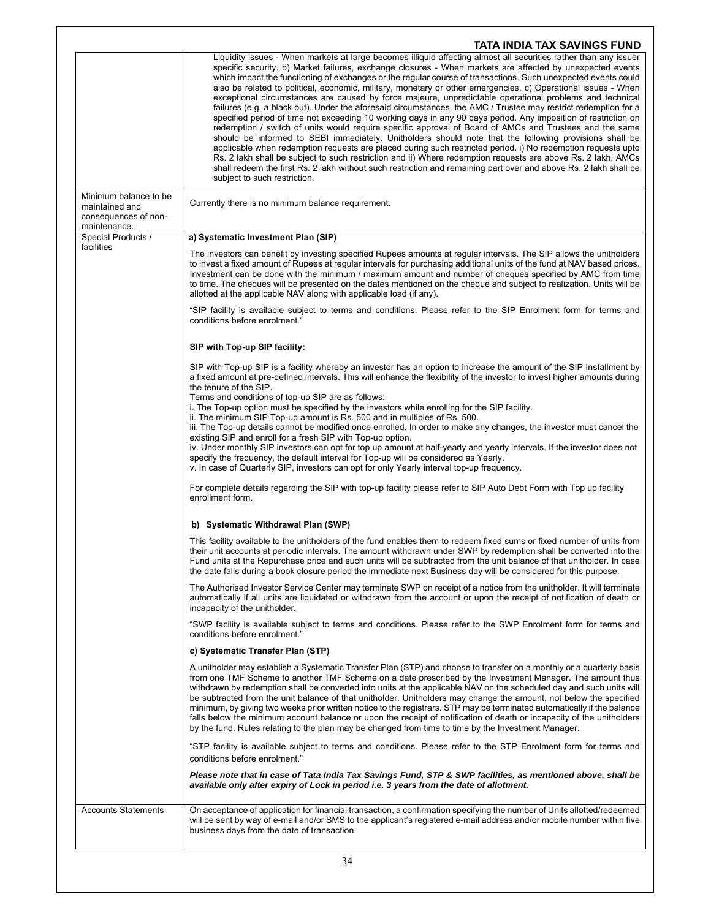| | |
|---|---|
| | Liquidity issues - When markets at large becomes illiquid affecting almost all securities rather than any issuer specific security. b) Market failures, exchange closures - When markets are affected by unexpected events which impact the functioning of exchanges or the regular course of transactions. Such unexpected events could also be related to political, economic, military, monetary or other emergencies. c) Operational issues - When exceptional circumstances are caused by force majeure, unpredictable operational problems and technical failures (e.g. a black out). Under the aforesaid circumstances, the AMC / Trustee may restrict redemption for a specified period of time not exceeding 10 working days in any 90 days period. Any imposition of restriction on redemption / switch of units would require specific approval of Board of AMCs and Trustees and the same should be informed to SEBI immediately. Unitholders should note that the following provisions shall be applicable when redemption requests are placed during such restricted period. i) No redemption requests upto Rs. 2 lakh shall be subject to such restriction and ii) Where redemption requests are above Rs. 2 lakh, AMCs shall redeem the first Rs. 2 lakh without such restriction and remaining part over and above Rs. 2 lakh shall be subject to such restriction. |
| Minimum balance to be maintained and consequences of non-maintenance. | Currently there is no minimum balance requirement. |
| Special Products / facilities | **a) Systematic Investment Plan (SIP)**<br><br>The investors can benefit by investing specified Rupees amounts at regular intervals. The SIP allows the unitholders to invest a fixed amount of Rupees at regular intervals for purchasing additional units of the fund at NAV based prices. Investment can be done with the minimum / maximum amount and number of cheques specified by AMC from time to time. The cheques will be presented on the dates mentioned on the cheque and subject to realization. Units will be allotted at the applicable NAV along with applicable load (if any).<br><br>"SIP facility is available subject to terms and conditions. Please refer to the SIP Enrolment form for terms and conditions before enrolment."<br><br>**SIP with Top-up SIP facility:**<br><br>SIP with Top-up SIP is a facility whereby an investor has an option to increase the amount of the SIP Installment by a fixed amount at pre-defined intervals. This will enhance the flexibility of the investor to invest higher amounts during the tenure of the SIP.<br>Terms and conditions of top-up SIP are as follows:<br>i. The Top-up option must be specified by the investors while enrolling for the SIP facility.<br>ii. The minimum SIP Top-up amount is Rs. 500 and in multiples of Rs. 500.<br>iii. The Top-up details cannot be modified once enrolled. In order to make any changes, the investor must cancel the existing SIP and enroll for a fresh SIP with Top-up option.<br>iv. Under monthly SIP investors can opt for top up amount at half-yearly and yearly intervals. If the investor does not specify the frequency, the default interval for Top-up will be considered as Yearly.<br>v. In case of Quarterly SIP, investors can opt for only Yearly interval top-up frequency.<br><br>For complete details regarding the SIP with top-up facility please refer to SIP Auto Debt Form with Top up facility enrollment form.<br><br>**b) Systematic Withdrawal Plan (SWP)**<br><br>This facility available to the unitholders of the fund enables them to redeem fixed sums or fixed number of units from their unit accounts at periodic intervals. The amount withdrawn under SWP by redemption shall be converted into the Fund units at the Repurchase price and such units will be subtracted from the unit balance of that unitholder. In case the date falls during a book closure period the immediate next Business day will be considered for this purpose.<br><br>The Authorised Investor Service Center may terminate SWP on receipt of a notice from the unitholder. It will terminate automatically if all units are liquidated or withdrawn from the account or upon the receipt of notification of death or incapacity of the unitholder.<br><br>"SWP facility is available subject to terms and conditions. Please refer to the SWP Enrolment form for terms and conditions before enrolment."<br><br>**c) Systematic Transfer Plan (STP)**<br><br>A unitholder may establish a Systematic Transfer Plan (STP) and choose to transfer on a monthly or a quarterly basis from one TMF Scheme to another TMF Scheme on a date prescribed by the Investment Manager. The amount thus withdrawn by redemption shall be converted into units at the applicable NAV on the scheduled day and such units will be subtracted from the unit balance of that unitholder. Unitholders may change the amount, not below the specified minimum, by giving two weeks prior written notice to the registrars. STP may be terminated automatically if the balance falls below the minimum account balance or upon the receipt of notification of death or incapacity of the unitholders by the fund. Rules relating to the plan may be changed from time to time by the Investment Manager.<br><br>"STP facility is available subject to terms and conditions. Please refer to the STP Enrolment form for terms and conditions before enrolment."<br><br>***Please note that in case of Tata India Tax Savings Fund, STP & SWP facilities, as mentioned above, shall be available only after expiry of Lock in period i.e. 3 years from the date of allotment.*** |
| Accounts Statements | On acceptance of application for financial transaction, a confirmation specifying the number of Units allotted/redeemed will be sent by way of e-mail and/or SMS to the applicant's registered e-mail address and/or mobile number within five business days from the date of transaction. |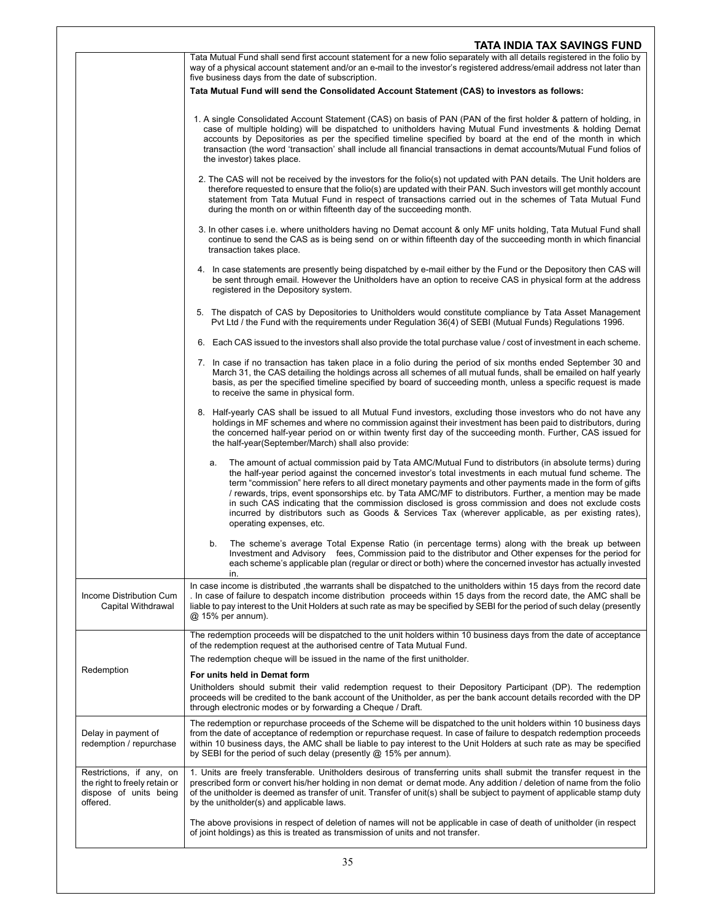| | |
|---|---|
| | Tata Mutual Fund shall send first account statement for a new folio separately with all details registered in the folio by way of a physical account statement and/or an e-mail to the investor's registered address/email address not later than five business days from the date of subscription.<br><br>**Tata Mutual Fund will send the Consolidated Account Statement (CAS) to investors as follows:**<br><br>1. A single Consolidated Account Statement (CAS) on basis of PAN (PAN of the first holder & pattern of holding, in case of multiple holding) will be dispatched to unitholders having Mutual Fund investments & holding Demat accounts by Depositories as per the specified timeline specified by board at the end of the month in which transaction (the word 'transaction' shall include all financial transactions in demat accounts/Mutual Fund folios of the investor) takes place.<br><br>2. The CAS will not be received by the investors for the folio(s) not updated with PAN details. The Unit holders are therefore requested to ensure that the folio(s) are updated with their PAN. Such investors will get monthly account statement from Tata Mutual Fund in respect of transactions carried out in the schemes of Tata Mutual Fund during the month on or within fifteenth day of the succeeding month.<br><br>3. In other cases i.e. where unitholders having no Demat account & only MF units holding, Tata Mutual Fund shall continue to send the CAS as is being send on or within fifteenth day of the succeeding month in which financial transaction takes place.<br><br>4. In case statements are presently being dispatched by e-mail either by the Fund or the Depository then CAS will be sent through email. However the Unitholders have an option to receive CAS in physical form at the address registered in the Depository system.<br><br>5. The dispatch of CAS by Depositories to Unitholders would constitute compliance by Tata Asset Management Pvt Ltd / the Fund with the requirements under Regulation 36(4) of SEBI (Mutual Funds) Regulations 1996.<br><br>6. Each CAS issued to the investors shall also provide the total purchase value / cost of investment in each scheme.<br><br>7. In case if no transaction has taken place in a folio during the period of six months ended September 30 and March 31, the CAS detailing the holdings across all schemes of all mutual funds, shall be emailed on half yearly basis, as per the specified timeline specified by board of succeeding month, unless a specific request is made to receive the same in physical form.<br><br>8. Half-yearly CAS shall be issued to all Mutual Fund investors, excluding those investors who do not have any holdings in MF schemes and where no commission against their investment has been paid to distributors, during the concerned half-year period on or within twenty first day of the succeeding month. Further, CAS issued for the half-year(September/March) shall also provide:<br><br>a. The amount of actual commission paid by Tata AMC/Mutual Fund to distributors (in absolute terms) during the half-year period against the concerned investor's total investments in each mutual fund scheme. The term "commission" here refers to all direct monetary payments and other payments made in the form of gifts / rewards, trips, event sponsorships etc. by Tata AMC/MF to distributors. Further, a mention may be made in such CAS indicating that the commission disclosed is gross commission and does not exclude costs incurred by distributors such as Goods & Services Tax (wherever applicable, as per existing rates), operating expenses, etc.<br><br>b. The scheme's average Total Expense Ratio (in percentage terms) along with the break up between Investment and Advisory fees, Commission paid to the distributor and Other expenses for the period for each scheme's applicable plan (regular or direct or both) where the concerned investor has actually invested in. |
| Income Distribution Cum Capital Withdrawal | In case income is distributed ,the warrants shall be dispatched to the unitholders within 15 days from the record date . In case of failure to despatch income distribution proceeds within 15 days from the record date, the AMC shall be liable to pay interest to the Unit Holders at such rate as may be specified by SEBI for the period of such delay (presently @ 15% per annum). |
| Redemption | The redemption proceeds will be dispatched to the unit holders within 10 business days from the date of acceptance of the redemption request at the authorised centre of Tata Mutual Fund.<br><br>The redemption cheque will be issued in the name of the first unitholder.<br><br>**For units held in Demat form**<br><br>Unitholders should submit their valid redemption request to their Depository Participant (DP). The redemption proceeds will be credited to the bank account of the Unitholder, as per the bank account details recorded with the DP through electronic modes or by forwarding a Cheque / Draft. |
| Delay in payment of redemption / repurchase | The redemption or repurchase proceeds of the Scheme will be dispatched to the unit holders within 10 business days from the date of acceptance of redemption or repurchase request. In case of failure to despatch redemption proceeds within 10 business days, the AMC shall be liable to pay interest to the Unit Holders at such rate as may be specified by SEBI for the period of such delay (presently @ 15% per annum). |
| Restrictions, if any, on the right to freely retain or dispose of units being offered. | 1. Units are freely transferable. Unitholders desirous of transferring units shall submit the transfer request in the prescribed form or convert his/her holding in non demat or demat mode. Any addition / deletion of name from the folio of the unitholder is deemed as transfer of unit. Transfer of unit(s) shall be subject to payment of applicable stamp duty by the unitholder(s) and applicable laws.<br><br>The above provisions in respect of deletion of names will not be applicable in case of death of unitholder (in respect of joint holdings) as this is treated as transmission of units and not transfer. |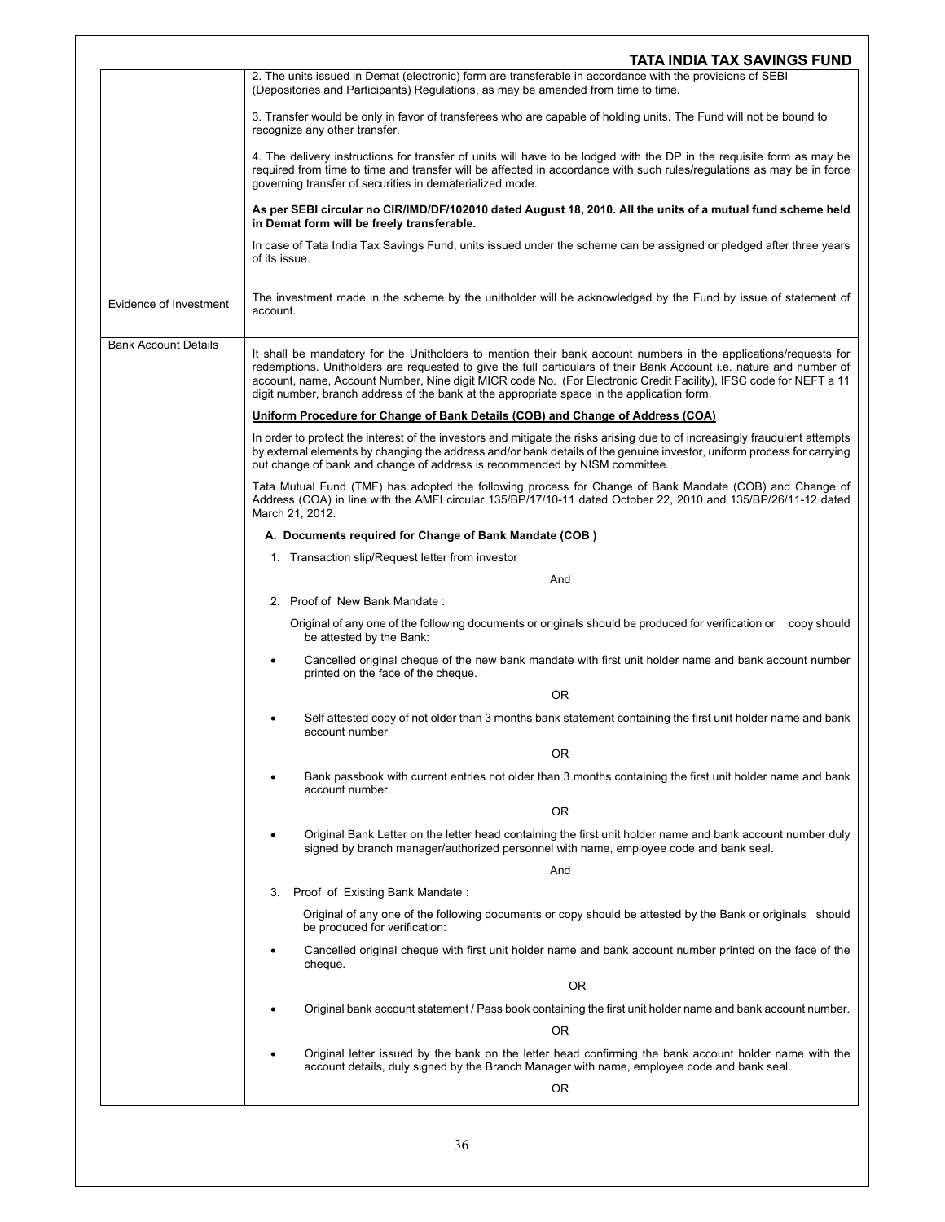| | |
|---|---|
| | 2. The units issued in Demat (electronic) form are transferable in accordance with the provisions of SEBI (Depositories and Participants) Regulations, as may be amended from time to time.<br><br>3. Transfer would be only in favor of transferees who are capable of holding units. The Fund will not be bound to recognize any other transfer.<br><br>4. The delivery instructions for transfer of units will have to be lodged with the DP in the requisite form as may be required from time to time and transfer will be affected in accordance with such rules/regulations as may be in force governing transfer of securities in dematerialized mode.<br><br>**As per SEBI circular no CIR/IMD/DF/102010 dated August 18, 2010. All the units of a mutual fund scheme held in Demat form will be freely transferable.**<br><br>In case of Tata India Tax Savings Fund, units issued under the scheme can be assigned or pledged after three years of its issue. |
| Evidence of Investment | The investment made in the scheme by the unitholder will be acknowledged by the Fund by issue of statement of account. |
| Bank Account Details | It shall be mandatory for the Unitholders to mention their bank account numbers in the applications/requests for redemptions. Unitholders are requested to give the full particulars of their Bank Account i.e. nature and number of account, name, Account Number, Nine digit MICR code No. (For Electronic Credit Facility), IFSC code for NEFT a 11 digit number, branch address of the bank at the appropriate space in the application form.<br><br>**Uniform Procedure for Change of Bank Details (COB) and Change of Address (COA)**<br><br>In order to protect the interest of the investors and mitigate the risks arising due to of increasingly fraudulent attempts by external elements by changing the address and/or bank details of the genuine investor, uniform process for carrying out change of bank and change of address is recommended by NISM committee.<br><br>Tata Mutual Fund (TMF) has adopted the following process for Change of Bank Mandate (COB) and Change of Address (COA) in line with the AMFI circular 135/BP/17/10-11 dated October 22, 2010 and 135/BP/26/11-12 dated March 21, 2012.<br><br>**A. Documents required for Change of Bank Mandate (COB )**<br><br>1. Transaction slip/Request letter from investor<br><br>And<br><br>2. Proof of New Bank Mandate :<br><br>Original of any one of the following documents or originals should be produced for verification or copy should be attested by the Bank:<br><br>• Cancelled original cheque of the new bank mandate with first unit holder name and bank account number printed on the face of the cheque.<br><br>OR<br><br>• Self attested copy of not older than 3 months bank statement containing the first unit holder name and bank account number<br><br>OR<br><br>• Bank passbook with current entries not older than 3 months containing the first unit holder name and bank account number.<br><br>OR<br><br>• Original Bank Letter on the letter head containing the first unit holder name and bank account number duly signed by branch manager/authorized personnel with name, employee code and bank seal.<br><br>And<br><br>3. Proof of Existing Bank Mandate :<br><br>Original of any one of the following documents or copy should be attested by the Bank or originals should be produced for verification:<br><br>• Cancelled original cheque with first unit holder name and bank account number printed on the face of the cheque.<br><br>OR<br><br>• Original bank account statement / Pass book containing the first unit holder name and bank account number.<br><br>OR<br><br>• Original letter issued by the bank on the letter head confirming the bank account holder name with the account details, duly signed by the Branch Manager with name, employee code and bank seal.<br><br>OR |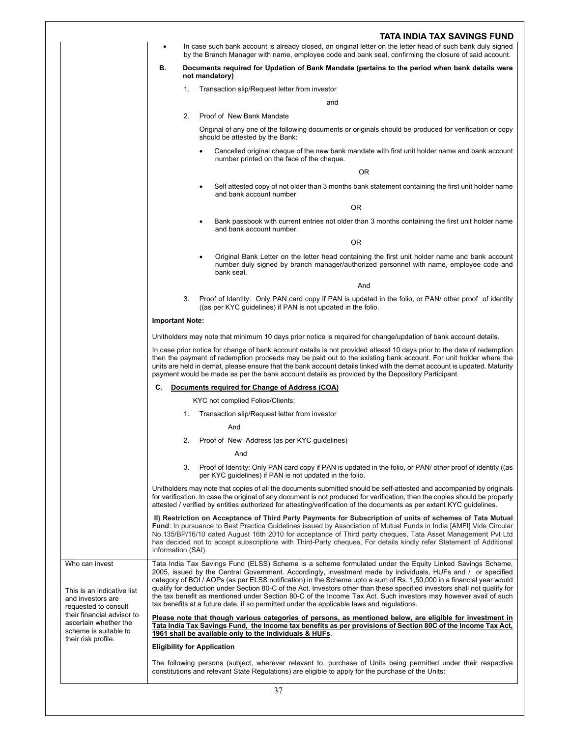| | • In case such bank account is already closed, an original letter on the letter head of such bank duly signed by the Branch Manager with name, employee code and bank seal, confirming the closure of said account.<br><br>**B. Documents required for Updation of Bank Mandate (pertains to the period when bank details were not mandatory)**<br><br>1. Transaction slip/Request letter from investor<br><br>and<br><br>2. Proof of New Bank Mandate<br><br>Original of any one of the following documents or originals should be produced for verification or copy should be attested by the Bank:<br><br>• Cancelled original cheque of the new bank mandate with first unit holder name and bank account number printed on the face of the cheque.<br><br>OR<br><br>• Self attested copy of not older than 3 months bank statement containing the first unit holder name and bank account number<br><br>OR<br><br>• Bank passbook with current entries not older than 3 months containing the first unit holder name and bank account number.<br><br>OR<br><br>• Original Bank Letter on the letter head containing the first unit holder name and bank account number duly signed by branch manager/authorized personnel with name, employee code and bank seal.<br><br>And<br><br>3. Proof of Identity: Only PAN card copy if PAN is updated in the folio, or PAN/ other proof of identity ((as per KYC guidelines) if PAN is not updated in the folio.<br><br>**Important Note:**<br><br>Unitholders may note that minimum 10 days prior notice is required for change/updation of bank account details.<br><br>In case prior notice for change of bank account details is not provided atleast 10 days prior to the date of redemption then the payment of redemption proceeds may be paid out to the existing bank account. For unit holder where the units are held in demat, please ensure that the bank account details linked with the demat account is updated. Maturity payment would be made as per the bank account details as provided by the Depository Participant<br><br>**C. <u>Documents required for Change of Address (COA)</u>**<br><br>KYC not complied Folios/Clients:<br><br>1. Transaction slip/Request letter from investor<br><br>And<br><br>2. Proof of New Address (as per KYC guidelines)<br><br>And<br><br>3. Proof of Identity: Only PAN card copy if PAN is updated in the folio, or PAN/ other proof of identity ((as per KYC guidelines) if PAN is not updated in the folio.<br><br>Unitholders may note that copies of all the documents submitted should be self-attested and accompanied by originals for verification. In case the original of any document is not produced for verification, then the copies should be properly attested / verified by entities authorized for attesting/verification of the documents as per extant KYC guidelines.<br><br>**II) Restriction on Acceptance of Third Party Payments for Subscription of units of schemes of Tata Mutual Fund**: In pursuance to Best Practice Guidelines issued by Association of Mutual Funds in India [AMFI] Vide Circular No.135/BP/16/10 dated August 16th 2010 for acceptance of Third party cheques, Tata Asset Management Pvt Ltd has decided not to accept subscriptions with Third-Party cheques, For details kindly refer Statement of Additional Information (SAI). |
|---|---|
| Who can invest<br><br>This is an indicative list and investors are requested to consult their financial advisor to ascertain whether the scheme is suitable to their risk profile. | Tata India Tax Savings Fund (ELSS) Scheme is a scheme formulated under the Equity Linked Savings Scheme, 2005, issued by the Central Government. Accordingly, investment made by individuals, HUFs and / or specified category of BOI / AOPs (as per ELSS notification) in the Scheme upto a sum of Rs. 1,50,000 in a financial year would qualify for deduction under Section 80-C of the Act. Investors other than these specified investors shall not qualify for the tax benefit as mentioned under Section 80-C of the Income Tax Act. Such investors may however avail of such tax benefits at a future date, if so permitted under the applicable laws and regulations.<br><br>**<u>Please note that though various categories of persons, as mentioned below, are eligible for investment in Tata India Tax Savings Fund, the Income tax benefits as per provisions of Section 80C of the Income Tax Act, 1961 shall be available only to the Individuals & HUFs</u>**.<br><br>**Eligibility for Application**<br><br>The following persons (subject, wherever relevant to, purchase of Units being permitted under their respective constitutions and relevant State Regulations) are eligible to apply for the purchase of the Units: |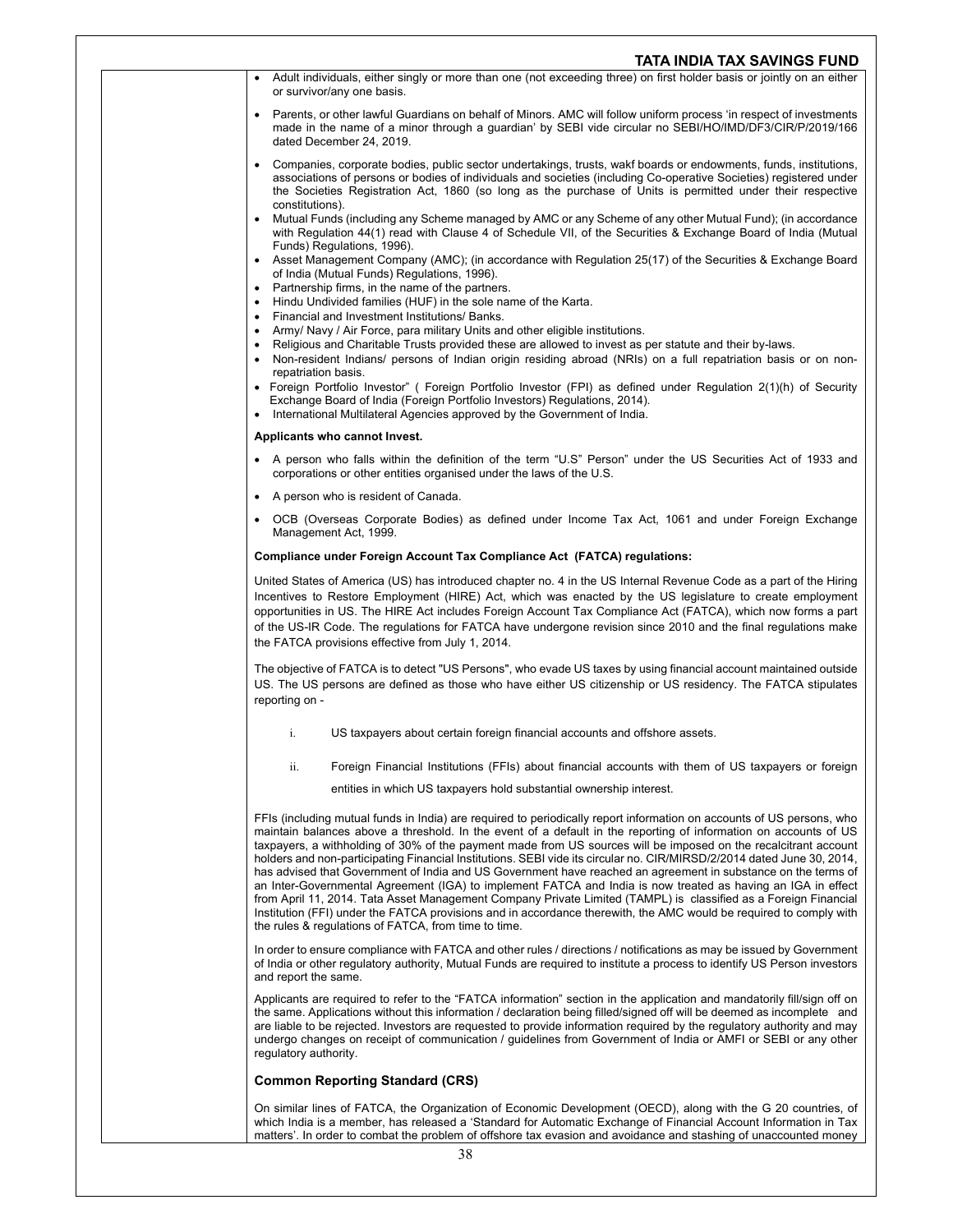- Adult individuals, either singly or more than one (not exceeding three) on first holder basis or jointly on an either or survivor/any one basis.
- Parents, or other lawful Guardians on behalf of Minors. AMC will follow uniform process 'in respect of investments made in the name of a minor through a guardian' by SEBI vide circular no SEBI/HO/IMD/DF3/CIR/P/2019/166 dated December 24, 2019.
- Companies, corporate bodies, public sector undertakings, trusts, wakf boards or endowments, funds, institutions, associations of persons or bodies of individuals and societies (including Co-operative Societies) registered under the Societies Registration Act, 1860 (so long as the purchase of Units is permitted under their respective constitutions).
- Mutual Funds (including any Scheme managed by AMC or any Scheme of any other Mutual Fund); (in accordance with Regulation 44(1) read with Clause 4 of Schedule VII, of the Securities & Exchange Board of India (Mutual Funds) Regulations, 1996).
- Asset Management Company (AMC); (in accordance with Regulation 25(17) of the Securities & Exchange Board of India (Mutual Funds) Regulations, 1996).
- Partnership firms, in the name of the partners.
- Hindu Undivided families (HUF) in the sole name of the Karta.
- Financial and Investment Institutions/ Banks.
- Army/ Navy / Air Force, para military Units and other eligible institutions.
- Religious and Charitable Trusts provided these are allowed to invest as per statute and their by-laws.
- Non-resident Indians/ persons of Indian origin residing abroad (NRIs) on a full repatriation basis or on non-repatriation basis.
- Foreign Portfolio Investor" ( Foreign Portfolio Investor (FPI) as defined under Regulation 2(1)(h) of Security Exchange Board of India (Foreign Portfolio Investors) Regulations, 2014).
- International Multilateral Agencies approved by the Government of India.

**Applicants who cannot Invest.**

- A person who falls within the definition of the term "U.S" Person" under the US Securities Act of 1933 and corporations or other entities organised under the laws of the U.S.
- A person who is resident of Canada.
- OCB (Overseas Corporate Bodies) as defined under Income Tax Act, 1061 and under Foreign Exchange Management Act, 1999.

**Compliance under Foreign Account Tax Compliance Act (FATCA) regulations:**

United States of America (US) has introduced chapter no. 4 in the US Internal Revenue Code as a part of the Hiring Incentives to Restore Employment (HIRE) Act, which was enacted by the US legislature to create employment opportunities in US. The HIRE Act includes Foreign Account Tax Compliance Act (FATCA), which now forms a part of the US-IR Code. The regulations for FATCA have undergone revision since 2010 and the final regulations make the FATCA provisions effective from July 1, 2014.

The objective of FATCA is to detect "US Persons", who evade US taxes by using financial account maintained outside US. The US persons are defined as those who have either US citizenship or US residency. The FATCA stipulates reporting on -

i. US taxpayers about certain foreign financial accounts and offshore assets.

ii. Foreign Financial Institutions (FFIs) about financial accounts with them of US taxpayers or foreign entities in which US taxpayers hold substantial ownership interest.

FFIs (including mutual funds in India) are required to periodically report information on accounts of US persons, who maintain balances above a threshold. In the event of a default in the reporting of information on accounts of US taxpayers, a withholding of 30% of the payment made from US sources will be imposed on the recalcitrant account holders and non-participating Financial Institutions. SEBI vide its circular no. CIR/MIRSD/2/2014 dated June 30, 2014, has advised that Government of India and US Government have reached an agreement in substance on the terms of an Inter-Governmental Agreement (IGA) to implement FATCA and India is now treated as having an IGA in effect from April 11, 2014. Tata Asset Management Company Private Limited (TAMPL) is classified as a Foreign Financial Institution (FFI) under the FATCA provisions and in accordance therewith, the AMC would be required to comply with the rules & regulations of FATCA, from time to time.

In order to ensure compliance with FATCA and other rules / directions / notifications as may be issued by Government of India or other regulatory authority, Mutual Funds are required to institute a process to identify US Person investors and report the same.

Applicants are required to refer to the "FATCA information" section in the application and mandatorily fill/sign off on the same. Applications without this information / declaration being filled/signed off will be deemed as incomplete and are liable to be rejected. Investors are requested to provide information required by the regulatory authority and may undergo changes on receipt of communication / guidelines from Government of India or AMFI or SEBI or any other regulatory authority.

### Common Reporting Standard (CRS)

On similar lines of FATCA, the Organization of Economic Development (OECD), along with the G 20 countries, of which India is a member, has released a 'Standard for Automatic Exchange of Financial Account Information in Tax matters'. In order to combat the problem of offshore tax evasion and avoidance and stashing of unaccounted money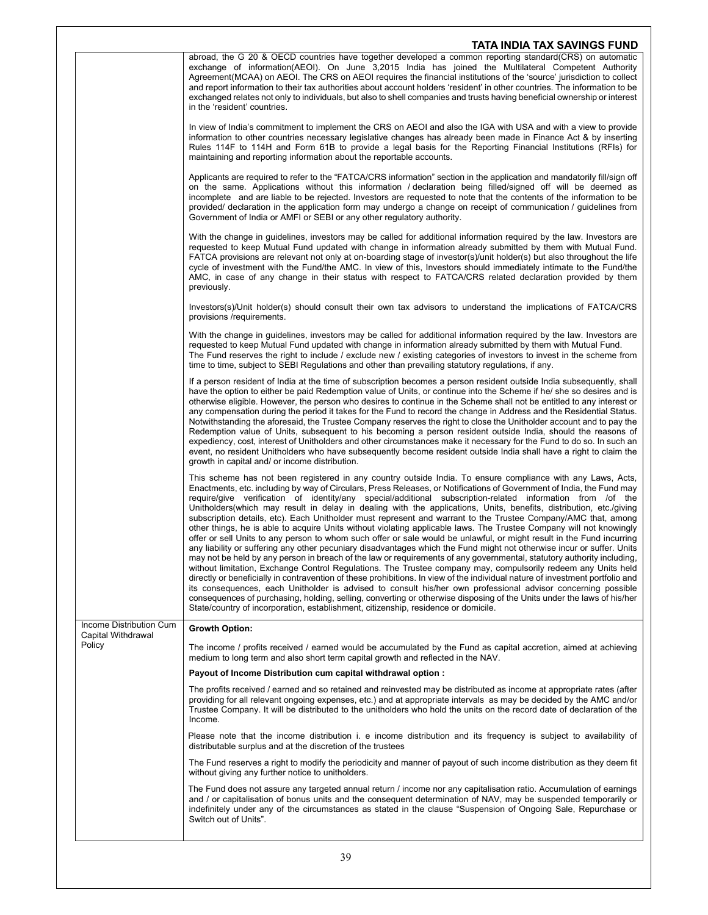| | |
|---|---|
| | abroad, the G 20 & OECD countries have together developed a common reporting standard(CRS) on automatic exchange of information(AEOI). On June 3,2015 India has joined the Multilateral Competent Authority Agreement(MCAA) on AEOI. The CRS on AEOI requires the financial institutions of the 'source' jurisdiction to collect and report information to their tax authorities about account holders 'resident' in other countries. The information to be exchanged relates not only to individuals, but also to shell companies and trusts having beneficial ownership or interest in the 'resident' countries.<br><br>In view of India's commitment to implement the CRS on AEOI and also the IGA with USA and with a view to provide information to other countries necessary legislative changes has already been made in Finance Act & by inserting Rules 114F to 114H and Form 61B to provide a legal basis for the Reporting Financial Institutions (RFIs) for maintaining and reporting information about the reportable accounts.<br><br>Applicants are required to refer to the "FATCA/CRS information" section in the application and mandatorily fill/sign off on the same. Applications without this information / declaration being filled/signed off will be deemed as incomplete and are liable to be rejected. Investors are requested to note that the contents of the information to be provided/ declaration in the application form may undergo a change on receipt of communication / guidelines from Government of India or AMFI or SEBI or any other regulatory authority.<br><br>With the change in guidelines, investors may be called for additional information required by the law. Investors are requested to keep Mutual Fund updated with change in information already submitted by them with Mutual Fund. FATCA provisions are relevant not only at on-boarding stage of investor(s)/unit holder(s) but also throughout the life cycle of investment with the Fund/the AMC. In view of this, Investors should immediately intimate to the Fund/the AMC, in case of any change in their status with respect to FATCA/CRS related declaration provided by them previously.<br><br>Investors(s)/Unit holder(s) should consult their own tax advisors to understand the implications of FATCA/CRS provisions /requirements.<br><br>With the change in guidelines, investors may be called for additional information required by the law. Investors are requested to keep Mutual Fund updated with change in information already submitted by them with Mutual Fund. The Fund reserves the right to include / exclude new / existing categories of investors to invest in the scheme from time to time, subject to SEBI Regulations and other than prevailing statutory regulations, if any.<br><br>If a person resident of India at the time of subscription becomes a person resident outside India subsequently, shall have the option to either be paid Redemption value of Units, or continue into the Scheme if he/ she so desires and is otherwise eligible. However, the person who desires to continue in the Scheme shall not be entitled to any interest or any compensation during the period it takes for the Fund to record the change in Address and the Residential Status. Notwithstanding the aforesaid, the Trustee Company reserves the right to close the Unitholder account and to pay the Redemption value of Units, subsequent to his becoming a person resident outside India, should the reasons of expediency, cost, interest of Unitholders and other circumstances make it necessary for the Fund to do so. In such an event, no resident Unitholders who have subsequently become resident outside India shall have a right to claim the growth in capital and/ or income distribution.<br><br>This scheme has not been registered in any country outside India. To ensure compliance with any Laws, Acts, Enactments, etc. including by way of Circulars, Press Releases, or Notifications of Government of India, the Fund may require/give verification of identity/any special/additional subscription-related information from /of the Unitholders(which may result in delay in dealing with the applications, Units, benefits, distribution, etc./giving subscription details, etc). Each Unitholder must represent and warrant to the Trustee Company/AMC that, among other things, he is able to acquire Units without violating applicable laws. The Trustee Company will not knowingly offer or sell Units to any person to whom such offer or sale would be unlawful, or might result in the Fund incurring any liability or suffering any other pecuniary disadvantages which the Fund might not otherwise incur or suffer. Units may not be held by any person in breach of the law or requirements of any governmental, statutory authority including, without limitation, Exchange Control Regulations. The Trustee company may, compulsorily redeem any Units held directly or beneficially in contravention of these prohibitions. In view of the individual nature of investment portfolio and its consequences, each Unitholder is advised to consult his/her own professional advisor concerning possible consequences of purchasing, holding, selling, converting or otherwise disposing of the Units under the laws of his/her State/country of incorporation, establishment, citizenship, residence or domicile. |
| Income Distribution Cum Capital Withdrawal Policy | **Growth Option:**<br><br>The income / profits received / earned would be accumulated by the Fund as capital accretion, aimed at achieving medium to long term and also short term capital growth and reflected in the NAV.<br><br>**Payout of Income Distribution cum capital withdrawal option :**<br><br>The profits received / earned and so retained and reinvested may be distributed as income at appropriate rates (after providing for all relevant ongoing expenses, etc.) and at appropriate intervals as may be decided by the AMC and/or Trustee Company. It will be distributed to the unitholders who hold the units on the record date of declaration of the Income.<br><br>Please note that the income distribution i. e income distribution and its frequency is subject to availability of distributable surplus and at the discretion of the trustees<br><br>The Fund reserves a right to modify the periodicity and manner of payout of such income distribution as they deem fit without giving any further notice to unitholders.<br><br>The Fund does not assure any targeted annual return / income nor any capitalisation ratio. Accumulation of earnings and / or capitalisation of bonus units and the consequent determination of NAV, may be suspended temporarily or indefinitely under any of the circumstances as stated in the clause "Suspension of Ongoing Sale, Repurchase or Switch out of Units". |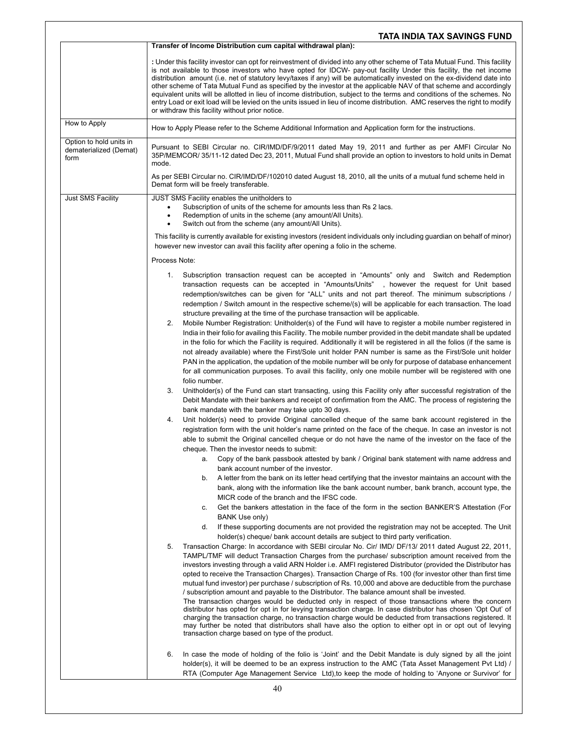| | |
|---|---|
| | **Transfer of Income Distribution cum capital withdrawal plan):**<br><br>**:** Under this facility investor can opt for reinvestment of divided into any other scheme of Tata Mutual Fund. This facility is not available to those investors who have opted for IDCW- pay-out facility Under this facility, the net income distribution amount (i.e. net of statutory levy/taxes if any) will be automatically invested on the ex-dividend date into other scheme of Tata Mutual Fund as specified by the investor at the applicable NAV of that scheme and accordingly equivalent units will be allotted in lieu of income distribution, subject to the terms and conditions of the schemes. No entry Load or exit load will be levied on the units issued in lieu of income distribution. AMC reserves the right to modify or withdraw this facility without prior notice. |
| How to Apply | How to Apply Please refer to the Scheme Additional Information and Application form for the instructions. |
| Option to hold units in dematerialized (Demat) form | Pursuant to SEBI Circular no. CIR/IMD/DF/9/2011 dated May 19, 2011 and further as per AMFI Circular No 35P/MEMCOR/ 35/11-12 dated Dec 23, 2011, Mutual Fund shall provide an option to investors to hold units in Demat mode.<br><br>As per SEBI Circular no. CIR/IMD/DF/102010 dated August 18, 2010, all the units of a mutual fund scheme held in Demat form will be freely transferable. |
| Just SMS Facility | JUST SMS Facility enables the unitholders to<br>• Subscription of units of the scheme for amounts less than Rs 2 lacs.<br>• Redemption of units in the scheme (any amount/All Units).<br>• Switch out from the scheme (any amount/All Units).<br><br>This facility is currently available for existing investors (resident individuals only including guardian on behalf of minor) however new investor can avail this facility after opening a folio in the scheme.<br><br>Process Note:<br><br>1. Subscription transaction request can be accepted in "Amounts" only and Switch and Redemption transaction requests can be accepted in "Amounts/Units" , however the request for Unit based redemption/switches can be given for "ALL" units and not part thereof. The minimum subscriptions / redemption / Switch amount in the respective scheme/(s) will be applicable for each transaction. The load structure prevailing at the time of the purchase transaction will be applicable.<br>2. Mobile Number Registration: Unitholder(s) of the Fund will have to register a mobile number registered in India in their folio for availing this Facility. The mobile number provided in the debit mandate shall be updated in the folio for which the Facility is required. Additionally it will be registered in all the folios (if the same is not already available) where the First/Sole unit holder PAN number is same as the First/Sole unit holder PAN in the application, the updation of the mobile number will be only for purpose of database enhancement for all communication purposes. To avail this facility, only one mobile number will be registered with one folio number.<br>3. Unitholder(s) of the Fund can start transacting, using this Facility only after successful registration of the Debit Mandate with their bankers and receipt of confirmation from the AMC. The process of registering the bank mandate with the banker may take upto 30 days.<br>4. Unit holder(s) need to provide Original cancelled cheque of the same bank account registered in the registration form with the unit holder's name printed on the face of the cheque. In case an investor is not able to submit the Original cancelled cheque or do not have the name of the investor on the face of the cheque. Then the investor needs to submit:<br>&nbsp;&nbsp;&nbsp;a. Copy of the bank passbook attested by bank / Original bank statement with name address and bank account number of the investor.<br>&nbsp;&nbsp;&nbsp;b. A letter from the bank on its letter head certifying that the investor maintains an account with the bank, along with the information like the bank account number, bank branch, account type, the MICR code of the branch and the IFSC code.<br>&nbsp;&nbsp;&nbsp;c. Get the bankers attestation in the face of the form in the section BANKER'S Attestation (For BANK Use only)<br>&nbsp;&nbsp;&nbsp;d. If these supporting documents are not provided the registration may not be accepted. The Unit holder(s) cheque/ bank account details are subject to third party verification.<br>5. Transaction Charge: In accordance with SEBI circular No. Cir/ IMD/ DF/13/ 2011 dated August 22, 2011, TAMPL/TMF will deduct Transaction Charges from the purchase/ subscription amount received from the investors investing through a valid ARN Holder i.e. AMFI registered Distributor (provided the Distributor has opted to receive the Transaction Charges). Transaction Charge of Rs. 100 (for investor other than first time mutual fund investor) per purchase / subscription of Rs. 10,000 and above are deductible from the purchase / subscription amount and payable to the Distributor. The balance amount shall be invested.<br>The transaction charges would be deducted only in respect of those transactions where the concern distributor has opted for opt in for levying transaction charge. In case distributor has chosen 'Opt Out' of charging the transaction charge, no transaction charge would be deducted from transactions registered. It may further be noted that distributors shall have also the option to either opt in or opt out of levying transaction charge based on type of the product.<br><br>6. In case the mode of holding of the folio is 'Joint' and the Debit Mandate is duly signed by all the joint holder(s), it will be deemed to be an express instruction to the AMC (Tata Asset Management Pvt Ltd) / RTA (Computer Age Management Service Ltd),to keep the mode of holding to 'Anyone or Survivor' for |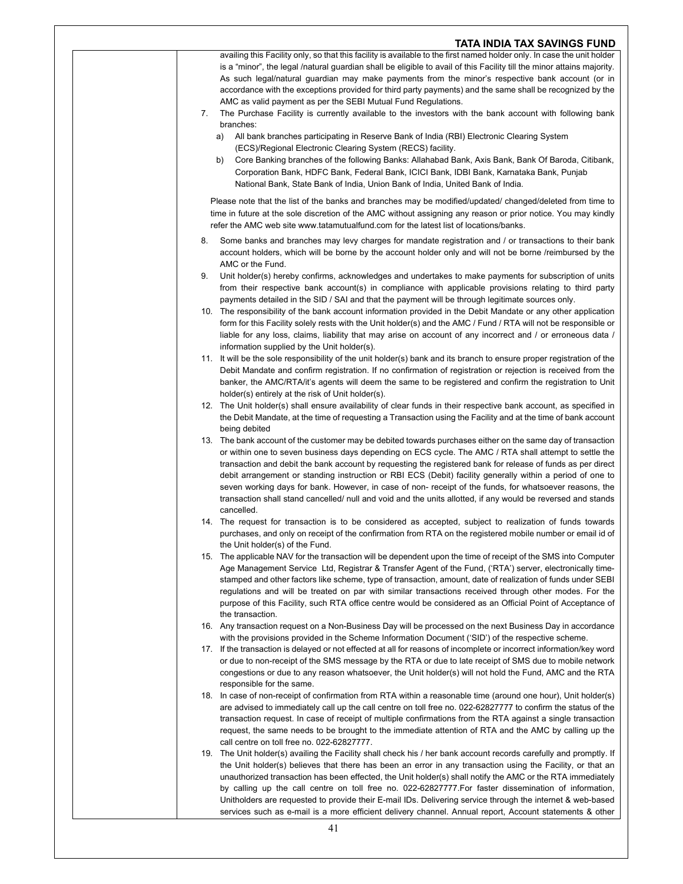availing this Facility only, so that this facility is available to the first named holder only. In case the unit holder is a "minor", the legal /natural guardian shall be eligible to avail of this Facility till the minor attains majority. As such legal/natural guardian may make payments from the minor's respective bank account (or in accordance with the exceptions provided for third party payments) and the same shall be recognized by the AMC as valid payment as per the SEBI Mutual Fund Regulations.

7. The Purchase Facility is currently available to the investors with the bank account with following bank branches:
   a) All bank branches participating in Reserve Bank of India (RBI) Electronic Clearing System (ECS)/Regional Electronic Clearing System (RECS) facility.
   b) Core Banking branches of the following Banks: Allahabad Bank, Axis Bank, Bank Of Baroda, Citibank, Corporation Bank, HDFC Bank, Federal Bank, ICICI Bank, IDBI Bank, Karnataka Bank, Punjab National Bank, State Bank of India, Union Bank of India, United Bank of India.

   Please note that the list of the banks and branches may be modified/updated/ changed/deleted from time to time in future at the sole discretion of the AMC without assigning any reason or prior notice. You may kindly refer the AMC web site www.tatamutualfund.com for the latest list of locations/banks.

8. Some banks and branches may levy charges for mandate registration and / or transactions to their bank account holders, which will be borne by the account holder only and will not be borne /reimbursed by the AMC or the Fund.
9. Unit holder(s) hereby confirms, acknowledges and undertakes to make payments for subscription of units from their respective bank account(s) in compliance with applicable provisions relating to third party payments detailed in the SID / SAI and that the payment will be through legitimate sources only.
10. The responsibility of the bank account information provided in the Debit Mandate or any other application form for this Facility solely rests with the Unit holder(s) and the AMC / Fund / RTA will not be responsible or liable for any loss, claims, liability that may arise on account of any incorrect and / or erroneous data / information supplied by the Unit holder(s).
11. It will be the sole responsibility of the unit holder(s) bank and its branch to ensure proper registration of the Debit Mandate and confirm registration. If no confirmation of registration or rejection is received from the banker, the AMC/RTA/it's agents will deem the same to be registered and confirm the registration to Unit holder(s) entirely at the risk of Unit holder(s).
12. The Unit holder(s) shall ensure availability of clear funds in their respective bank account, as specified in the Debit Mandate, at the time of requesting a Transaction using the Facility and at the time of bank account being debited
13. The bank account of the customer may be debited towards purchases either on the same day of transaction or within one to seven business days depending on ECS cycle. The AMC / RTA shall attempt to settle the transaction and debit the bank account by requesting the registered bank for release of funds as per direct debit arrangement or standing instruction or RBI ECS (Debit) facility generally within a period of one to seven working days for bank. However, in case of non- receipt of the funds, for whatsoever reasons, the transaction shall stand cancelled/ null and void and the units allotted, if any would be reversed and stands cancelled.
14. The request for transaction is to be considered as accepted, subject to realization of funds towards purchases, and only on receipt of the confirmation from RTA on the registered mobile number or email id of the Unit holder(s) of the Fund.
15. The applicable NAV for the transaction will be dependent upon the time of receipt of the SMS into Computer Age Management Service Ltd, Registrar & Transfer Agent of the Fund, ('RTA') server, electronically time-stamped and other factors like scheme, type of transaction, amount, date of realization of funds under SEBI regulations and will be treated on par with similar transactions received through other modes. For the purpose of this Facility, such RTA office centre would be considered as an Official Point of Acceptance of the transaction.
16. Any transaction request on a Non-Business Day will be processed on the next Business Day in accordance with the provisions provided in the Scheme Information Document ('SID') of the respective scheme.
17. If the transaction is delayed or not effected at all for reasons of incomplete or incorrect information/key word or due to non-receipt of the SMS message by the RTA or due to late receipt of SMS due to mobile network congestions or due to any reason whatsoever, the Unit holder(s) will not hold the Fund, AMC and the RTA responsible for the same.
18. In case of non-receipt of confirmation from RTA within a reasonable time (around one hour), Unit holder(s) are advised to immediately call up the call centre on toll free no. 022-62827777 to confirm the status of the transaction request. In case of receipt of multiple confirmations from the RTA against a single transaction request, the same needs to be brought to the immediate attention of RTA and the AMC by calling up the call centre on toll free no. 022-62827777.
19. The Unit holder(s) availing the Facility shall check his / her bank account records carefully and promptly. If the Unit holder(s) believes that there has been an error in any transaction using the Facility, or that an unauthorized transaction has been effected, the Unit holder(s) shall notify the AMC or the RTA immediately by calling up the call centre on toll free no. 022-62827777.For faster dissemination of information, Unitholders are requested to provide their E-mail IDs. Delivering service through the internet & web-based services such as e-mail is a more efficient delivery channel. Annual report, Account statements & other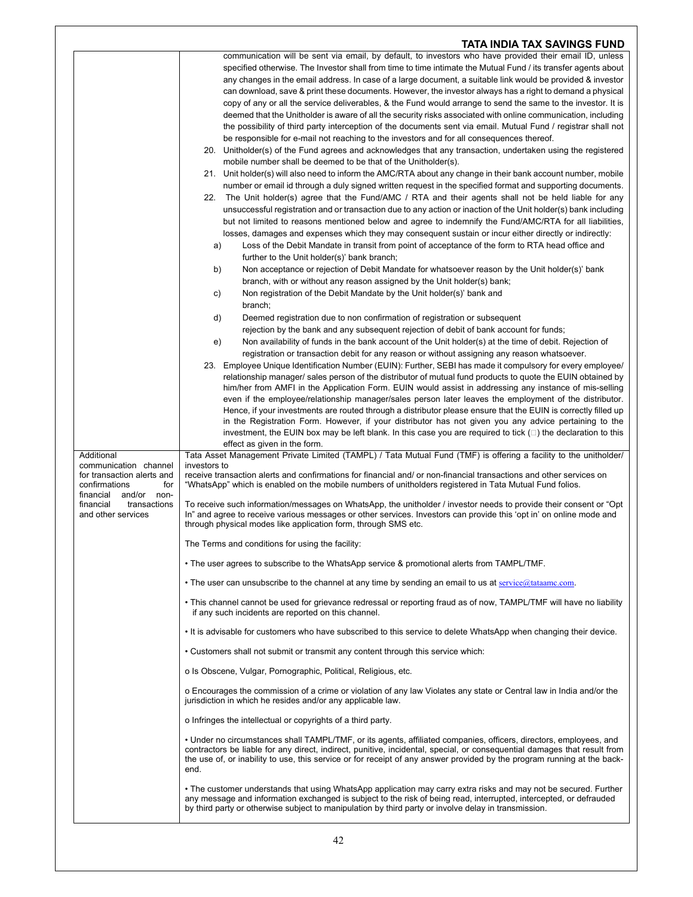| | |
|---|---|
| | communication will be sent via email, by default, to investors who have provided their email ID, unless specified otherwise. The Investor shall from time to time intimate the Mutual Fund / its transfer agents about any changes in the email address. In case of a large document, a suitable link would be provided & investor can download, save & print these documents. However, the investor always has a right to demand a physical copy of any or all the service deliverables, & the Fund would arrange to send the same to the investor. It is deemed that the Unitholder is aware of all the security risks associated with online communication, including the possibility of third party interception of the documents sent via email. Mutual Fund / registrar shall not be responsible for e-mail not reaching to the investors and for all consequences thereof.<br>20. Unitholder(s) of the Fund agrees and acknowledges that any transaction, undertaken using the registered mobile number shall be deemed to be that of the Unitholder(s).<br>21. Unit holder(s) will also need to inform the AMC/RTA about any change in their bank account number, mobile number or email id through a duly signed written request in the specified format and supporting documents.<br>22. The Unit holder(s) agree that the Fund/AMC / RTA and their agents shall not be held liable for any unsuccessful registration and or transaction due to any action or inaction of the Unit holder(s) bank including but not limited to reasons mentioned below and agree to indemnify the Fund/AMC/RTA for all liabilities, losses, damages and expenses which they may consequent sustain or incur either directly or indirectly:<br>a) Loss of the Debit Mandate in transit from point of acceptance of the form to RTA head office and further to the Unit holder(s)' bank branch;<br>b) Non acceptance or rejection of Debit Mandate for whatsoever reason by the Unit holder(s)' bank branch, with or without any reason assigned by the Unit holder(s) bank;<br>c) Non registration of the Debit Mandate by the Unit holder(s)' bank and branch;<br>d) Deemed registration due to non confirmation of registration or subsequent rejection by the bank and any subsequent rejection of debit of bank account for funds;<br>e) Non availability of funds in the bank account of the Unit holder(s) at the time of debit. Rejection of registration or transaction debit for any reason or without assigning any reason whatsoever.<br>23. Employee Unique Identification Number (EUIN): Further, SEBI has made it compulsory for every employee/ relationship manager/ sales person of the distributor of mutual fund products to quote the EUIN obtained by him/her from AMFI in the Application Form. EUIN would assist in addressing any instance of mis-selling even if the employee/relationship manager/sales person later leaves the employment of the distributor. Hence, if your investments are routed through a distributor please ensure that the EUIN is correctly filled up in the Registration Form. However, if your distributor has not given you any advice pertaining to the investment, the EUIN box may be left blank. In this case you are required to tick (□) the declaration to this effect as given in the form. |
| Additional communication channel for transaction alerts and confirmations for financial and/or non-financial transactions and other services | Tata Asset Management Private Limited (TAMPL) / Tata Mutual Fund (TMF) is offering a facility to the unitholder/ investors to receive transaction alerts and confirmations for financial and/ or non-financial transactions and other services on "WhatsApp" which is enabled on the mobile numbers of unitholders registered in Tata Mutual Fund folios.<br><br>To receive such information/messages on WhatsApp, the unitholder / investor needs to provide their consent or "Opt In" and agree to receive various messages or other services. Investors can provide this 'opt in' on online mode and through physical modes like application form, through SMS etc.<br><br>The Terms and conditions for using the facility:<br><br>• The user agrees to subscribe to the WhatsApp service & promotional alerts from TAMPL/TMF.<br><br>• The user can unsubscribe to the channel at any time by sending an email to us at service@tataamc.com.<br><br>• This channel cannot be used for grievance redressal or reporting fraud as of now, TAMPL/TMF will have no liability if any such incidents are reported on this channel.<br><br>• It is advisable for customers who have subscribed to this service to delete WhatsApp when changing their device.<br><br>• Customers shall not submit or transmit any content through this service which:<br><br>o Is Obscene, Vulgar, Pornographic, Political, Religious, etc.<br><br>o Encourages the commission of a crime or violation of any law Violates any state or Central law in India and/or the jurisdiction in which he resides and/or any applicable law.<br><br>o Infringes the intellectual or copyrights of a third party.<br><br>• Under no circumstances shall TAMPL/TMF, or its agents, affiliated companies, officers, directors, employees, and contractors be liable for any direct, indirect, punitive, incidental, special, or consequential damages that result from the use of, or inability to use, this service or for receipt of any answer provided by the program running at the back-end.<br><br>• The customer understands that using WhatsApp application may carry extra risks and may not be secured. Further any message and information exchanged is subject to the risk of being read, interrupted, intercepted, or defrauded by third party or otherwise subject to manipulation by third party or involve delay in transmission. |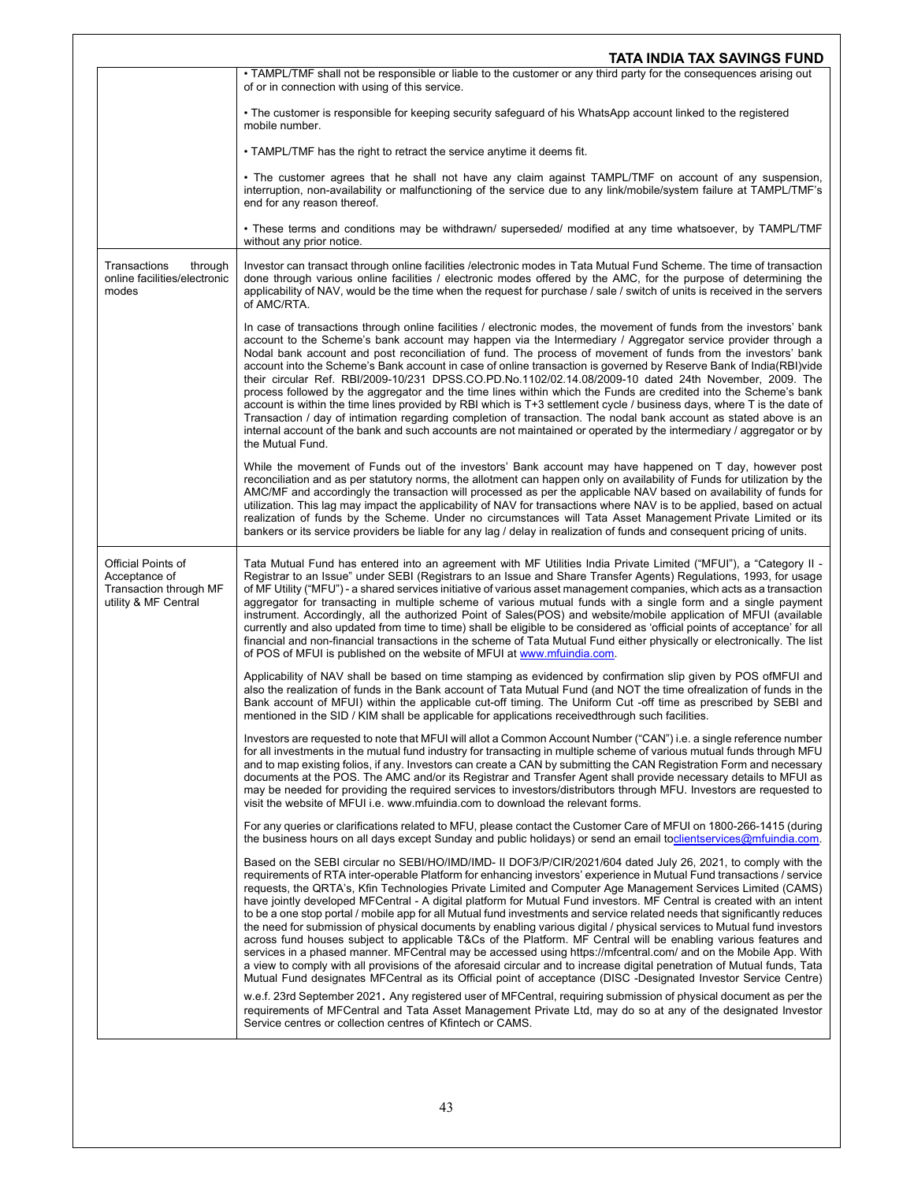| | |
|---|---|
| | • TAMPL/TMF shall not be responsible or liable to the customer or any third party for the consequences arising out of or in connection with using of this service.<br><br>• The customer is responsible for keeping security safeguard of his WhatsApp account linked to the registered mobile number.<br><br>• TAMPL/TMF has the right to retract the service anytime it deems fit.<br><br>• The customer agrees that he shall not have any claim against TAMPL/TMF on account of any suspension, interruption, non-availability or malfunctioning of the service due to any link/mobile/system failure at TAMPL/TMF's end for any reason thereof.<br><br>• These terms and conditions may be withdrawn/ superseded/ modified at any time whatsoever, by TAMPL/TMF without any prior notice. |
| Transactions through online facilities/electronic modes | Investor can transact through online facilities /electronic modes in Tata Mutual Fund Scheme. The time of transaction done through various online facilities / electronic modes offered by the AMC, for the purpose of determining the applicability of NAV, would be the time when the request for purchase / sale / switch of units is received in the servers of AMC/RTA.<br><br>In case of transactions through online facilities / electronic modes, the movement of funds from the investors' bank account to the Scheme's bank account may happen via the Intermediary / Aggregator service provider through a Nodal bank account and post reconciliation of fund. The process of movement of funds from the investors' bank account into the Scheme's Bank account in case of online transaction is governed by Reserve Bank of India(RBI)vide their circular Ref. RBI/2009-10/231 DPSS.CO.PD.No.1102/02.14.08/2009-10 dated 24th November, 2009. The process followed by the aggregator and the time lines within which the Funds are credited into the Scheme's bank account is within the time lines provided by RBI which is T+3 settlement cycle / business days, where T is the date of Transaction / day of intimation regarding completion of transaction. The nodal bank account as stated above is an internal account of the bank and such accounts are not maintained or operated by the intermediary / aggregator or by the Mutual Fund.<br><br>While the movement of Funds out of the investors' Bank account may have happened on T day, however post reconciliation and as per statutory norms, the allotment can happen only on availability of Funds for utilization by the AMC/MF and accordingly the transaction will processed as per the applicable NAV based on availability of funds for utilization. This lag may impact the applicability of NAV for transactions where NAV is to be applied, based on actual realization of funds by the Scheme. Under no circumstances will Tata Asset Management Private Limited or its bankers or its service providers be liable for any lag / delay in realization of funds and consequent pricing of units. |
| Official Points of Acceptance of Transaction through MF utility & MF Central | Tata Mutual Fund has entered into an agreement with MF Utilities India Private Limited ("MFUI"), a "Category II - Registrar to an Issue" under SEBI (Registrars to an Issue and Share Transfer Agents) Regulations, 1993, for usage of MF Utility ("MFU") - a shared services initiative of various asset management companies, which acts as a transaction aggregator for transacting in multiple scheme of various mutual funds with a single form and a single payment instrument. Accordingly, all the authorized Point of Sales(POS) and website/mobile application of MFUI (available currently and also updated from time to time) shall be eligible to be considered as 'official points of acceptance' for all financial and non-financial transactions in the scheme of Tata Mutual Fund either physically or electronically. The list of POS of MFUI is published on the website of MFUI at www.mfuindia.com.<br><br>Applicability of NAV shall be based on time stamping as evidenced by confirmation slip given by POS ofMFUI and also the realization of funds in the Bank account of Tata Mutual Fund (and NOT the time ofrealization of funds in the Bank account of MFUI) within the applicable cut-off timing. The Uniform Cut -off time as prescribed by SEBI and mentioned in the SID / KIM shall be applicable for applications receivedthrough such facilities.<br><br>Investors are requested to note that MFUI will allot a Common Account Number ("CAN") i.e. a single reference number for all investments in the mutual fund industry for transacting in multiple scheme of various mutual funds through MFU and to map existing folios, if any. Investors can create a CAN by submitting the CAN Registration Form and necessary documents at the POS. The AMC and/or its Registrar and Transfer Agent shall provide necessary details to MFUI as may be needed for providing the required services to investors/distributors through MFU. Investors are requested to visit the website of MFUI i.e. www.mfuindia.com to download the relevant forms.<br><br>For any queries or clarifications related to MFU, please contact the Customer Care of MFUI on 1800-266-1415 (during the business hours on all days except Sunday and public holidays) or send an email toclientservices@mfuindia.com.<br><br>Based on the SEBI circular no SEBI/HO/IMD/IMD- II DOF3/P/CIR/2021/604 dated July 26, 2021, to comply with the requirements of RTA inter-operable Platform for enhancing investors' experience in Mutual Fund transactions / service requests, the QRTA's, Kfin Technologies Private Limited and Computer Age Management Services Limited (CAMS) have jointly developed MFCentral - A digital platform for Mutual Fund investors. MF Central is created with an intent to be a one stop portal / mobile app for all Mutual fund investments and service related needs that significantly reduces the need for submission of physical documents by enabling various digital / physical services to Mutual fund investors across fund houses subject to applicable T&Cs of the Platform. MF Central will be enabling various features and services in a phased manner. MFCentral may be accessed using https://mfcentral.com/ and on the Mobile App. With a view to comply with all provisions of the aforesaid circular and to increase digital penetration of Mutual funds, Tata Mutual Fund designates MFCentral as its Official point of acceptance (DISC -Designated Investor Service Centre) w.e.f. 23rd September 2021. Any registered user of MFCentral, requiring submission of physical document as per the requirements of MFCentral and Tata Asset Management Private Ltd, may do so at any of the designated Investor Service centres or collection centres of Kfintech or CAMS. |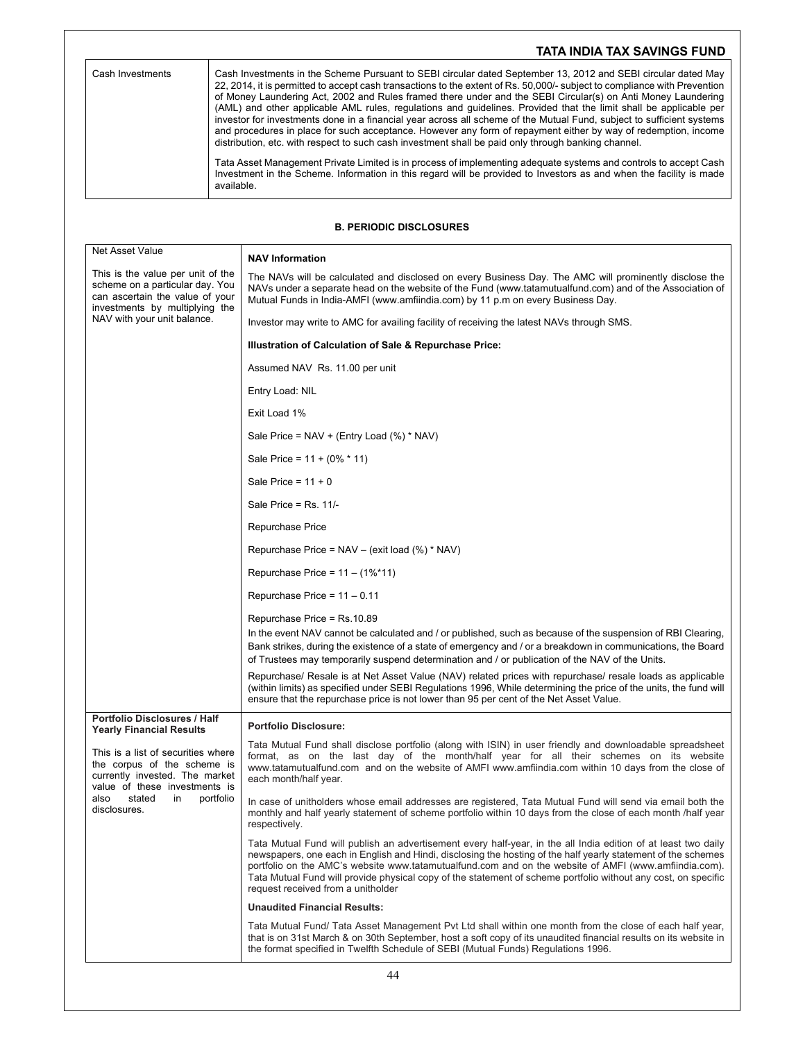| Cash Investments | Cash Investments in the Scheme Pursuant to SEBI circular dated September 13, 2012 and SEBI circular dated May 22, 2014, it is permitted to accept cash transactions to the extent of Rs. 50,000/- subject to compliance with Prevention of Money Laundering Act, 2002 and Rules framed there under and the SEBI Circular(s) on Anti Money Laundering (AML) and other applicable AML rules, regulations and guidelines. Provided that the limit shall be applicable per investor for investments done in a financial year across all scheme of the Mutual Fund, subject to sufficient systems and procedures in place for such acceptance. However any form of repayment either by way of redemption, income distribution, etc. with respect to such cash investment shall be paid only through banking channel.<br><br>Tata Asset Management Private Limited is in process of implementing adequate systems and controls to accept Cash Investment in the Scheme. Information in this regard will be provided to Investors as and when the facility is made available. |
|---|---|

## B. PERIODIC DISCLOSURES

| Net Asset Value<br><br>This is the value per unit of the scheme on a particular day. You can ascertain the value of your investments by multiplying the NAV with your unit balance. | **NAV Information**<br><br>The NAVs will be calculated and disclosed on every Business Day. The AMC will prominently disclose the NAVs under a separate head on the website of the Fund (www.tatamutualfund.com) and of the Association of Mutual Funds in India-AMFI (www.amfiindia.com) by 11 p.m on every Business Day.<br><br>Investor may write to AMC for availing facility of receiving the latest NAVs through SMS.<br><br>**Illustration of Calculation of Sale & Repurchase Price:**<br><br>Assumed NAV Rs. 11.00 per unit<br><br>Entry Load: NIL<br><br>Exit Load 1%<br><br>Sale Price = NAV + (Entry Load (%) * NAV)<br><br>Sale Price = 11 + (0% * 11)<br><br>Sale Price = 11 + 0<br><br>Sale Price = Rs. 11/-<br><br>Repurchase Price<br><br>Repurchase Price = NAV – (exit load (%) * NAV)<br><br>Repurchase Price = 11 – (1%*11)<br><br>Repurchase Price = 11 – 0.11<br><br>Repurchase Price = Rs.10.89<br><br>In the event NAV cannot be calculated and / or published, such as because of the suspension of RBI Clearing, Bank strikes, during the existence of a state of emergency and / or a breakdown in communications, the Board of Trustees may temporarily suspend determination and / or publication of the NAV of the Units.<br><br>Repurchase/ Resale is at Net Asset Value (NAV) related prices with repurchase/ resale loads as applicable (within limits) as specified under SEBI Regulations 1996, While determining the price of the units, the fund will ensure that the repurchase price is not lower than 95 per cent of the Net Asset Value. |
|---|---|
| **Portfolio Disclosures / Half Yearly Financial Results**<br><br>This is a list of securities where the corpus of the scheme is currently invested. The market value of these investments is also stated in portfolio disclosures. | **Portfolio Disclosure:**<br><br>Tata Mutual Fund shall disclose portfolio (along with ISIN) in user friendly and downloadable spreadsheet format, as on the last day of the month/half year for all their schemes on its website www.tatamutualfund.com and on the website of AMFI www.amfiindia.com within 10 days from the close of each month/half year.<br><br>In case of unitholders whose email addresses are registered, Tata Mutual Fund will send via email both the monthly and half yearly statement of scheme portfolio within 10 days from the close of each month /half year respectively.<br><br>Tata Mutual Fund will publish an advertisement every half-year, in the all India edition of at least two daily newspapers, one each in English and Hindi, disclosing the hosting of the half yearly statement of the schemes portfolio on the AMC's website www.tatamutualfund.com and on the website of AMFI (www.amfiindia.com). Tata Mutual Fund will provide physical copy of the statement of scheme portfolio without any cost, on specific request received from a unitholder<br><br>**Unaudited Financial Results:**<br><br>Tata Mutual Fund/ Tata Asset Management Pvt Ltd shall within one month from the close of each half year, that is on 31st March & on 30th September, host a soft copy of its unaudited financial results on its website in the format specified in Twelfth Schedule of SEBI (Mutual Funds) Regulations 1996. |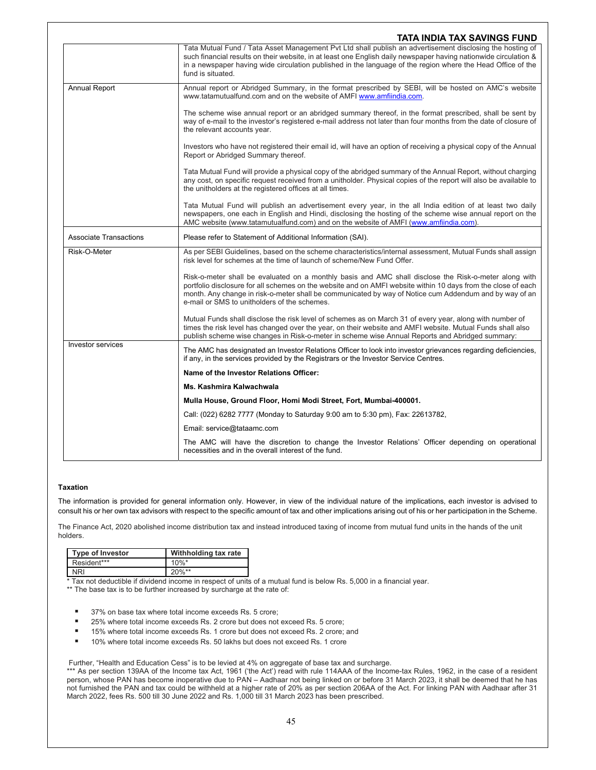| | |
|---|---|
| | Tata Mutual Fund / Tata Asset Management Pvt Ltd shall publish an advertisement disclosing the hosting of such financial results on their website, in at least one English daily newspaper having nationwide circulation & in a newspaper having wide circulation published in the language of the region where the Head Office of the fund is situated. |
| Annual Report | Annual report or Abridged Summary, in the format prescribed by SEBI, will be hosted on AMC's website www.tatamutualfund.com and on the website of AMFI www.amfiindia.com.<br><br>The scheme wise annual report or an abridged summary thereof, in the format prescribed, shall be sent by way of e-mail to the investor's registered e-mail address not later than four months from the date of closure of the relevant accounts year.<br><br>Investors who have not registered their email id, will have an option of receiving a physical copy of the Annual Report or Abridged Summary thereof.<br><br>Tata Mutual Fund will provide a physical copy of the abridged summary of the Annual Report, without charging any cost, on specific request received from a unitholder. Physical copies of the report will also be available to the unitholders at the registered offices at all times.<br><br>Tata Mutual Fund will publish an advertisement every year, in the all India edition of at least two daily newspapers, one each in English and Hindi, disclosing the hosting of the scheme wise annual report on the AMC website (www.tatamutualfund.com) and on the website of AMFI (www.amfiindia.com). |
| Associate Transactions | Please refer to Statement of Additional Information (SAI). |
| Risk-O-Meter | As per SEBI Guidelines, based on the scheme characteristics/internal assessment, Mutual Funds shall assign risk level for schemes at the time of launch of scheme/New Fund Offer.<br><br>Risk-o-meter shall be evaluated on a monthly basis and AMC shall disclose the Risk-o-meter along with portfolio disclosure for all schemes on the website and on AMFI website within 10 days from the close of each month. Any change in risk-o-meter shall be communicated by way of Notice cum Addendum and by way of an e-mail or SMS to unitholders of the schemes.<br><br>Mutual Funds shall disclose the risk level of schemes as on March 31 of every year, along with number of times the risk level has changed over the year, on their website and AMFI website. Mutual Funds shall also publish scheme wise changes in Risk-o-meter in scheme wise Annual Reports and Abridged summary: |
| Investor services | The AMC has designated an Investor Relations Officer to look into investor grievances regarding deficiencies, if any, in the services provided by the Registrars or the Investor Service Centres.<br><br>**Name of the Investor Relations Officer:**<br><br>**Ms. Kashmira Kalwachwala**<br><br>**Mulla House, Ground Floor, Homi Modi Street, Fort, Mumbai-400001.**<br><br>Call: (022) 6282 7777 (Monday to Saturday 9:00 am to 5:30 pm), Fax: 22613782,<br><br>Email: service@tataamc.com<br><br>The AMC will have the discretion to change the Investor Relations' Officer depending on operational necessities and in the overall interest of the fund. |

### Taxation

The information is provided for general information only. However, in view of the individual nature of the implications, each investor is advised to consult his or her own tax advisors with respect to the specific amount of tax and other implications arising out of his or her participation in the Scheme.

The Finance Act, 2020 abolished income distribution tax and instead introduced taxing of income from mutual fund units in the hands of the unit holders.

| Type of Investor | Withholding tax rate |
|---|---|
| Resident*** | 10%* |
| NRI | 20%** |

* Tax not deductible if dividend income in respect of units of a mutual fund is below Rs. 5,000 in a financial year.
** The base tax is to be further increased by surcharge at the rate of:

- 37% on base tax where total income exceeds Rs. 5 crore;
- 25% where total income exceeds Rs. 2 crore but does not exceed Rs. 5 crore;
- 15% where total income exceeds Rs. 1 crore but does not exceed Rs. 2 crore; and
- 10% where total income exceeds Rs. 50 lakhs but does not exceed Rs. 1 crore

Further, "Health and Education Cess" is to be levied at 4% on aggregate of base tax and surcharge.
*** As per section 139AA of the Income tax Act, 1961 ('the Act') read with rule 114AAA of the Income-tax Rules, 1962, in the case of a resident person, whose PAN has become inoperative due to PAN – Aadhaar not being linked on or before 31 March 2023, it shall be deemed that he has not furnished the PAN and tax could be withheld at a higher rate of 20% as per section 206AA of the Act. For linking PAN with Aadhaar after 31 March 2022, fees Rs. 500 till 30 June 2022 and Rs. 1,000 till 31 March 2023 has been prescribed.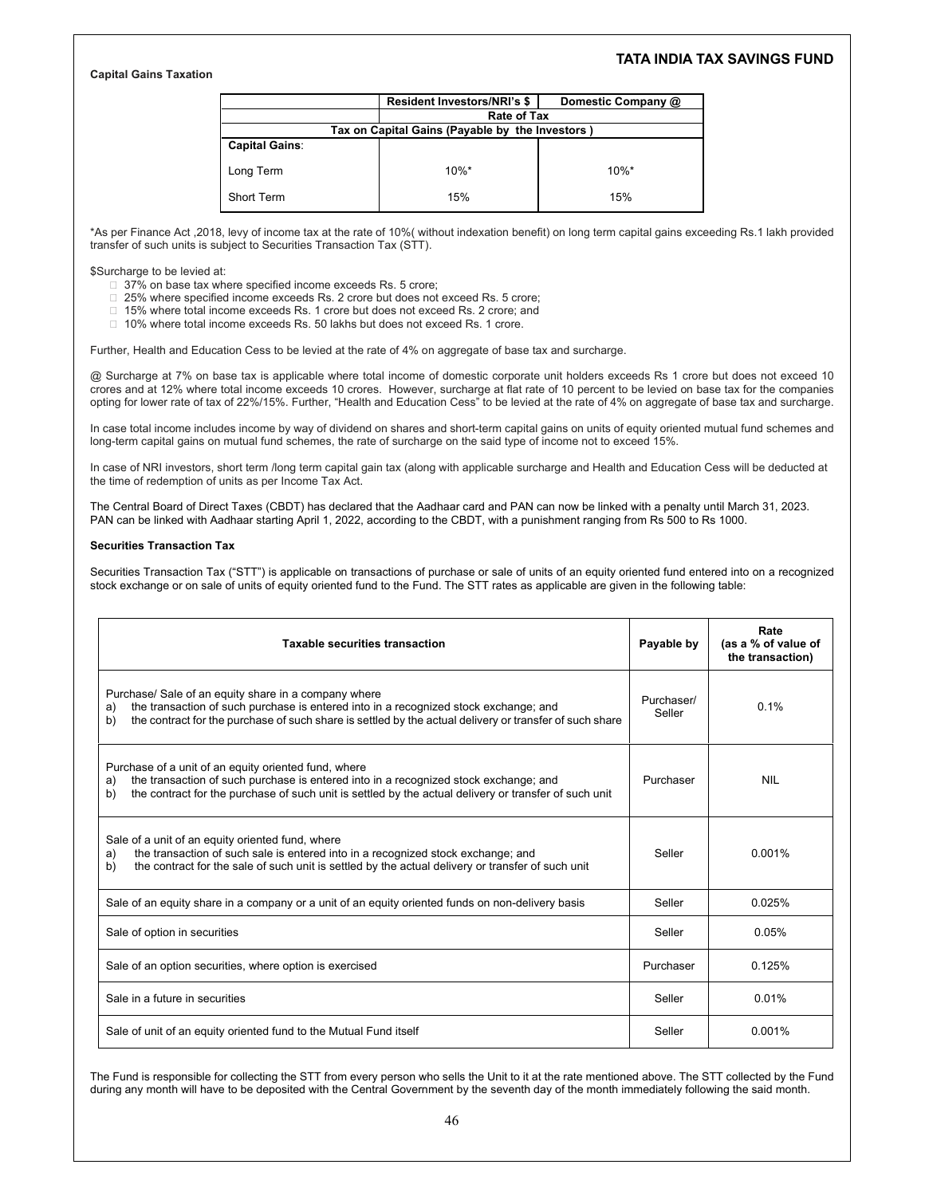**Capital Gains Taxation**

| | Resident Investors/NRI's $ | Domestic Company @ |
|---|---|---|
| | Rate of Tax | |
| Tax on Capital Gains (Payable by the Investors ) | | |
| **Capital Gains**: | | |
| Long Term | 10%* | 10%* |
| Short Term | 15% | 15% |

*As per Finance Act ,2018, levy of income tax at the rate of 10%( without indexation benefit) on long term capital gains exceeding Rs.1 lakh provided transfer of such units is subject to Securities Transaction Tax (STT).

$Surcharge to be levied at:

- 37% on base tax where specified income exceeds Rs. 5 crore;
- 25% where specified income exceeds Rs. 2 crore but does not exceed Rs. 5 crore;
- 15% where total income exceeds Rs. 1 crore but does not exceed Rs. 2 crore; and
- 10% where total income exceeds Rs. 50 lakhs but does not exceed Rs. 1 crore.

Further, Health and Education Cess to be levied at the rate of 4% on aggregate of base tax and surcharge.

@ Surcharge at 7% on base tax is applicable where total income of domestic corporate unit holders exceeds Rs 1 crore but does not exceed 10 crores and at 12% where total income exceeds 10 crores. However, surcharge at flat rate of 10 percent to be levied on base tax for the companies opting for lower rate of tax of 22%/15%. Further, "Health and Education Cess" to be levied at the rate of 4% on aggregate of base tax and surcharge.

In case total income includes income by way of dividend on shares and short-term capital gains on units of equity oriented mutual fund schemes and long-term capital gains on mutual fund schemes, the rate of surcharge on the said type of income not to exceed 15%.

In case of NRI investors, short term /long term capital gain tax (along with applicable surcharge and Health and Education Cess will be deducted at the time of redemption of units as per Income Tax Act.

The Central Board of Direct Taxes (CBDT) has declared that the Aadhaar card and PAN can now be linked with a penalty until March 31, 2023. PAN can be linked with Aadhaar starting April 1, 2022, according to the CBDT, with a punishment ranging from Rs 500 to Rs 1000.

**Securities Transaction Tax**

Securities Transaction Tax ("STT") is applicable on transactions of purchase or sale of units of an equity oriented fund entered into on a recognized stock exchange or on sale of units of equity oriented fund to the Fund. The STT rates as applicable are given in the following table:

| Taxable securities transaction | Payable by | Rate (as a % of value of the transaction) |
|---|---|---|
| Purchase/ Sale of an equity share in a company where a) the transaction of such purchase is entered into in a recognized stock exchange; and b) the contract for the purchase of such share is settled by the actual delivery or transfer of such share | Purchaser/ Seller | 0.1% |
| Purchase of a unit of an equity oriented fund, where a) the transaction of such purchase is entered into in a recognized stock exchange; and b) the contract for the purchase of such unit is settled by the actual delivery or transfer of such unit | Purchaser | NIL |
| Sale of a unit of an equity oriented fund, where a) the transaction of such sale is entered into in a recognized stock exchange; and b) the contract for the sale of such unit is settled by the actual delivery or transfer of such unit | Seller | 0.001% |
| Sale of an equity share in a company or a unit of an equity oriented funds on non-delivery basis | Seller | 0.025% |
| Sale of option in securities | Seller | 0.05% |
| Sale of an option securities, where option is exercised | Purchaser | 0.125% |
| Sale in a future in securities | Seller | 0.01% |
| Sale of unit of an equity oriented fund to the Mutual Fund itself | Seller | 0.001% |

The Fund is responsible for collecting the STT from every person who sells the Unit to it at the rate mentioned above. The STT collected by the Fund during any month will have to be deposited with the Central Government by the seventh day of the month immediately following the said month.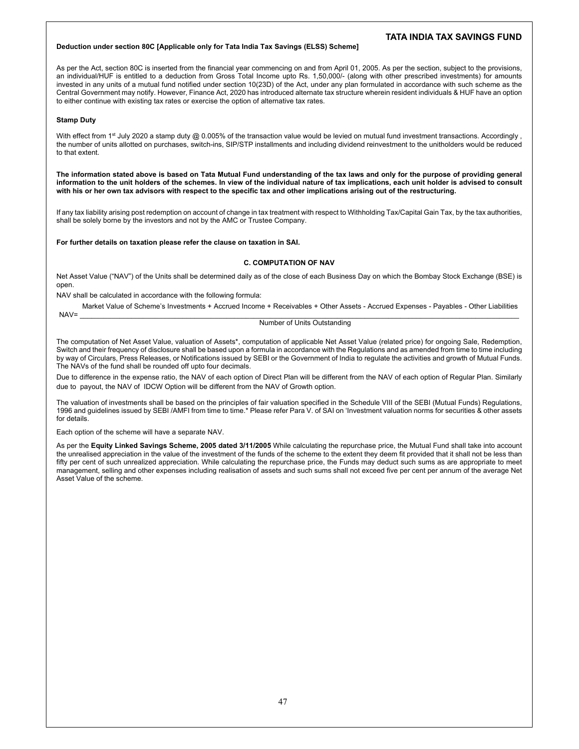**Deduction under section 80C [Applicable only for Tata India Tax Savings (ELSS) Scheme]**

As per the Act, section 80C is inserted from the financial year commencing on and from April 01, 2005. As per the section, subject to the provisions, an individual/HUF is entitled to a deduction from Gross Total Income upto Rs. 1,50,000/- (along with other prescribed investments) for amounts invested in any units of a mutual fund notified under section 10(23D) of the Act, under any plan formulated in accordance with such scheme as the Central Government may notify. However, Finance Act, 2020 has introduced alternate tax structure wherein resident individuals & HUF have an option to either continue with existing tax rates or exercise the option of alternative tax rates.

**Stamp Duty**

With effect from 1st July 2020 a stamp duty @ 0.005% of the transaction value would be levied on mutual fund investment transactions. Accordingly , the number of units allotted on purchases, switch-ins, SIP/STP installments and including dividend reinvestment to the unitholders would be reduced to that extent.

**The information stated above is based on Tata Mutual Fund understanding of the tax laws and only for the purpose of providing general information to the unit holders of the schemes. In view of the individual nature of tax implications, each unit holder is advised to consult with his or her own tax advisors with respect to the specific tax and other implications arising out of the restructuring.**

If any tax liability arising post redemption on account of change in tax treatment with respect to Withholding Tax/Capital Gain Tax, by the tax authorities, shall be solely borne by the investors and not by the AMC or Trustee Company.

**For further details on taxation please refer the clause on taxation in SAI.**

### C. COMPUTATION OF NAV

Net Asset Value ("NAV") of the Units shall be determined daily as of the close of each Business Day on which the Bombay Stock Exchange (BSE) is open.

NAV shall be calculated in accordance with the following formula:

$$NAV = \frac{\text{Market Value of Scheme's Investments + Accrued Income + Receivables + Other Assets - Accrued Expenses - Payables - Other Liabilities}}{\text{Number of Units Outstanding}}$$

The computation of Net Asset Value, valuation of Assets*, computation of applicable Net Asset Value (related price) for ongoing Sale, Redemption, Switch and their frequency of disclosure shall be based upon a formula in accordance with the Regulations and as amended from time to time including by way of Circulars, Press Releases, or Notifications issued by SEBI or the Government of India to regulate the activities and growth of Mutual Funds. The NAVs of the fund shall be rounded off upto four decimals.

Due to difference in the expense ratio, the NAV of each option of Direct Plan will be different from the NAV of each option of Regular Plan. Similarly due to payout, the NAV of IDCW Option will be different from the NAV of Growth option.

The valuation of investments shall be based on the principles of fair valuation specified in the Schedule VIII of the SEBI (Mutual Funds) Regulations, 1996 and guidelines issued by SEBI /AMFI from time to time.* Please refer Para V. of SAI on 'Investment valuation norms for securities & other assets for details.

Each option of the scheme will have a separate NAV.

As per the **Equity Linked Savings Scheme, 2005 dated 3/11/2005** While calculating the repurchase price, the Mutual Fund shall take into account the unrealised appreciation in the value of the investment of the funds of the scheme to the extent they deem fit provided that it shall not be less than fifty per cent of such unrealized appreciation. While calculating the repurchase price, the Funds may deduct such sums as are appropriate to meet management, selling and other expenses including realisation of assets and such sums shall not exceed five per cent per annum of the average Net Asset Value of the scheme.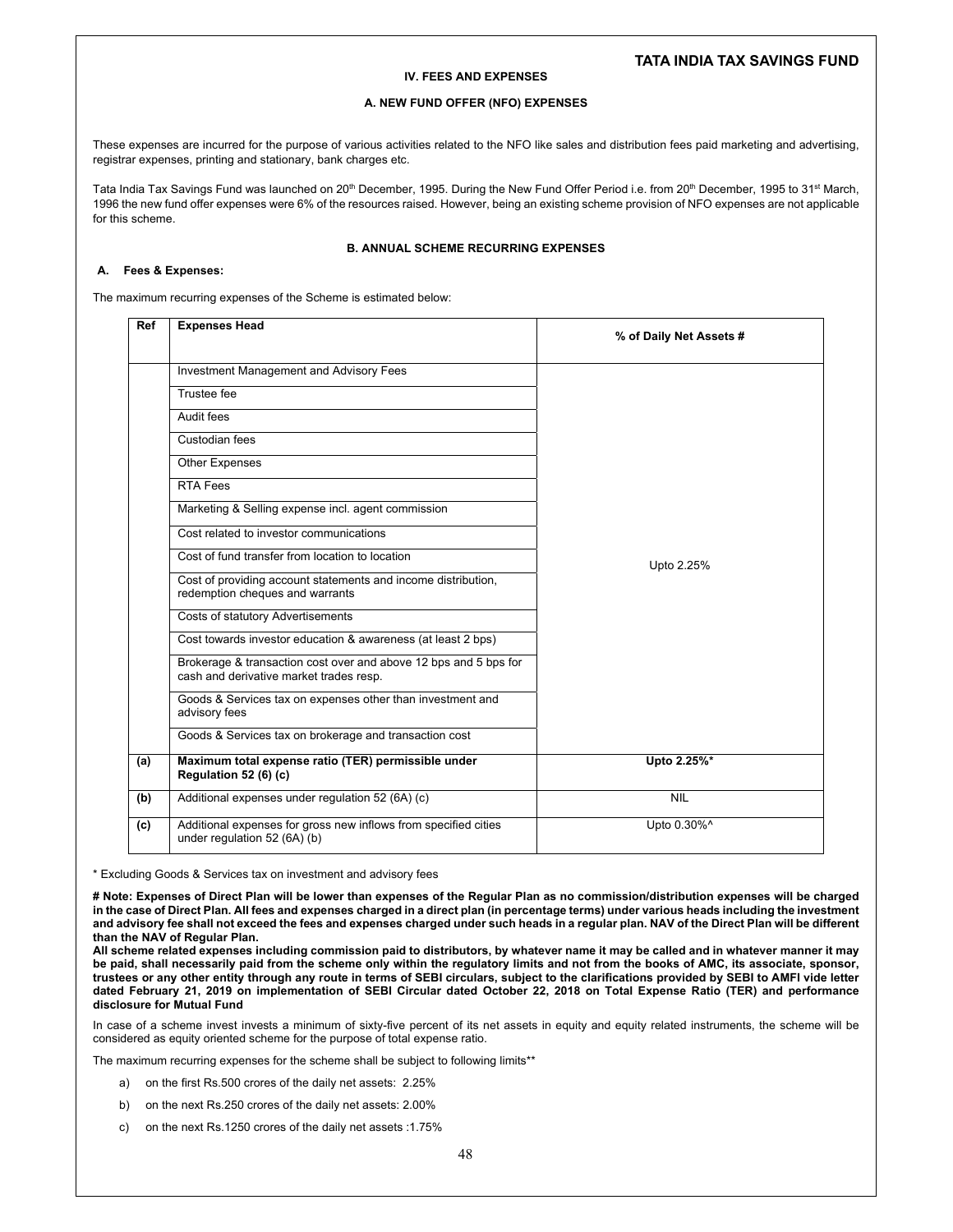## IV. FEES AND EXPENSES

### A. NEW FUND OFFER (NFO) EXPENSES

These expenses are incurred for the purpose of various activities related to the NFO like sales and distribution fees paid marketing and advertising, registrar expenses, printing and stationary, bank charges etc.

Tata India Tax Savings Fund was launched on 20th December, 1995. During the New Fund Offer Period i.e. from 20th December, 1995 to 31st March, 1996 the new fund offer expenses were 6% of the resources raised. However, being an existing scheme provision of NFO expenses are not applicable for this scheme.

### B. ANNUAL SCHEME RECURRING EXPENSES

**A. Fees & Expenses:**

The maximum recurring expenses of the Scheme is estimated below:

| Ref | Expenses Head | % of Daily Net Assets # |
|---|---|---|
| | Investment Management and Advisory Fees | Upto 2.25% |
| | Trustee fee | |
| | Audit fees | |
| | Custodian fees | |
| | Other Expenses | |
| | RTA Fees | |
| | Marketing & Selling expense incl. agent commission | |
| | Cost related to investor communications | |
| | Cost of fund transfer from location to location | |
| | Cost of providing account statements and income distribution, redemption cheques and warrants | |
| | Costs of statutory Advertisements | |
| | Cost towards investor education & awareness (at least 2 bps) | |
| | Brokerage & transaction cost over and above 12 bps and 5 bps for cash and derivative market trades resp. | |
| | Goods & Services tax on expenses other than investment and advisory fees | |
| | Goods & Services tax on brokerage and transaction cost | |
| **(a)** | **Maximum total expense ratio (TER) permissible under Regulation 52 (6) (c)** | **Upto 2.25%*** |
| **(b)** | Additional expenses under regulation 52 (6A) (c) | NIL |
| **(c)** | Additional expenses for gross new inflows from specified cities under regulation 52 (6A) (b) | Upto 0.30%^ |

* Excluding Goods & Services tax on investment and advisory fees

**# Note: Expenses of Direct Plan will be lower than expenses of the Regular Plan as no commission/distribution expenses will be charged in the case of Direct Plan. All fees and expenses charged in a direct plan (in percentage terms) under various heads including the investment and advisory fee shall not exceed the fees and expenses charged under such heads in a regular plan. NAV of the Direct Plan will be different than the NAV of Regular Plan.**

**All scheme related expenses including commission paid to distributors, by whatever name it may be called and in whatever manner it may be paid, shall necessarily paid from the scheme only within the regulatory limits and not from the books of AMC, its associate, sponsor, trustees or any other entity through any route in terms of SEBI circulars, subject to the clarifications provided by SEBI to AMFI vide letter dated February 21, 2019 on implementation of SEBI Circular dated October 22, 2018 on Total Expense Ratio (TER) and performance disclosure for Mutual Fund**

In case of a scheme invest invests a minimum of sixty-five percent of its net assets in equity and equity related instruments, the scheme will be considered as equity oriented scheme for the purpose of total expense ratio.

The maximum recurring expenses for the scheme shall be subject to following limits**

a) on the first Rs.500 crores of the daily net assets: 2.25%

b) on the next Rs.250 crores of the daily net assets: 2.00%

c) on the next Rs.1250 crores of the daily net assets :1.75%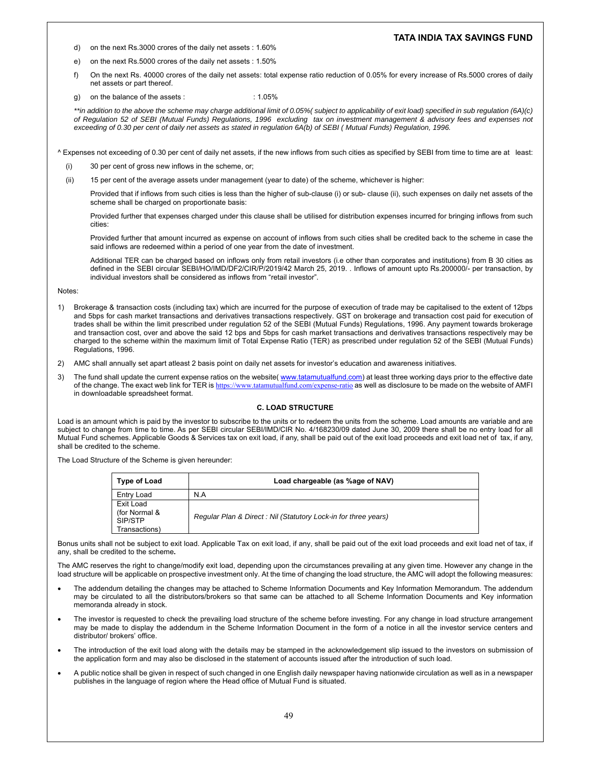d) on the next Rs.3000 crores of the daily net assets : 1.60%

e) on the next Rs.5000 crores of the daily net assets : 1.50%

f) On the next Rs. 40000 crores of the daily net assets: total expense ratio reduction of 0.05% for every increase of Rs.5000 crores of daily net assets or part thereof.

g) on the balance of the assets : : 1.05%

*\*\*in addition to the above the scheme may charge additional limit of 0.05%( subject to applicability of exit load) specified in sub regulation (6A)(c) of Regulation 52 of SEBI (Mutual Funds) Regulations, 1996 excluding tax on investment management & advisory fees and expenses not exceeding of 0.30 per cent of daily net assets as stated in regulation 6A(b) of SEBI ( Mutual Funds) Regulation, 1996.*

^ Expenses not exceeding of 0.30 per cent of daily net assets, if the new inflows from such cities as specified by SEBI from time to time are at least:

(i) 30 per cent of gross new inflows in the scheme, or;

(ii) 15 per cent of the average assets under management (year to date) of the scheme, whichever is higher:

Provided that if inflows from such cities is less than the higher of sub-clause (i) or sub- clause (ii), such expenses on daily net assets of the scheme shall be charged on proportionate basis:

Provided further that expenses charged under this clause shall be utilised for distribution expenses incurred for bringing inflows from such cities:

Provided further that amount incurred as expense on account of inflows from such cities shall be credited back to the scheme in case the said inflows are redeemed within a period of one year from the date of investment.

Additional TER can be charged based on inflows only from retail investors (i.e other than corporates and institutions) from B 30 cities as defined in the SEBI circular SEBI/HO/IMD/DF2/CIR/P/2019/42 March 25, 2019. . Inflows of amount upto Rs.200000/- per transaction, by individual investors shall be considered as inflows from "retail investor".

Notes:

1) Brokerage & transaction costs (including tax) which are incurred for the purpose of execution of trade may be capitalised to the extent of 12bps and 5bps for cash market transactions and derivatives transactions respectively. GST on brokerage and transaction cost paid for execution of trades shall be within the limit prescribed under regulation 52 of the SEBI (Mutual Funds) Regulations, 1996. Any payment towards brokerage and transaction cost, over and above the said 12 bps and 5bps for cash market transactions and derivatives transactions respectively may be charged to the scheme within the maximum limit of Total Expense Ratio (TER) as prescribed under regulation 52 of the SEBI (Mutual Funds) Regulations, 1996.

2) AMC shall annually set apart atleast 2 basis point on daily net assets for investor's education and awareness initiatives.

3) The fund shall update the current expense ratios on the website( www.tatamutualfund.com) at least three working days prior to the effective date of the change. The exact web link for TER is https://www.tatamutualfund.com/expense-ratio as well as disclosure to be made on the website of AMFI in downloadable spreadsheet format.

## C. LOAD STRUCTURE

Load is an amount which is paid by the investor to subscribe to the units or to redeem the units from the scheme. Load amounts are variable and are subject to change from time to time. As per SEBI circular SEBI/IMD/CIR No. 4/168230/09 dated June 30, 2009 there shall be no entry load for all Mutual Fund schemes. Applicable Goods & Services tax on exit load, if any, shall be paid out of the exit load proceeds and exit load net of tax, if any, shall be credited to the scheme.

The Load Structure of the Scheme is given hereunder:

| Type of Load | Load chargeable (as %age of NAV) |
|---|---|
| Entry Load | N.A |
| Exit Load (for Normal & SIP/STP Transactions) | *Regular Plan & Direct : Nil (Statutory Lock-in for three years)* |

Bonus units shall not be subject to exit load. Applicable Tax on exit load, if any, shall be paid out of the exit load proceeds and exit load net of tax, if any, shall be credited to the scheme**.**

The AMC reserves the right to change/modify exit load, depending upon the circumstances prevailing at any given time. However any change in the load structure will be applicable on prospective investment only. At the time of changing the load structure, the AMC will adopt the following measures:

- The addendum detailing the changes may be attached to Scheme Information Documents and Key Information Memorandum. The addendum may be circulated to all the distributors/brokers so that same can be attached to all Scheme Information Documents and Key information memoranda already in stock.
- The investor is requested to check the prevailing load structure of the scheme before investing. For any change in load structure arrangement may be made to display the addendum in the Scheme Information Document in the form of a notice in all the investor service centers and distributor/ brokers' office.
- The introduction of the exit load along with the details may be stamped in the acknowledgement slip issued to the investors on submission of the application form and may also be disclosed in the statement of accounts issued after the introduction of such load.
- A public notice shall be given in respect of such changed in one English daily newspaper having nationwide circulation as well as in a newspaper publishes in the language of region where the Head office of Mutual Fund is situated.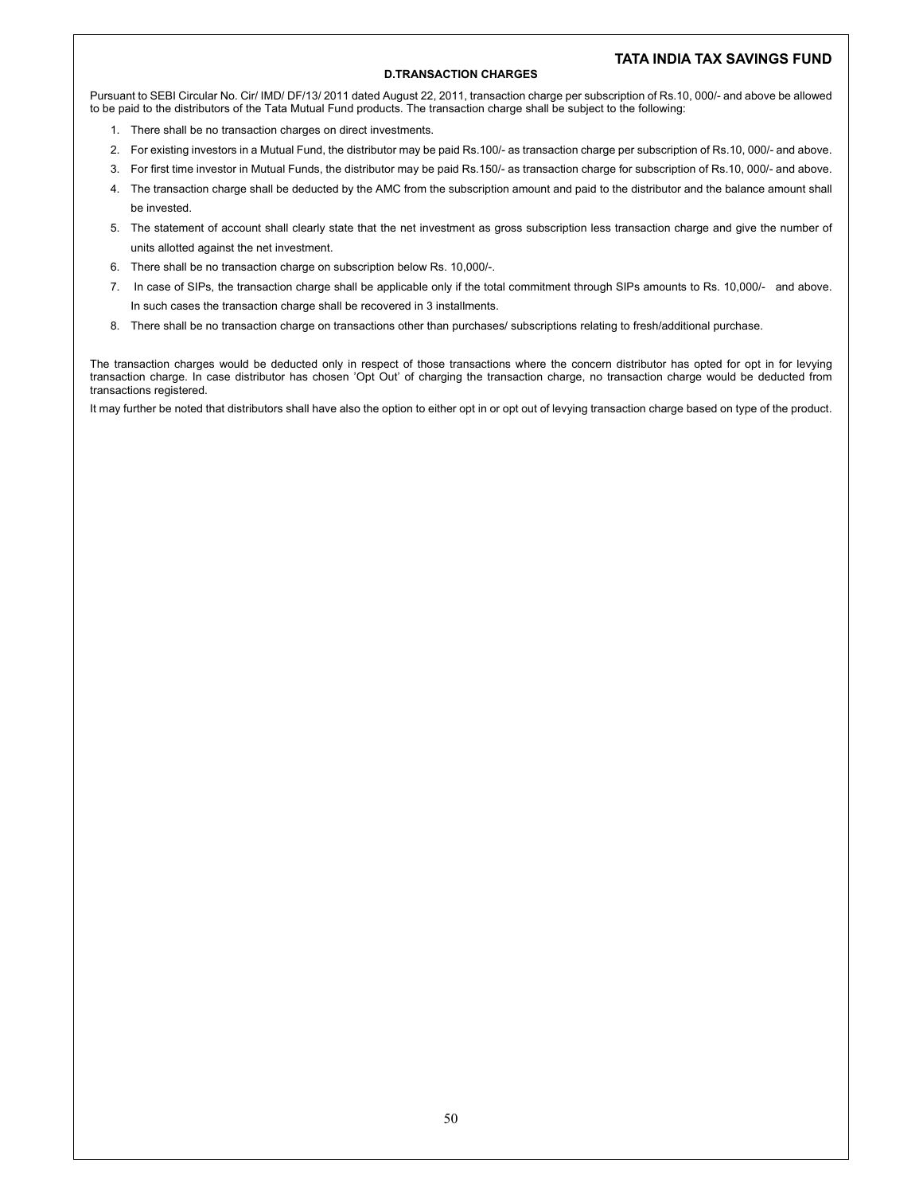### D.TRANSACTION CHARGES

Pursuant to SEBI Circular No. Cir/ IMD/ DF/13/ 2011 dated August 22, 2011, transaction charge per subscription of Rs.10, 000/- and above be allowed to be paid to the distributors of the Tata Mutual Fund products. The transaction charge shall be subject to the following:

1. There shall be no transaction charges on direct investments.
2. For existing investors in a Mutual Fund, the distributor may be paid Rs.100/- as transaction charge per subscription of Rs.10, 000/- and above.
3. For first time investor in Mutual Funds, the distributor may be paid Rs.150/- as transaction charge for subscription of Rs.10, 000/- and above.
4. The transaction charge shall be deducted by the AMC from the subscription amount and paid to the distributor and the balance amount shall be invested.
5. The statement of account shall clearly state that the net investment as gross subscription less transaction charge and give the number of units allotted against the net investment.
6. There shall be no transaction charge on subscription below Rs. 10,000/-.
7. In case of SIPs, the transaction charge shall be applicable only if the total commitment through SIPs amounts to Rs. 10,000/- and above. In such cases the transaction charge shall be recovered in 3 installments.
8. There shall be no transaction charge on transactions other than purchases/ subscriptions relating to fresh/additional purchase.

The transaction charges would be deducted only in respect of those transactions where the concern distributor has opted for opt in for levying transaction charge. In case distributor has chosen 'Opt Out' of charging the transaction charge, no transaction charge would be deducted from transactions registered.

It may further be noted that distributors shall have also the option to either opt in or opt out of levying transaction charge based on type of the product.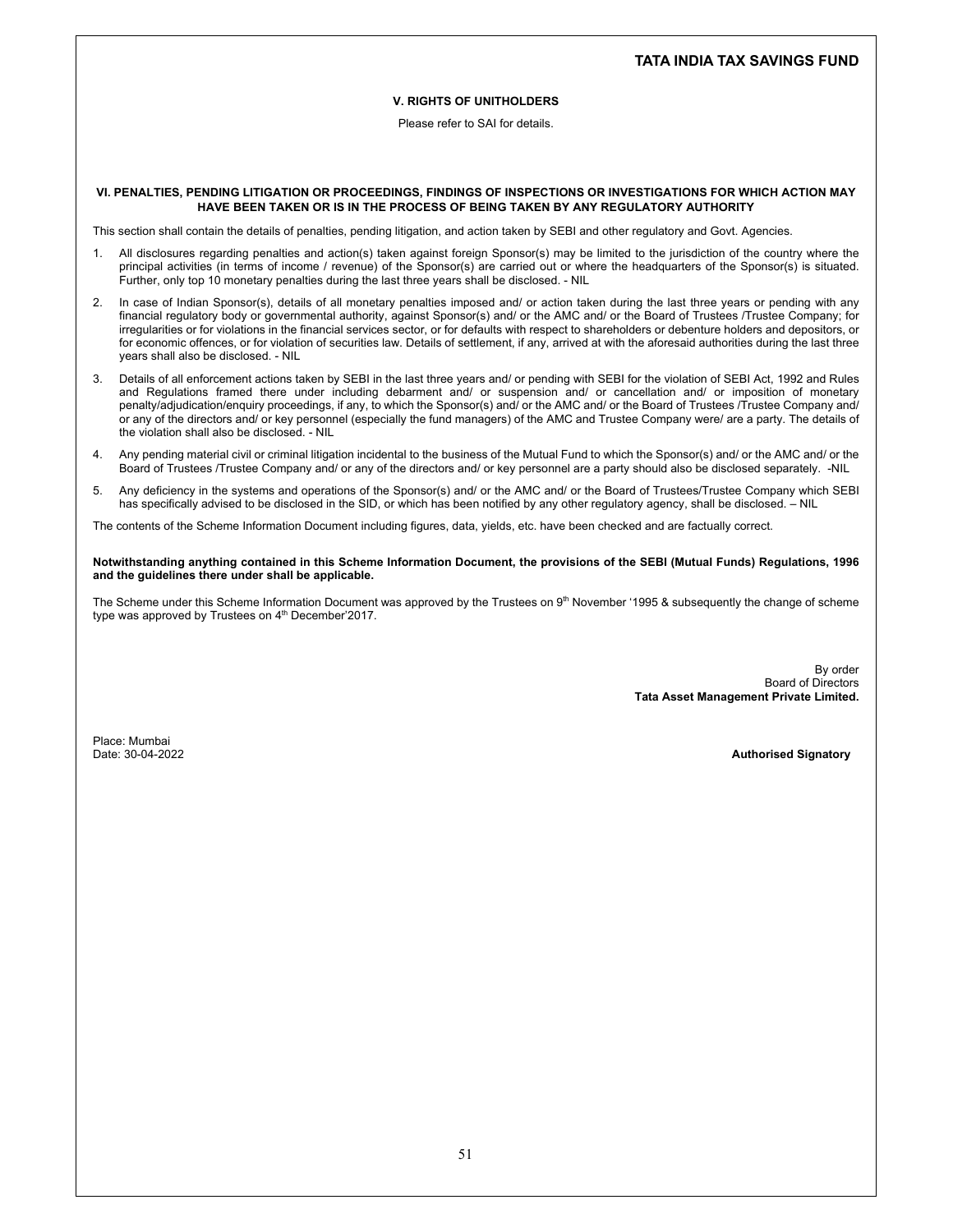### V. RIGHTS OF UNITHOLDERS

Please refer to SAI for details.

### VI. PENALTIES, PENDING LITIGATION OR PROCEEDINGS, FINDINGS OF INSPECTIONS OR INVESTIGATIONS FOR WHICH ACTION MAY HAVE BEEN TAKEN OR IS IN THE PROCESS OF BEING TAKEN BY ANY REGULATORY AUTHORITY

This section shall contain the details of penalties, pending litigation, and action taken by SEBI and other regulatory and Govt. Agencies.

1. All disclosures regarding penalties and action(s) taken against foreign Sponsor(s) may be limited to the jurisdiction of the country where the principal activities (in terms of income / revenue) of the Sponsor(s) are carried out or where the headquarters of the Sponsor(s) is situated. Further, only top 10 monetary penalties during the last three years shall be disclosed. - NIL
2. In case of Indian Sponsor(s), details of all monetary penalties imposed and/ or action taken during the last three years or pending with any financial regulatory body or governmental authority, against Sponsor(s) and/ or the AMC and/ or the Board of Trustees /Trustee Company; for irregularities or for violations in the financial services sector, or for defaults with respect to shareholders or debenture holders and depositors, or for economic offences, or for violation of securities law. Details of settlement, if any, arrived at with the aforesaid authorities during the last three years shall also be disclosed. - NIL
3. Details of all enforcement actions taken by SEBI in the last three years and/ or pending with SEBI for the violation of SEBI Act, 1992 and Rules and Regulations framed there under including debarment and/ or suspension and/ or cancellation and/ or imposition of monetary penalty/adjudication/enquiry proceedings, if any, to which the Sponsor(s) and/ or the AMC and/ or the Board of Trustees /Trustee Company and/ or any of the directors and/ or key personnel (especially the fund managers) of the AMC and Trustee Company were/ are a party. The details of the violation shall also be disclosed. - NIL
4. Any pending material civil or criminal litigation incidental to the business of the Mutual Fund to which the Sponsor(s) and/ or the AMC and/ or the Board of Trustees /Trustee Company and/ or any of the directors and/ or key personnel are a party should also be disclosed separately. -NIL
5. Any deficiency in the systems and operations of the Sponsor(s) and/ or the AMC and/ or the Board of Trustees/Trustee Company which SEBI has specifically advised to be disclosed in the SID, or which has been notified by any other regulatory agency, shall be disclosed. – NIL

The contents of the Scheme Information Document including figures, data, yields, etc. have been checked and are factually correct.

**Notwithstanding anything contained in this Scheme Information Document, the provisions of the SEBI (Mutual Funds) Regulations, 1996 and the guidelines there under shall be applicable.**

The Scheme under this Scheme Information Document was approved by the Trustees on 9th November '1995 & subsequently the change of scheme type was approved by Trustees on 4th December'2017.

By order
Board of Directors
**Tata Asset Management Private Limited.**

Place: Mumbai
Date: 30-04-2022

**Authorised Signatory**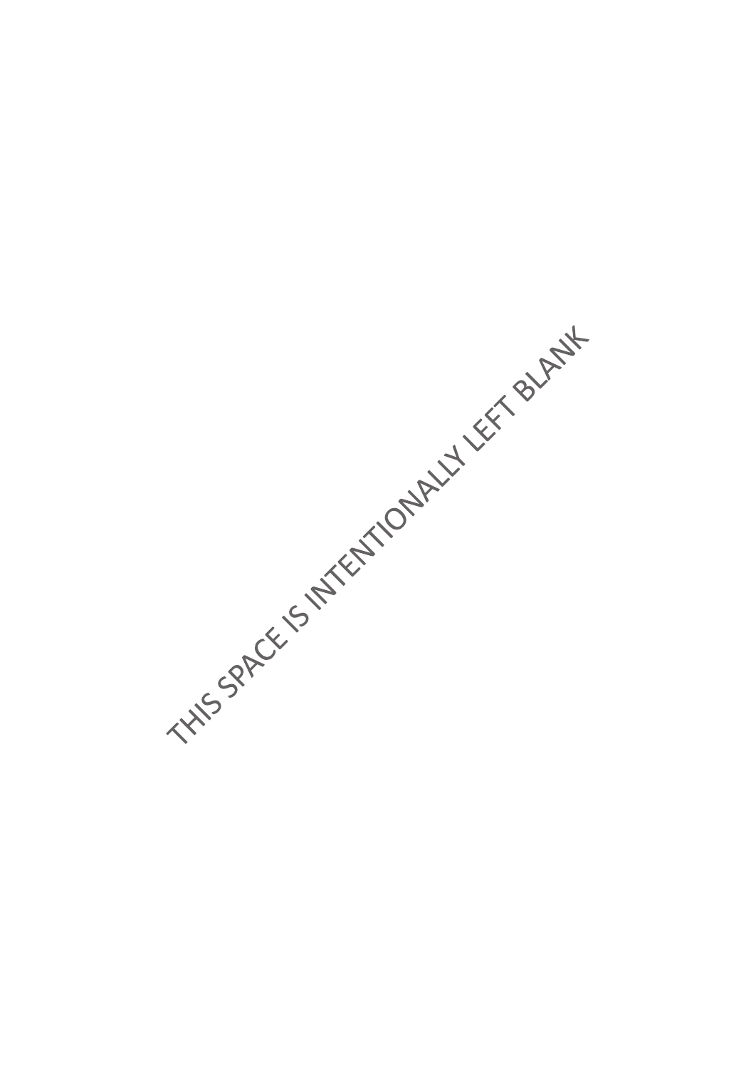THIS SPACE IS INTENTIONALLY LEFT BLANK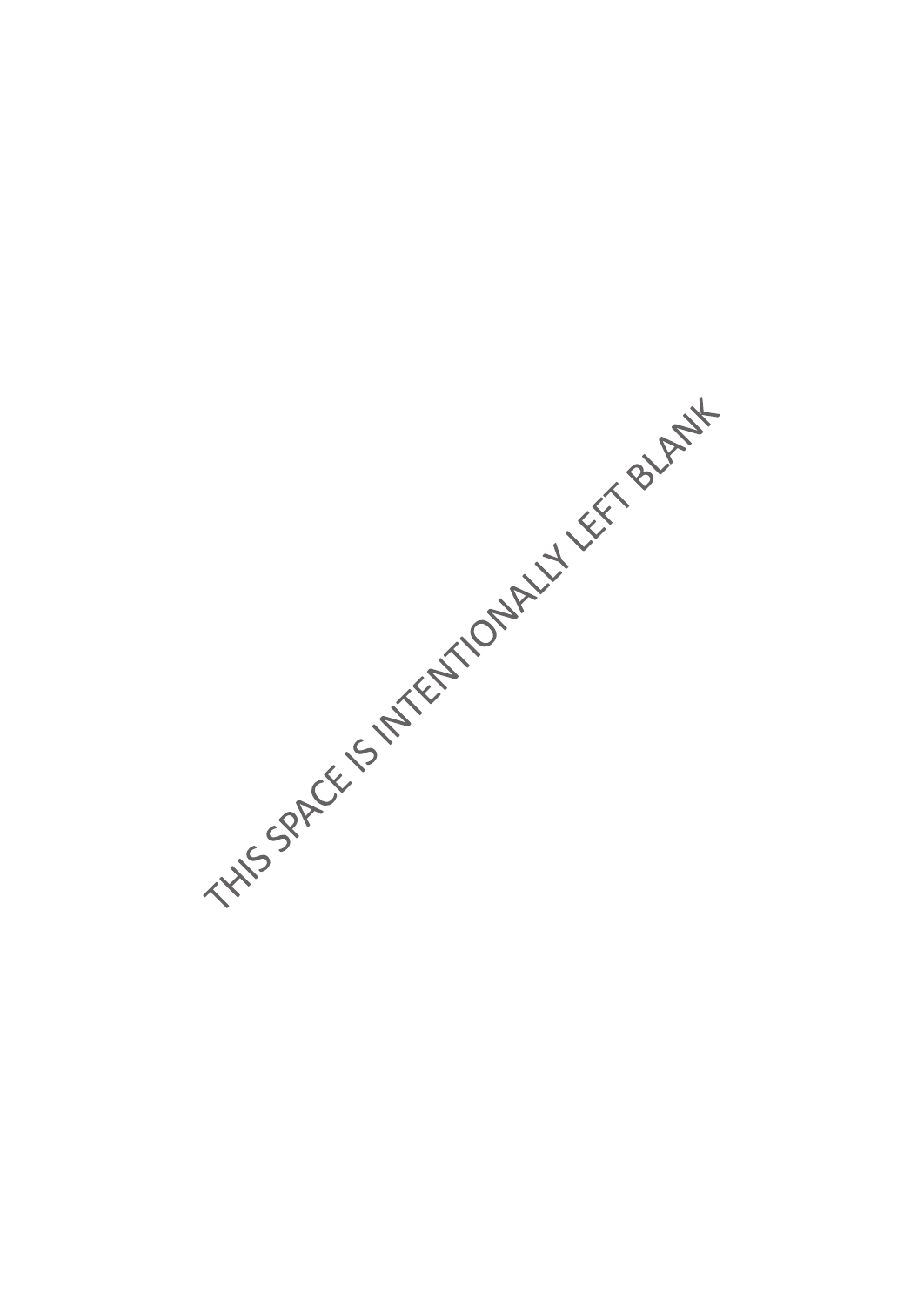THIS SPACE IS INTENTIONALLY LEFT BLANK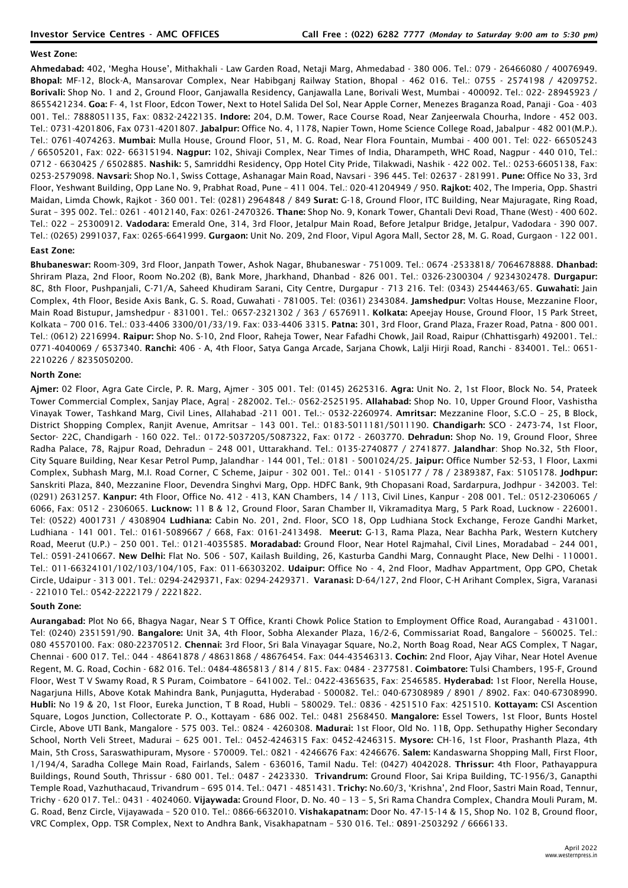**Investor Service Centres - AMC OFFICES** **Call Free : (022) 6282 7777** *(Monday to Saturday 9:00 am to 5:30 pm)*

### West Zone:

**Ahmedabad:** 402, 'Megha House', Mithakhali - Law Garden Road, Netaji Marg, Ahmedabad - 380 006. Tel.: 079 - 26466080 / 40076949. **Bhopal:** MF-12, Block-A, Mansarovar Complex, Near Habibganj Railway Station, Bhopal - 462 016. Tel.: 0755 - 2574198 / 4209752. **Borivali:** Shop No. 1 and 2, Ground Floor, Ganjawalla Residency, Ganjawalla Lane, Borivali West, Mumbai - 400092. Tel.: 022- 28945923 / 8655421234. **Goa:** F- 4, 1st Floor, Edcon Tower, Next to Hotel Salida Del Sol, Near Apple Corner, Menezes Braganza Road, Panaji - Goa - 403 001. Tel.: 7888051135, Fax: 0832-2422135. **Indore:** 204, D.M. Tower, Race Course Road, Near Zanjeerwala Chourha, Indore - 452 003. Tel.: 0731-4201806, Fax 0731-4201807. **Jabalpur:** Office No. 4, 1178, Napier Town, Home Science College Road, Jabalpur - 482 001(M.P.). Tel.: 0761-4074263. **Mumbai:** Mulla House, Ground Floor, 51, M. G. Road, Near Flora Fountain, Mumbai - 400 001. Tel: 022- 66505243 / 66505201, Fax: 022- 66315194. **Nagpur:** 102, Shivaji Complex, Near Times of India, Dharampeth, WHC Road, Nagpur - 440 010, Tel.: 0712 - 6630425 / 6502885. **Nashik:** 5, Samriddhi Residency, Opp Hotel City Pride, Tilakwadi, Nashik - 422 002. Tel.: 0253-6605138, Fax: 0253-2579098. **Navsari:** Shop No.1, Swiss Cottage, Ashanagar Main Road, Navsari - 396 445. Tel: 02637 - 281991. **Pune:** Office No 33, 3rd Floor, Yeshwant Building, Opp Lane No. 9, Prabhat Road, Pune – 411 004. Tel.: 020-41204949 / 950. **Rajkot:** 402, The Imperia, Opp. Shastri Maidan, Limda Chowk, Rajkot - 360 001. Tel: (0281) 2964848 / 849 **Surat:** G-18, Ground Floor, ITC Building, Near Majuragate, Ring Road, Surat – 395 002. Tel.: 0261 - 4012140, Fax: 0261-2470326. **Thane:** Shop No. 9, Konark Tower, Ghantali Devi Road, Thane (West) - 400 602. Tel.: 022 – 25300912. **Vadodara:** Emerald One, 314, 3rd Floor, Jetalpur Main Road, Before Jetalpur Bridge, Jetalpur, Vadodara - 390 007. Tel.: (0265) 2991037, Fax: 0265-6641999. **Gurgaon:** Unit No. 209, 2nd Floor, Vipul Agora Mall, Sector 28, M. G. Road, Gurgaon - 122 001.

### East Zone:

**Bhubaneswar:** Room-309, 3rd Floor, Janpath Tower, Ashok Nagar, Bhubaneswar - 751009. Tel.: 0674 -2533818/ 7064678888. **Dhanbad:** Shriram Plaza, 2nd Floor, Room No.202 (B), Bank More, Jharkhand, Dhanbad - 826 001. Tel.: 0326-2300304 / 9234302478. **Durgapur:** 8C, 8th Floor, Pushpanjali, C-71/A, Saheed Khudiram Sarani, City Centre, Durgapur - 713 216. Tel: (0343) 2544463/65. **Guwahati:** Jain Complex, 4th Floor, Beside Axis Bank, G. S. Road, Guwahati - 781005. Tel: (0361) 2343084. **Jamshedpur:** Voltas House, Mezzanine Floor, Main Road Bistupur, Jamshedpur - 831001. Tel.: 0657-2321302 / 363 / 6576911. **Kolkata:** Apeejay House, Ground Floor, 15 Park Street, Kolkata – 700 016. Tel.: 033-4406 3300/01/33/19. Fax: 033-4406 3315. **Patna:** 301, 3rd Floor, Grand Plaza, Frazer Road, Patna - 800 001. Tel.: (0612) 2216994. **Raipur:** Shop No. S-10, 2nd Floor, Raheja Tower, Near Fafadhi Chowk, Jail Road, Raipur (Chhattisgarh) 492001. Tel.: 0771-4040069 / 6537340. **Ranchi:** 406 - A, 4th Floor, Satya Ganga Arcade, Sarjana Chowk, Lalji Hirji Road, Ranchi - 834001. Tel.: 0651-2210226 / 8235050200.

### North Zone:

**Ajmer:** 02 Floor, Agra Gate Circle, P. R. Marg, Ajmer - 305 001. Tel: (0145) 2625316. **Agra:** Unit No. 2, 1st Floor, Block No. 54, Prateek Tower Commercial Complex, Sanjay Place, Agra| - 282002. Tel.:- 0562-2525195. **Allahabad:** Shop No. 10, Upper Ground Floor, Vashistha Vinayak Tower, Tashkand Marg, Civil Lines, Allahabad -211 001. Tel.:- 0532-2260974. **Amritsar:** Mezzanine Floor, S.C.O - 25, B Block, District Shopping Complex, Ranjit Avenue, Amritsar – 143 001. Tel.: 0183-5011181/5011190. **Chandigarh:** SCO - 2473-74, 1st Floor, Sector- 22C, Chandigarh - 160 022. Tel.: 0172-5037205/5087322, Fax: 0172 - 2603770. **Dehradun:** Shop No. 19, Ground Floor, Shree Radha Palace, 78, Rajpur Road, Dehradun – 248 001, Uttarakhand. Tel.: 0135-2740877 / 2741877. **Jalandhar**: Shop No.32, 5th Floor, City Square Building, Near Kesar Petrol Pump, Jalandhar - 144 001, Tel.: 0181 - 5001024/25. **Jaipur:** Office Number 52-53, 1 Floor, Laxmi Complex, Subhash Marg, M.I. Road Corner, C Scheme, Jaipur - 302 001. Tel.: 0141 - 5105177 / 78 / 2389387, Fax: 5105178. **Jodhpur:** Sanskriti Plaza, 840, Mezzanine Floor, Devendra Singhvi Marg, Opp. HDFC Bank, 9th Chopasani Road, Sardarpura, Jodhpur - 342003. Tel.: (0291) 2631257. **Kanpur:** 4th Floor, Office No. 412 - 413, KAN Chambers, 14 / 113, Civil Lines, Kanpur - 208 001. Tel.: 0512-2306065 / 6066, Fax: 0512 - 2306065. **Lucknow:** 11 B & 12, Ground Floor, Saran Chamber II, Vikramaditya Marg, 5 Park Road, Lucknow - 226001. Tel: (0522) 4001731 / 4308904 **Ludhiana:** Cabin No. 201, 2nd. Floor, SCO 18, Opp Ludhiana Stock Exchange, Feroze Gandhi Market, Ludhiana - 141 001. Tel.: 0161-5089667 / 668, Fax: 0161-2413498. **Meerut:** G-13, Rama Plaza, Near Bachha Park, Western Kutchery Road, Meerut (U.P.) – 250 001. Tel.: 0121-4035585. **Moradabad:** Ground Floor, Near Hotel Rajmahal, Civil Lines, Moradabad – 244 001, Tel.: 0591-2410667. **New Delhi:** Flat No. 506 - 507, Kailash Building, 26, Kasturba Gandhi Marg, Connaught Place, New Delhi - 110001. Tel.: 011-66324101/102/103/104/105, Fax: 011-66303202. **Udaipur:** Office No - 4, 2nd Floor, Madhav Appartment, Opp GPO, Chetak Circle, Udaipur - 313 001. Tel.: 0294-2429371, Fax: 0294-2429371. **Varanasi:** D-64/127, 2nd Floor, C-H Arihant Complex, Sigra, Varanasi - 221010 Tel.: 0542-2222179 / 2221822.

### South Zone:

**Aurangabad:** Plot No 66, Bhagya Nagar, Near S T Office, Kranti Chowk Police Station to Employment Office Road, Aurangabad - 431001. Tel: (0240) 2351591/90. **Bangalore:** Unit 3A, 4th Floor, Sobha Alexander Plaza, 16/2-6, Commissariat Road, Bangalore - 560025. Tel.: 080 45570100. Fax: 080-22370512. **Chennai:** 3rd Floor, Sri Bala Vinayagar Square, No.2, North Boag Road, Near AGS Complex, T Nagar, Chennai - 600 017. Tel.: 044 - 48641878 / 48631868 / 48676454. Fax: 044-43546313. **Cochin:** 2nd Floor, Ajay Vihar, Near Hotel Avenue Regent, M. G. Road, Cochin - 682 016. Tel.: 0484-4865813 / 814 / 815. Fax: 0484 - 2377581. **Coimbatore:** Tulsi Chambers, 195-F, Ground Floor, West T V Swamy Road, R S Puram, Coimbatore - 641002. Tel.: 0422-4365635, Fax: 2546585. **Hyderabad:** 1st Floor, Nerella House, Nagarjuna Hills, Above Kotak Mahindra Bank, Punjagutta, Hyderabad - 500082. Tel.: 040-67308989 / 8901 / 8902. Fax: 040-67308990. **Hubli:** No 19 & 20, 1st Floor, Eureka Junction, T B Road, Hubli – 580029. Tel.: 0836 - 4251510 Fax: 4251510. **Kottayam:** CSI Ascention Square, Logos Junction, Collectorate P. O., Kottayam - 686 002. Tel.: 0481 2568450. **Mangalore:** Essel Towers, 1st Floor, Bunts Hostel Circle, Above UTI Bank, Mangalore - 575 003. Tel.: 0824 - 4260308. **Madurai:** 1st Floor, Old No. 11B, Opp. Sethupathy Higher Secondary School, North Veli Street, Madurai – 625 001. Tel.: 0452-4246315 Fax: 0452-4246315. **Mysore:** CH-16, 1st Floor, Prashanth Plaza, 4th Main, 5th Cross, Saraswathipuram, Mysore - 570009. Tel.: 0821 - 4246676 Fax: 4246676. **Salem:** Kandaswarna Shopping Mall, First Floor, 1/194/4, Saradha College Main Road, Fairlands, Salem - 636016, Tamil Nadu. Tel: (0427) 4042028. **Thrissur:** 4th Floor, Pathayappura Buildings, Round South, Thrissur - 680 001. Tel.: 0487 - 2423330. **Trivandrum:** Ground Floor, Sai Kripa Building, TC-1956/3, Ganapthi Temple Road, Vazhuthacaud, Trivandrum – 695 014. Tel.: 0471 - 4851431. **Trichy:** No.60/3, 'Krishna', 2nd Floor, Sastri Main Road, Tennur, Trichy - 620 017. Tel.: 0431 - 4024060. **Vijaywada:** Ground Floor, D. No. 40 – 13 – 5, Sri Rama Chandra Complex, Chandra Mouli Puram, M. G. Road, Benz Circle, Vijayawada – 520 010. Tel.: 0866-6632010. **Vishakapatnam:** Door No. 47-15-14 & 15, Shop No. 102 B, Ground floor, VRC Complex, Opp. TSR Complex, Next to Andhra Bank, Visakhapatnam – 530 016. Tel.: 0891-2503292 / 6666133.

April 2022
www.westernpress.in